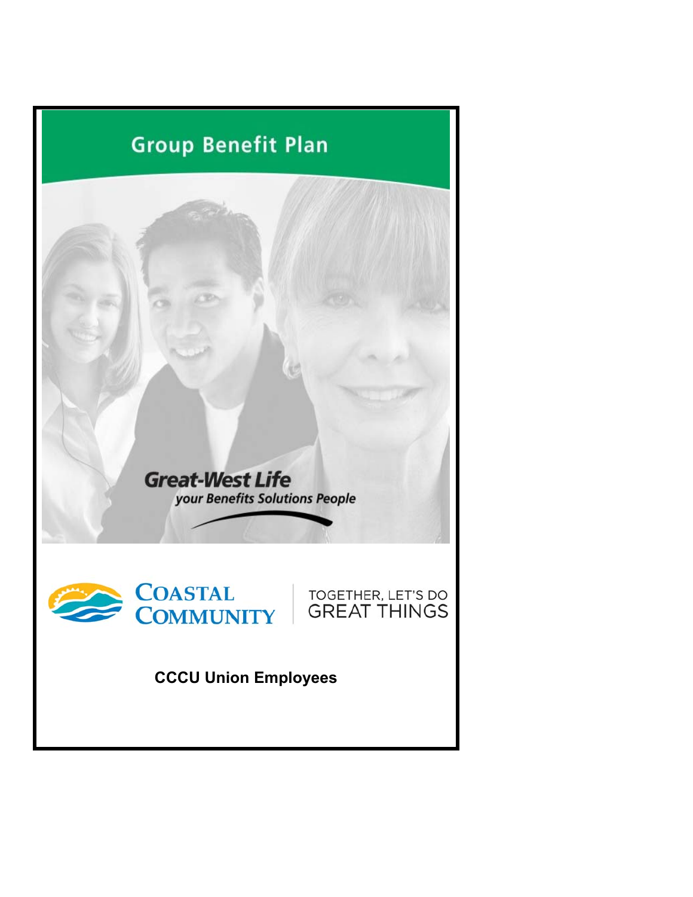# Group Benefit Plan

Great-West Life
*your Benefits Solutions People*

COASTAL COMMUNITY

TOGETHER, LET'S DO GREAT THINGS

**CCCU Union Employees**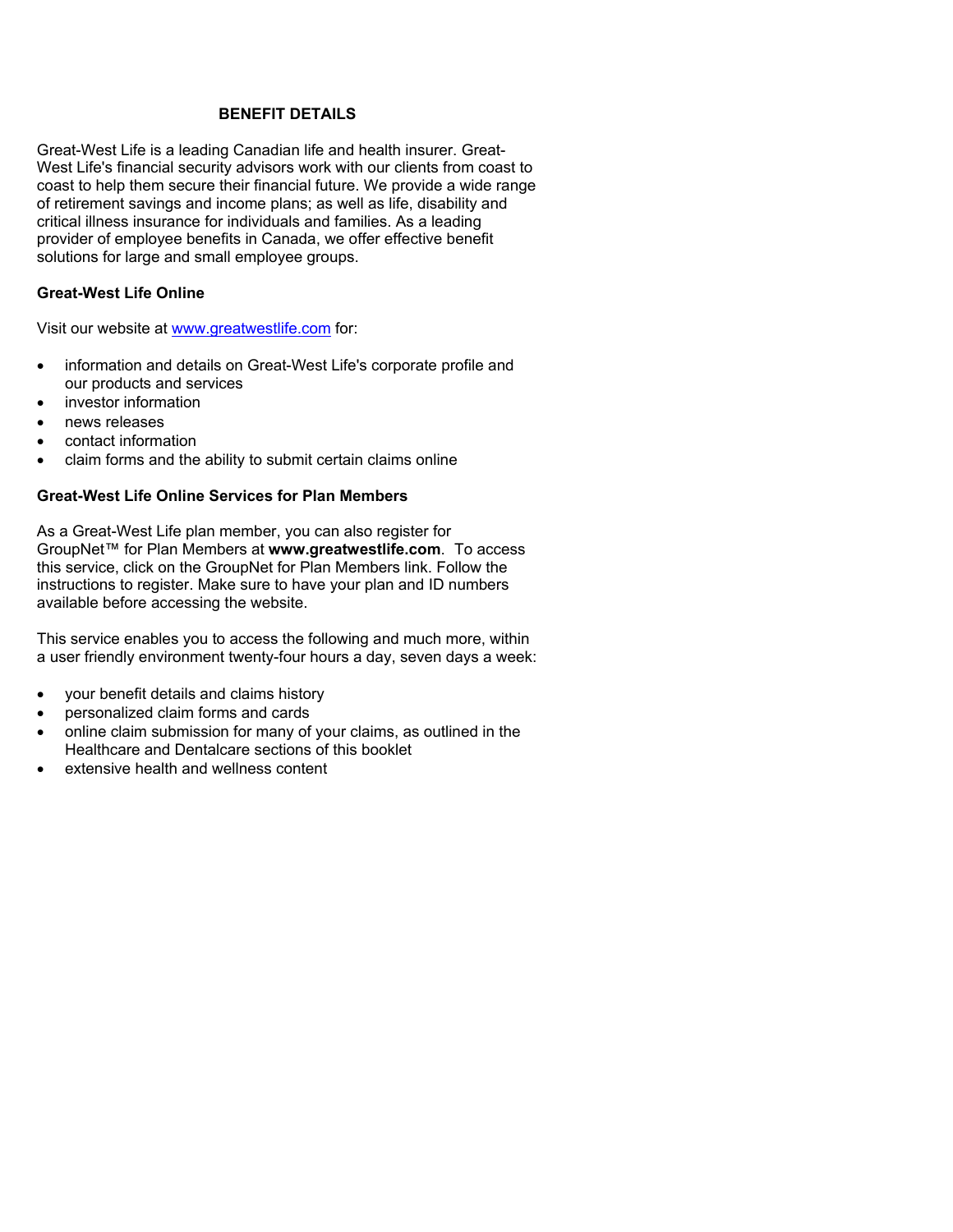# BENEFIT DETAILS

Great-West Life is a leading Canadian life and health insurer. Great-West Life's financial security advisors work with our clients from coast to coast to help them secure their financial future. We provide a wide range of retirement savings and income plans; as well as life, disability and critical illness insurance for individuals and families. As a leading provider of employee benefits in Canada, we offer effective benefit solutions for large and small employee groups.

## Great-West Life Online

Visit our website at www.greatwestlife.com for:

- information and details on Great-West Life's corporate profile and our products and services
- investor information
- news releases
- contact information
- claim forms and the ability to submit certain claims online

## Great-West Life Online Services for Plan Members

As a Great-West Life plan member, you can also register for GroupNet™ for Plan Members at **www.greatwestlife.com**. To access this service, click on the GroupNet for Plan Members link. Follow the instructions to register. Make sure to have your plan and ID numbers available before accessing the website.

This service enables you to access the following and much more, within a user friendly environment twenty-four hours a day, seven days a week:

- your benefit details and claims history
- personalized claim forms and cards
- online claim submission for many of your claims, as outlined in the Healthcare and Dentalcare sections of this booklet
- extensive health and wellness content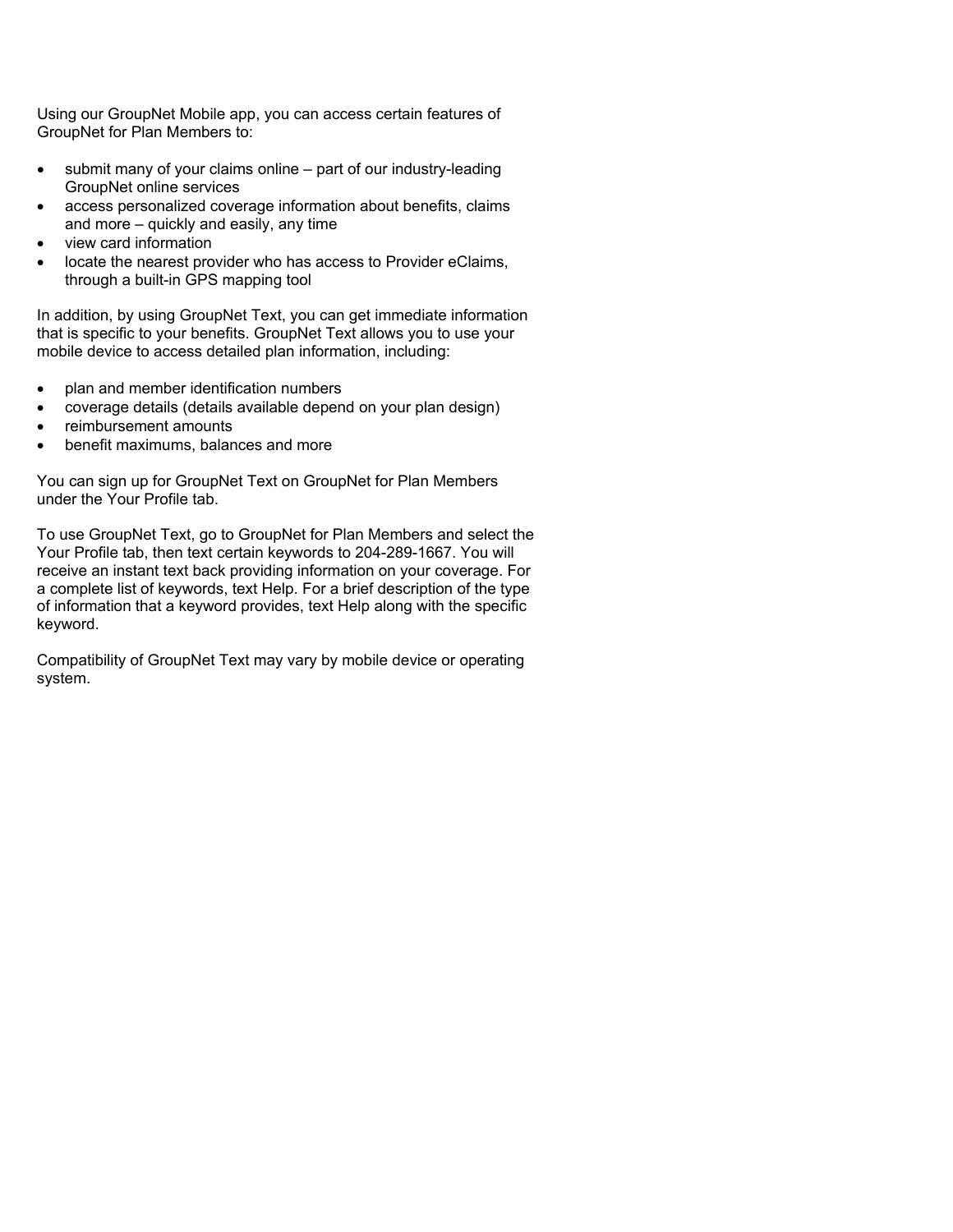Using our GroupNet Mobile app, you can access certain features of GroupNet for Plan Members to:

- submit many of your claims online – part of our industry-leading GroupNet online services
- access personalized coverage information about benefits, claims and more – quickly and easily, any time
- view card information
- locate the nearest provider who has access to Provider eClaims, through a built-in GPS mapping tool

In addition, by using GroupNet Text, you can get immediate information that is specific to your benefits. GroupNet Text allows you to use your mobile device to access detailed plan information, including:

- plan and member identification numbers
- coverage details (details available depend on your plan design)
- reimbursement amounts
- benefit maximums, balances and more

You can sign up for GroupNet Text on GroupNet for Plan Members under the Your Profile tab.

To use GroupNet Text, go to GroupNet for Plan Members and select the Your Profile tab, then text certain keywords to 204-289-1667. You will receive an instant text back providing information on your coverage. For a complete list of keywords, text Help. For a brief description of the type of information that a keyword provides, text Help along with the specific keyword.

Compatibility of GroupNet Text may vary by mobile device or operating system.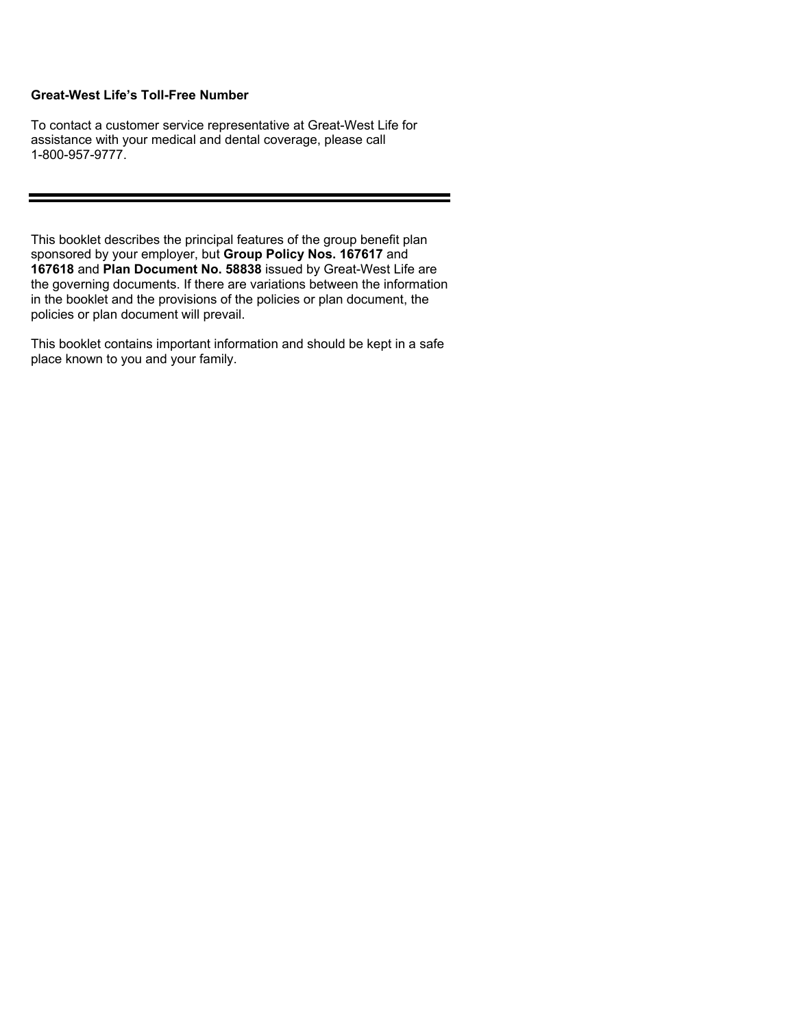**Great-West Life's Toll-Free Number**

To contact a customer service representative at Great-West Life for assistance with your medical and dental coverage, please call 1-800-957-9777.

---

This booklet describes the principal features of the group benefit plan sponsored by your employer, but **Group Policy Nos. 167617** and **167618** and **Plan Document No. 58838** issued by Great-West Life are the governing documents. If there are variations between the information in the booklet and the provisions of the policies or plan document, the policies or plan document will prevail.

This booklet contains important information and should be kept in a safe place known to you and your family.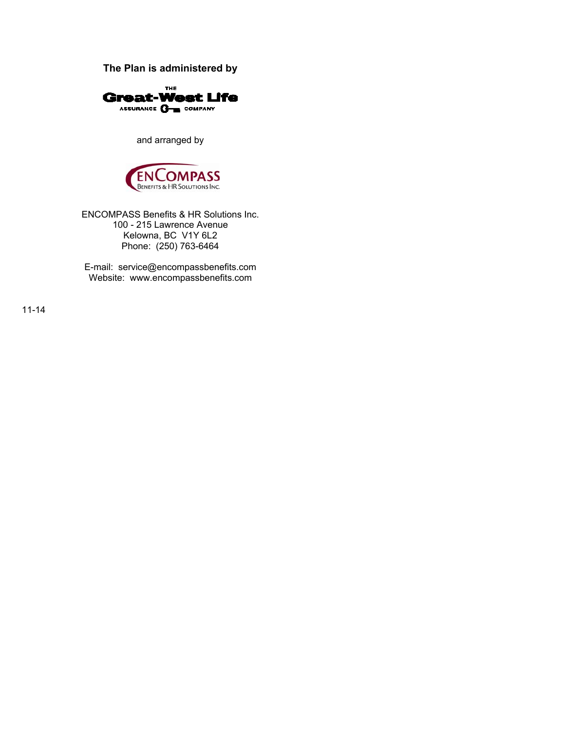**The Plan is administered by**

THE
**Great-West Life**
ASSURANCE COMPANY

and arranged by

ENCOMPASS
BENEFITS & HR SOLUTIONS INC.

ENCOMPASS Benefits & HR Solutions Inc.
100 - 215 Lawrence Avenue
Kelowna, BC V1Y 6L2
Phone: (250) 763-6464

E-mail: service@encompassbenefits.com
Website: www.encompassbenefits.com

11-14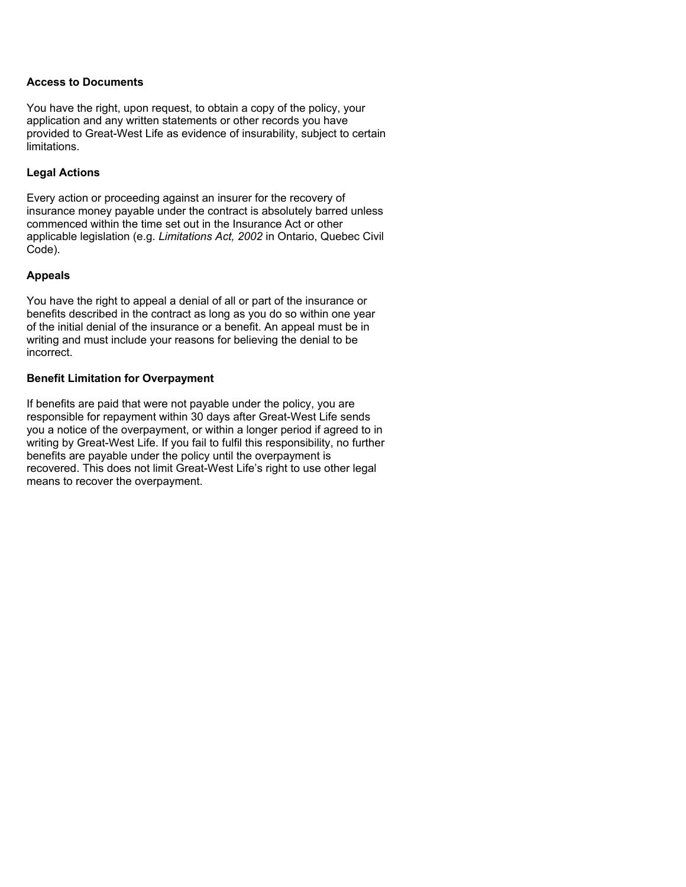**Access to Documents**

You have the right, upon request, to obtain a copy of the policy, your application and any written statements or other records you have provided to Great-West Life as evidence of insurability, subject to certain limitations.

**Legal Actions**

Every action or proceeding against an insurer for the recovery of insurance money payable under the contract is absolutely barred unless commenced within the time set out in the Insurance Act or other applicable legislation (e.g. *Limitations Act, 2002* in Ontario, Quebec Civil Code).

**Appeals**

You have the right to appeal a denial of all or part of the insurance or benefits described in the contract as long as you do so within one year of the initial denial of the insurance or a benefit. An appeal must be in writing and must include your reasons for believing the denial to be incorrect.

**Benefit Limitation for Overpayment**

If benefits are paid that were not payable under the policy, you are responsible for repayment within 30 days after Great-West Life sends you a notice of the overpayment, or within a longer period if agreed to in writing by Great-West Life. If you fail to fulfil this responsibility, no further benefits are payable under the policy until the overpayment is recovered. This does not limit Great-West Life's right to use other legal means to recover the overpayment.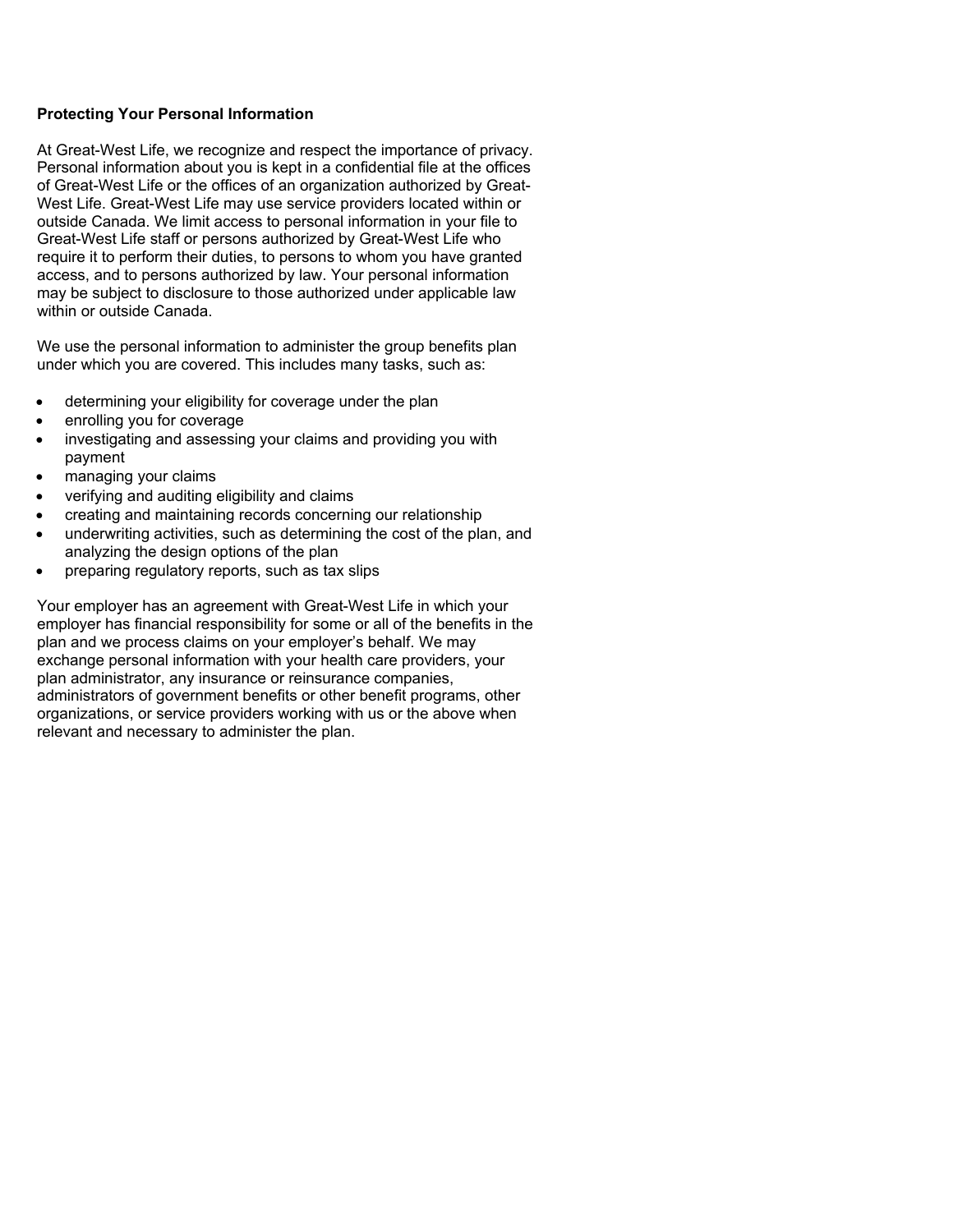**Protecting Your Personal Information**

At Great-West Life, we recognize and respect the importance of privacy. Personal information about you is kept in a confidential file at the offices of Great-West Life or the offices of an organization authorized by Great-West Life. Great-West Life may use service providers located within or outside Canada. We limit access to personal information in your file to Great-West Life staff or persons authorized by Great-West Life who require it to perform their duties, to persons to whom you have granted access, and to persons authorized by law. Your personal information may be subject to disclosure to those authorized under applicable law within or outside Canada.

We use the personal information to administer the group benefits plan under which you are covered. This includes many tasks, such as:

- determining your eligibility for coverage under the plan
- enrolling you for coverage
- investigating and assessing your claims and providing you with payment
- managing your claims
- verifying and auditing eligibility and claims
- creating and maintaining records concerning our relationship
- underwriting activities, such as determining the cost of the plan, and analyzing the design options of the plan
- preparing regulatory reports, such as tax slips

Your employer has an agreement with Great-West Life in which your employer has financial responsibility for some or all of the benefits in the plan and we process claims on your employer's behalf. We may exchange personal information with your health care providers, your plan administrator, any insurance or reinsurance companies, administrators of government benefits or other benefit programs, other organizations, or service providers working with us or the above when relevant and necessary to administer the plan.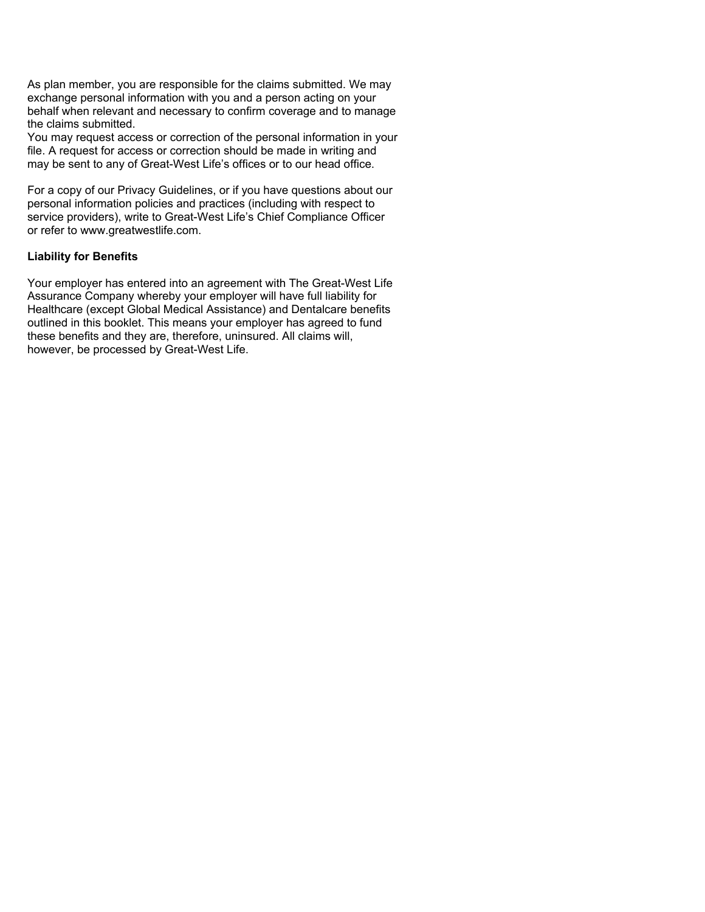As plan member, you are responsible for the claims submitted. We may exchange personal information with you and a person acting on your behalf when relevant and necessary to confirm coverage and to manage the claims submitted.
You may request access or correction of the personal information in your file. A request for access or correction should be made in writing and may be sent to any of Great-West Life's offices or to our head office.

For a copy of our Privacy Guidelines, or if you have questions about our personal information policies and practices (including with respect to service providers), write to Great-West Life's Chief Compliance Officer or refer to www.greatwestlife.com.

**Liability for Benefits**

Your employer has entered into an agreement with The Great-West Life Assurance Company whereby your employer will have full liability for Healthcare (except Global Medical Assistance) and Dentalcare benefits outlined in this booklet. This means your employer has agreed to fund these benefits and they are, therefore, uninsured. All claims will, however, be processed by Great-West Life.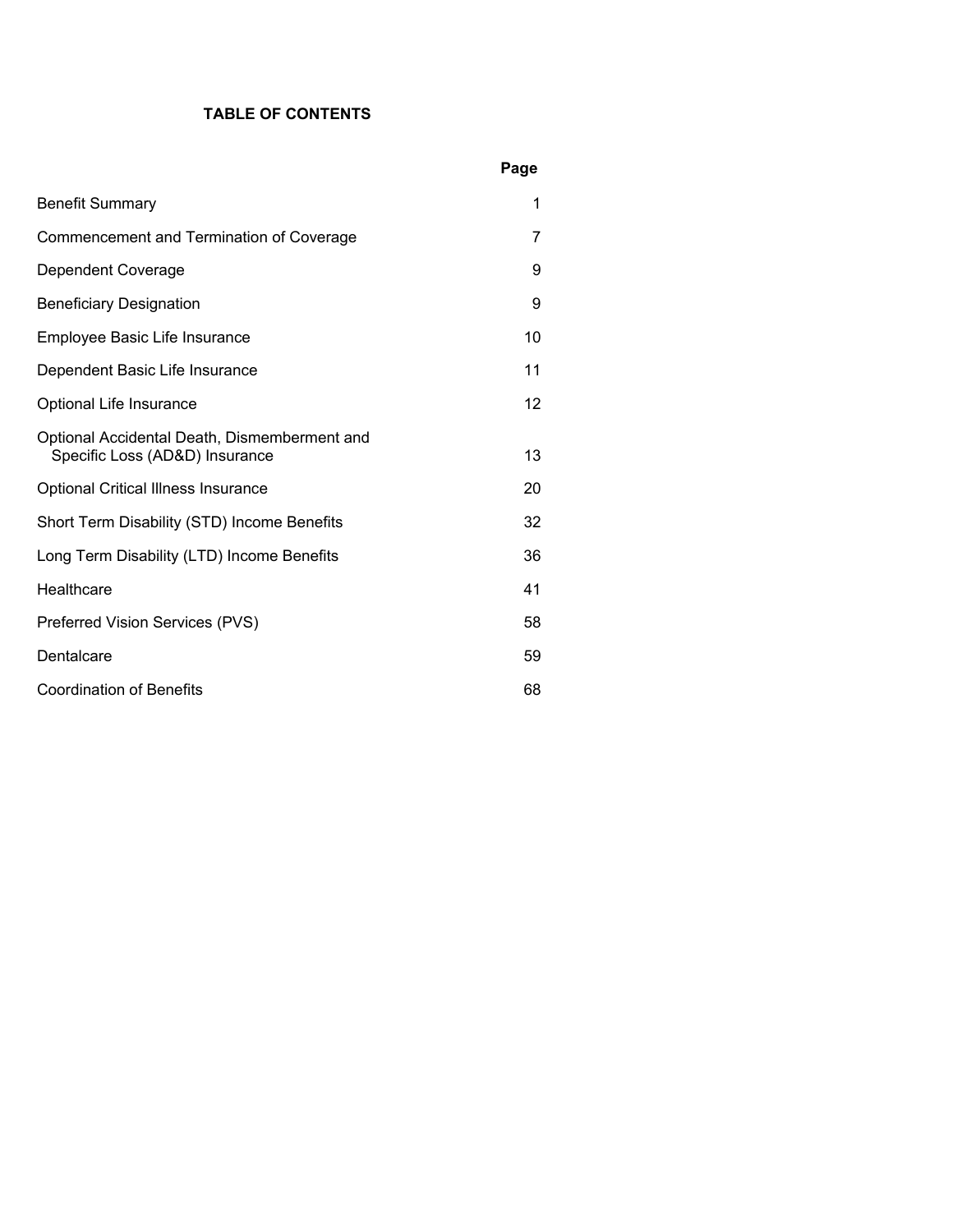# TABLE OF CONTENTS

| | Page |
|---|---|
| Benefit Summary | 1 |
| Commencement and Termination of Coverage | 7 |
| Dependent Coverage | 9 |
| Beneficiary Designation | 9 |
| Employee Basic Life Insurance | 10 |
| Dependent Basic Life Insurance | 11 |
| Optional Life Insurance | 12 |
| Optional Accidental Death, Dismemberment and Specific Loss (AD&D) Insurance | 13 |
| Optional Critical Illness Insurance | 20 |
| Short Term Disability (STD) Income Benefits | 32 |
| Long Term Disability (LTD) Income Benefits | 36 |
| Healthcare | 41 |
| Preferred Vision Services (PVS) | 58 |
| Dentalcare | 59 |
| Coordination of Benefits | 68 |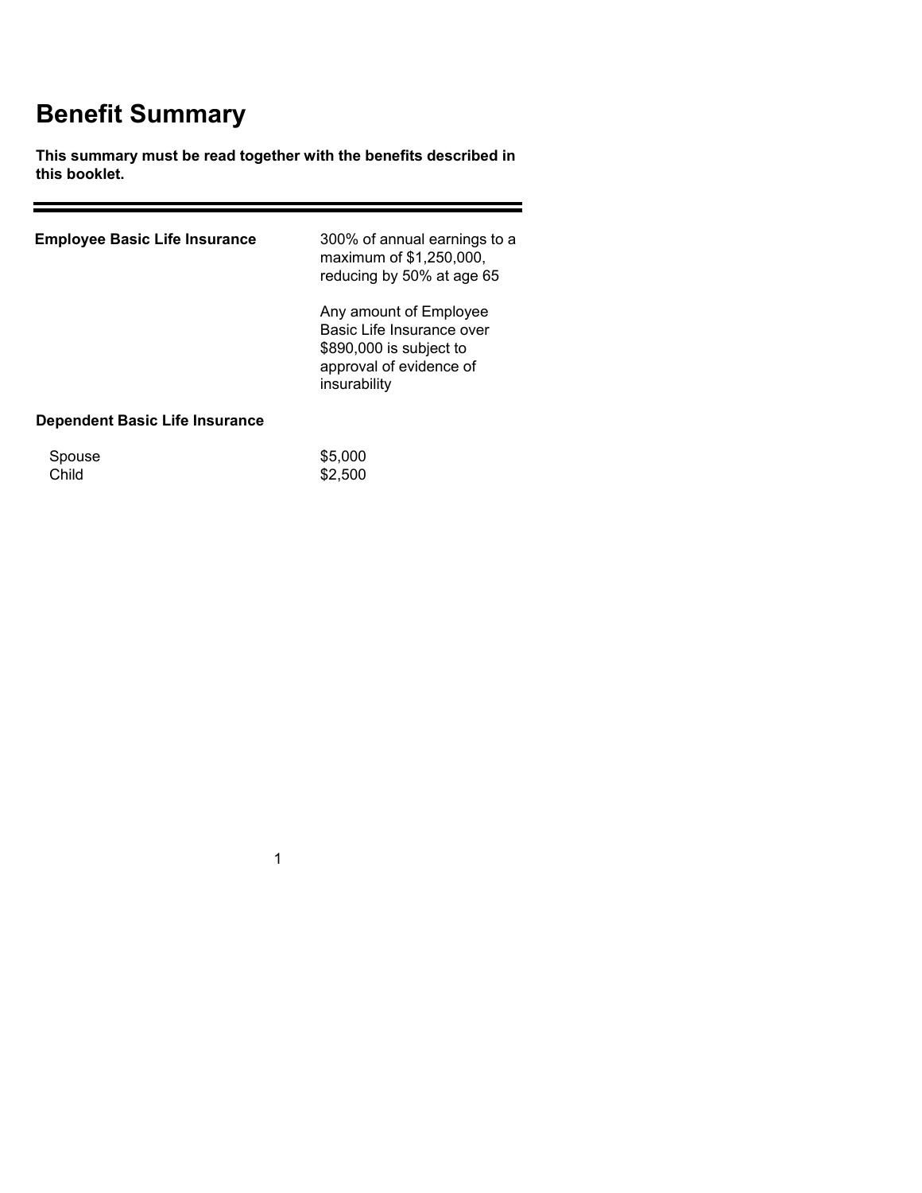# Benefit Summary

**This summary must be read together with the benefits described in this booklet.**

---

| | |
|---|---|
| **Employee Basic Life Insurance** | 300% of annual earnings to a maximum of $1,250,000, reducing by 50% at age 65<br><br>Any amount of Employee Basic Life Insurance over $890,000 is subject to approval of evidence of insurability |
| **Dependent Basic Life Insurance** | |
| Spouse | $5,000 |
| Child | $2,500 |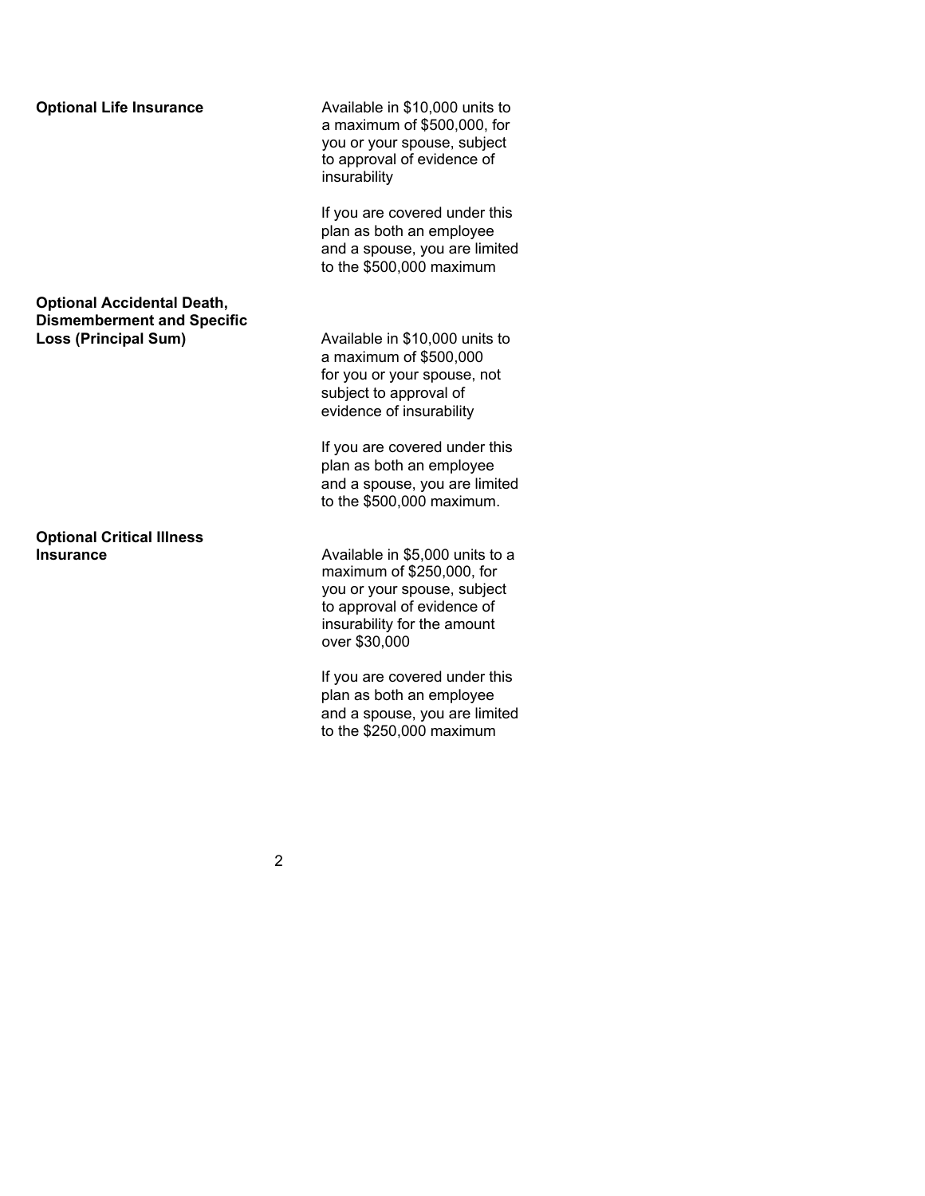| | |
|---|---|
| **Optional Life Insurance** | Available in $10,000 units to a maximum of $500,000, for you or your spouse, subject to approval of evidence of insurability<br><br>If you are covered under this plan as both an employee and a spouse, you are limited to the $500,000 maximum |
| **Optional Accidental Death, Dismemberment and Specific Loss (Principal Sum)** | Available in $10,000 units to a maximum of $500,000 for you or your spouse, not subject to approval of evidence of insurability<br><br>If you are covered under this plan as both an employee and a spouse, you are limited to the $500,000 maximum. |
| **Optional Critical Illness Insurance** | Available in $5,000 units to a maximum of $250,000, for you or your spouse, subject to approval of evidence of insurability for the amount over $30,000<br><br>If you are covered under this plan as both an employee and a spouse, you are limited to the $250,000 maximum |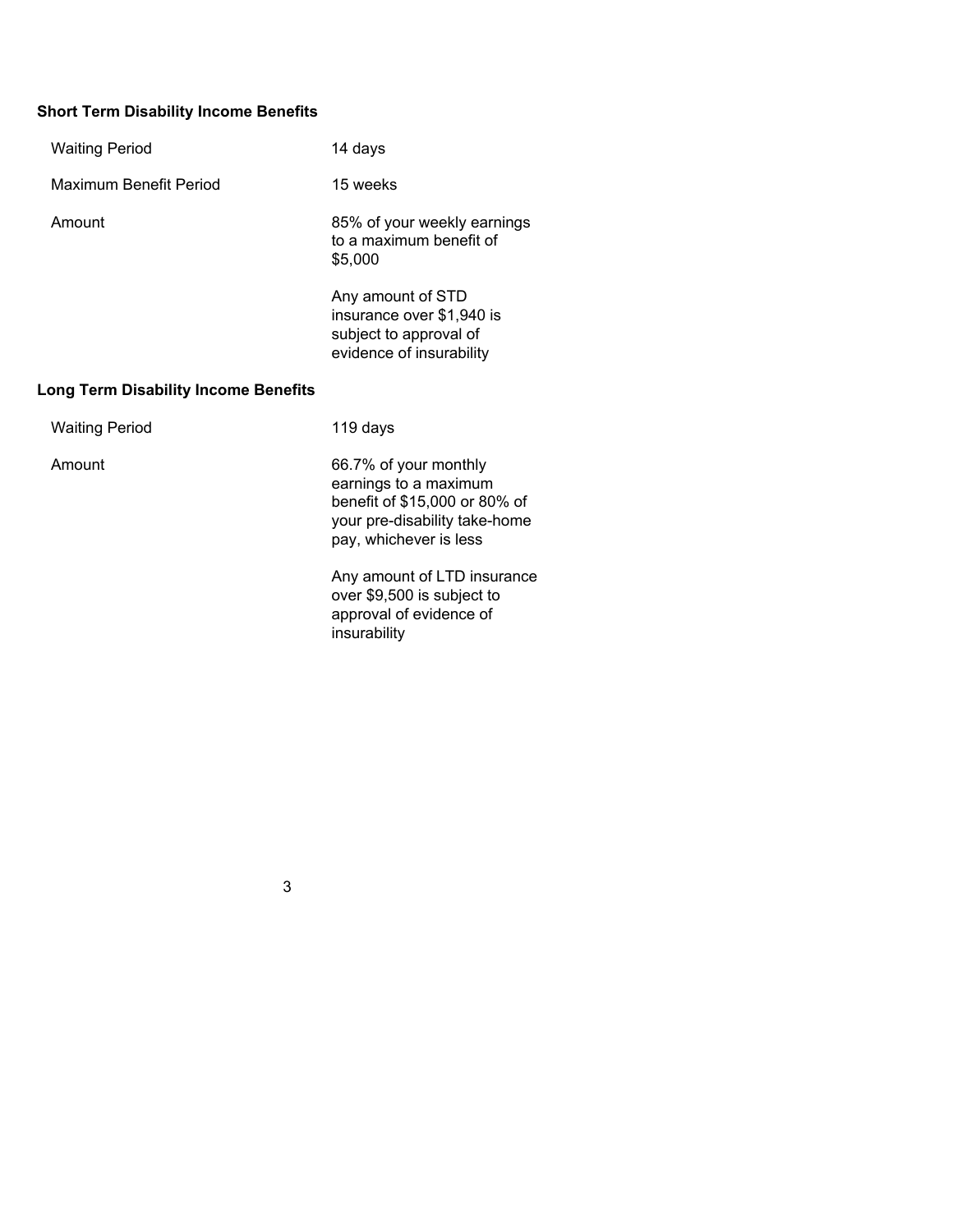**Short Term Disability Income Benefits**

| | |
|---|---|
| Waiting Period | 14 days |
| Maximum Benefit Period | 15 weeks |
| Amount | 85% of your weekly earnings to a maximum benefit of $5,000<br><br>Any amount of STD insurance over $1,940 is subject to approval of evidence of insurability |

**Long Term Disability Income Benefits**

| | |
|---|---|
| Waiting Period | 119 days |
| Amount | 66.7% of your monthly earnings to a maximum benefit of $15,000 or 80% of your pre-disability take-home pay, whichever is less<br><br>Any amount of LTD insurance over $9,500 is subject to approval of evidence of insurability |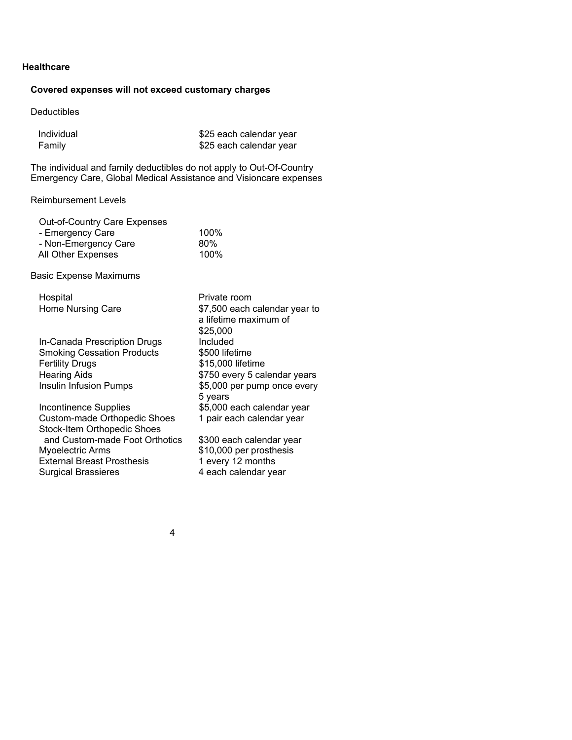**Healthcare**

**Covered expenses will not exceed customary charges**

Deductibles

| | |
|---|---|
| Individual | $25 each calendar year |
| Family | $25 each calendar year |

The individual and family deductibles do not apply to Out-Of-Country Emergency Care, Global Medical Assistance and Visioncare expenses

Reimbursement Levels

| | |
|---|---|
| Out-of-Country Care Expenses | |
| - Emergency Care | 100% |
| - Non-Emergency Care | 80% |
| All Other Expenses | 100% |

Basic Expense Maximums

| | |
|---|---|
| Hospital | Private room |
| Home Nursing Care | $7,500 each calendar year to a lifetime maximum of $25,000 |
| In-Canada Prescription Drugs | Included |
| Smoking Cessation Products | $500 lifetime |
| Fertility Drugs | $15,000 lifetime |
| Hearing Aids | $750 every 5 calendar years |
| Insulin Infusion Pumps | $5,000 per pump once every 5 years |
| Incontinence Supplies | $5,000 each calendar year |
| Custom-made Orthopedic Shoes | 1 pair each calendar year |
| Stock-Item Orthopedic Shoes and Custom-made Foot Orthotics | $300 each calendar year |
| Myoelectric Arms | $10,000 per prosthesis |
| External Breast Prosthesis | 1 every 12 months |
| Surgical Brassieres | 4 each calendar year |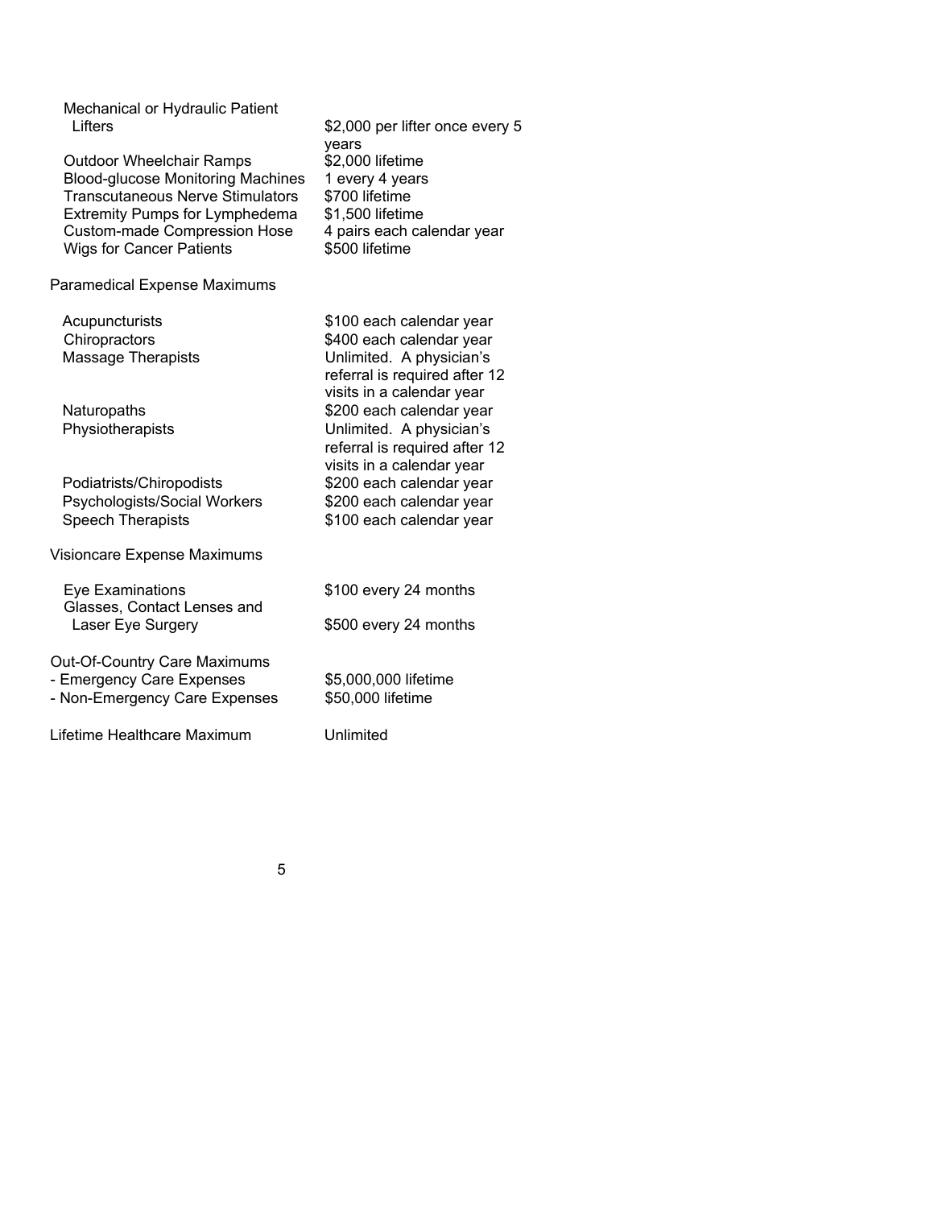| | |
|---|---|
| Mechanical or Hydraulic Patient Lifters | $2,000 per lifter once every 5 years |
| Outdoor Wheelchair Ramps | $2,000 lifetime |
| Blood-glucose Monitoring Machines | 1 every 4 years |
| Transcutaneous Nerve Stimulators | $700 lifetime |
| Extremity Pumps for Lymphedema | $1,500 lifetime |
| Custom-made Compression Hose | 4 pairs each calendar year |
| Wigs for Cancer Patients | $500 lifetime |

Paramedical Expense Maximums

| | |
|---|---|
| Acupuncturists | $100 each calendar year |
| Chiropractors | $400 each calendar year |
| Massage Therapists | Unlimited. A physician's referral is required after 12 visits in a calendar year |
| Naturopaths | $200 each calendar year |
| Physiotherapists | Unlimited. A physician's referral is required after 12 visits in a calendar year |
| Podiatrists/Chiropodists | $200 each calendar year |
| Psychologists/Social Workers | $200 each calendar year |
| Speech Therapists | $100 each calendar year |

Visioncare Expense Maximums

| | |
|---|---|
| Eye Examinations | $100 every 24 months |
| Glasses, Contact Lenses and Laser Eye Surgery | $500 every 24 months |

Out-Of-Country Care Maximums

| | |
|---|---|
| - Emergency Care Expenses | $5,000,000 lifetime |
| - Non-Emergency Care Expenses | $50,000 lifetime |

| | |
|---|---|
| Lifetime Healthcare Maximum | Unlimited |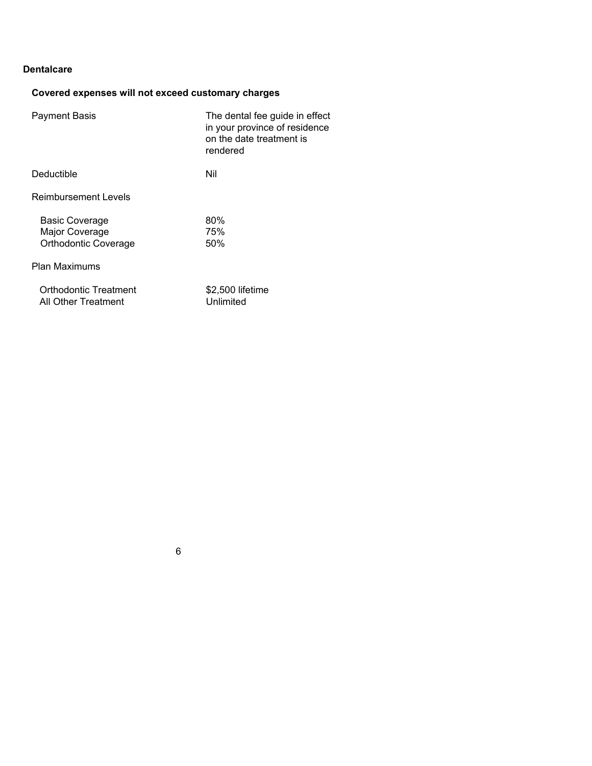**Dentalcare**

**Covered expenses will not exceed customary charges**

| | |
|---|---|
| Payment Basis | The dental fee guide in effect in your province of residence on the date treatment is rendered |
| Deductible | Nil |
| Reimbursement Levels | |
| Basic Coverage | 80% |
| Major Coverage | 75% |
| Orthodontic Coverage | 50% |
| Plan Maximums | |
| Orthodontic Treatment | $2,500 lifetime |
| All Other Treatment | Unlimited |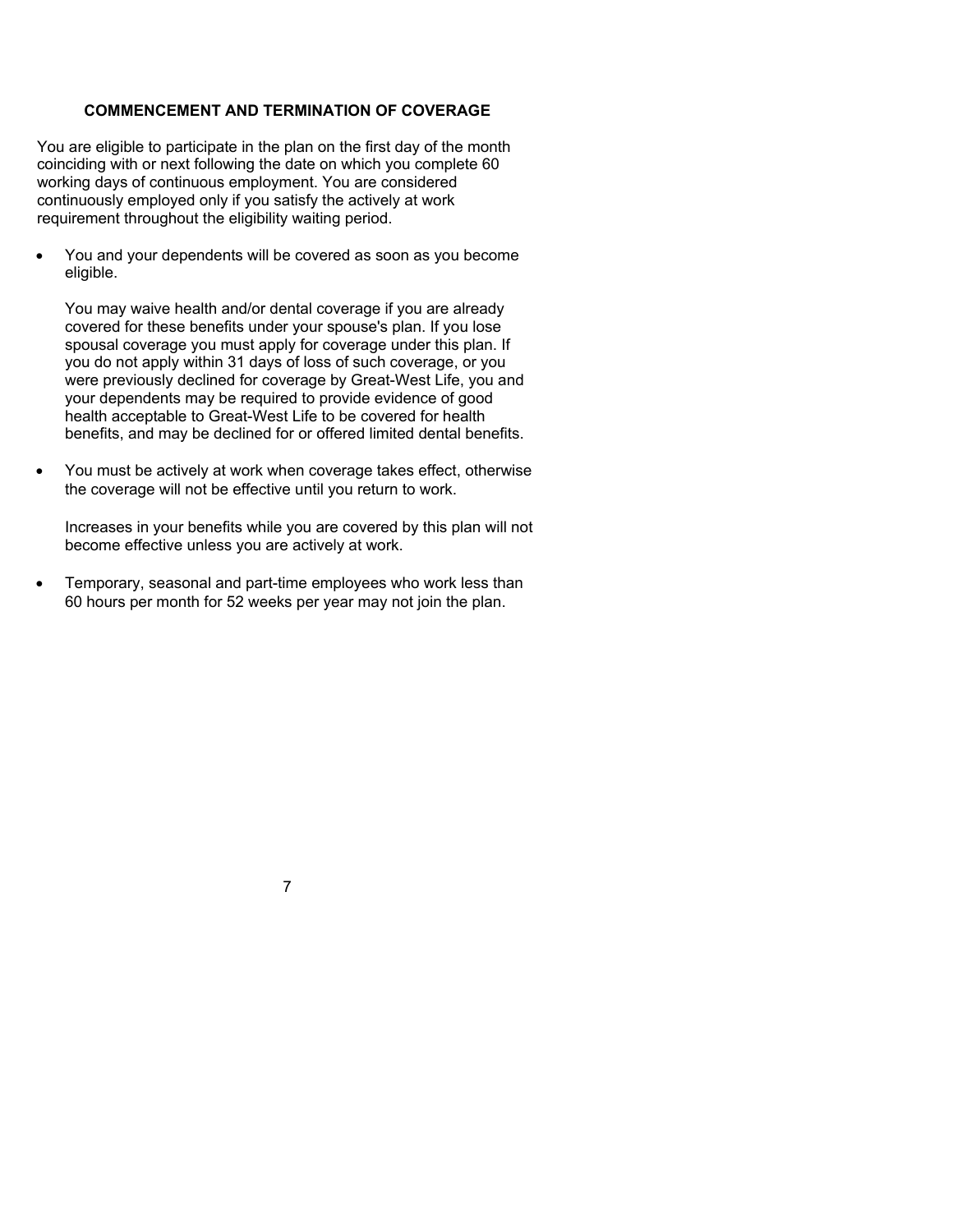## COMMENCEMENT AND TERMINATION OF COVERAGE

You are eligible to participate in the plan on the first day of the month coinciding with or next following the date on which you complete 60 working days of continuous employment. You are considered continuously employed only if you satisfy the actively at work requirement throughout the eligibility waiting period.

- You and your dependents will be covered as soon as you become eligible.

  You may waive health and/or dental coverage if you are already covered for these benefits under your spouse's plan. If you lose spousal coverage you must apply for coverage under this plan. If you do not apply within 31 days of loss of such coverage, or you were previously declined for coverage by Great-West Life, you and your dependents may be required to provide evidence of good health acceptable to Great-West Life to be covered for health benefits, and may be declined for or offered limited dental benefits.

- You must be actively at work when coverage takes effect, otherwise the coverage will not be effective until you return to work.

  Increases in your benefits while you are covered by this plan will not become effective unless you are actively at work.

- Temporary, seasonal and part-time employees who work less than 60 hours per month for 52 weeks per year may not join the plan.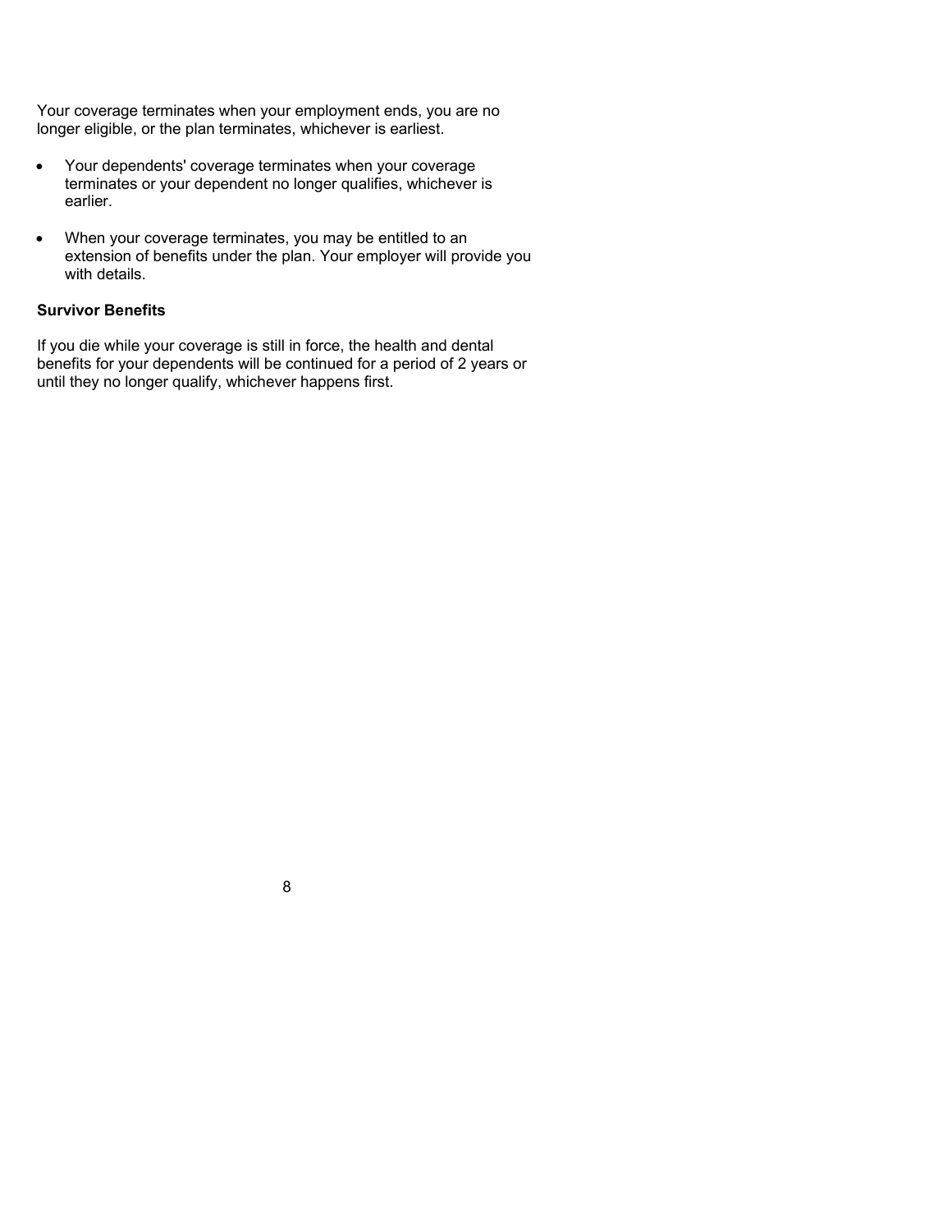Your coverage terminates when your employment ends, you are no longer eligible, or the plan terminates, whichever is earliest.

- Your dependents' coverage terminates when your coverage terminates or your dependent no longer qualifies, whichever is earlier.

- When your coverage terminates, you may be entitled to an extension of benefits under the plan. Your employer will provide you with details.

**Survivor Benefits**

If you die while your coverage is still in force, the health and dental benefits for your dependents will be continued for a period of 2 years or until they no longer qualify, whichever happens first.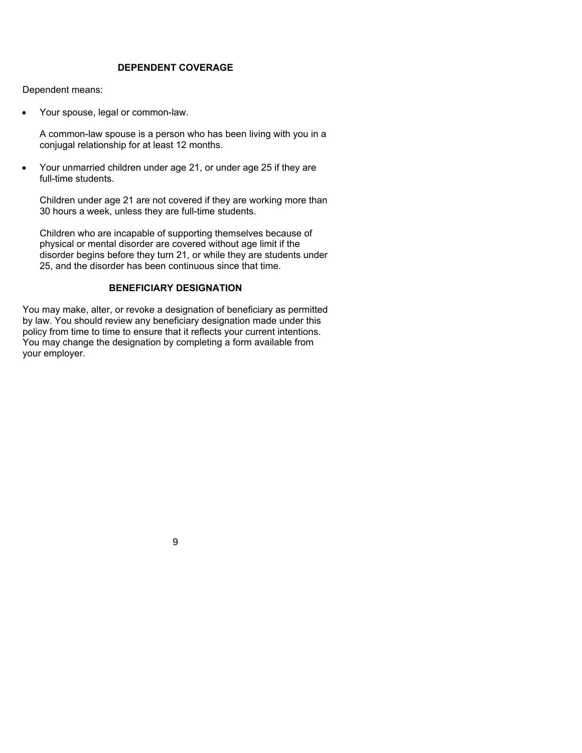## DEPENDENT COVERAGE

Dependent means:

- Your spouse, legal or common-law.

  A common-law spouse is a person who has been living with you in a conjugal relationship for at least 12 months.

- Your unmarried children under age 21, or under age 25 if they are full-time students.

  Children under age 21 are not covered if they are working more than 30 hours a week, unless they are full-time students.

  Children who are incapable of supporting themselves because of physical or mental disorder are covered without age limit if the disorder begins before they turn 21, or while they are students under 25, and the disorder has been continuous since that time.

## BENEFICIARY DESIGNATION

You may make, alter, or revoke a designation of beneficiary as permitted by law. You should review any beneficiary designation made under this policy from time to time to ensure that it reflects your current intentions. You may change the designation by completing a form available from your employer.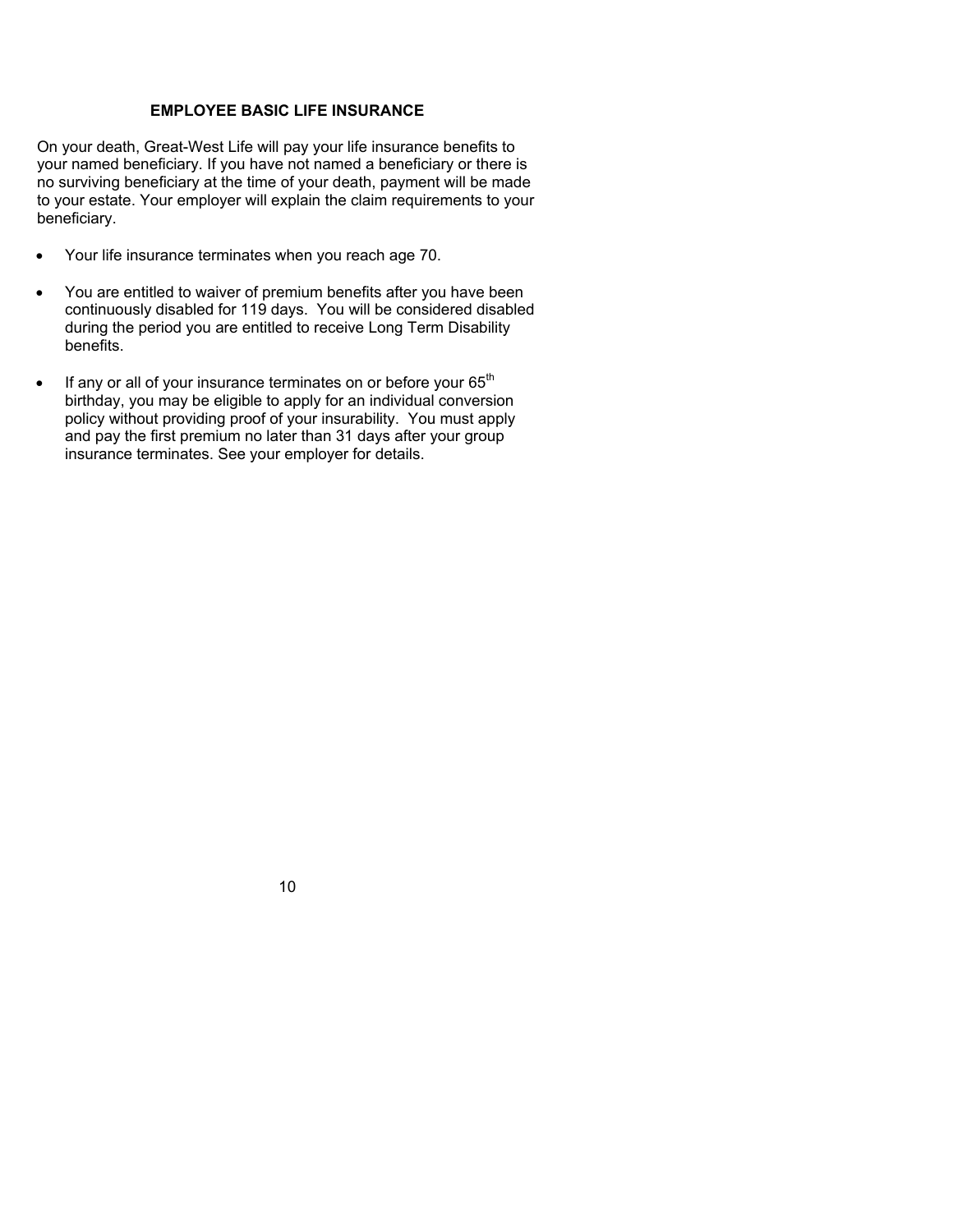## EMPLOYEE BASIC LIFE INSURANCE

On your death, Great-West Life will pay your life insurance benefits to your named beneficiary. If you have not named a beneficiary or there is no surviving beneficiary at the time of your death, payment will be made to your estate. Your employer will explain the claim requirements to your beneficiary.

- Your life insurance terminates when you reach age 70.
- You are entitled to waiver of premium benefits after you have been continuously disabled for 119 days. You will be considered disabled during the period you are entitled to receive Long Term Disability benefits.
- If any or all of your insurance terminates on or before your 65th birthday, you may be eligible to apply for an individual conversion policy without providing proof of your insurability. You must apply and pay the first premium no later than 31 days after your group insurance terminates. See your employer for details.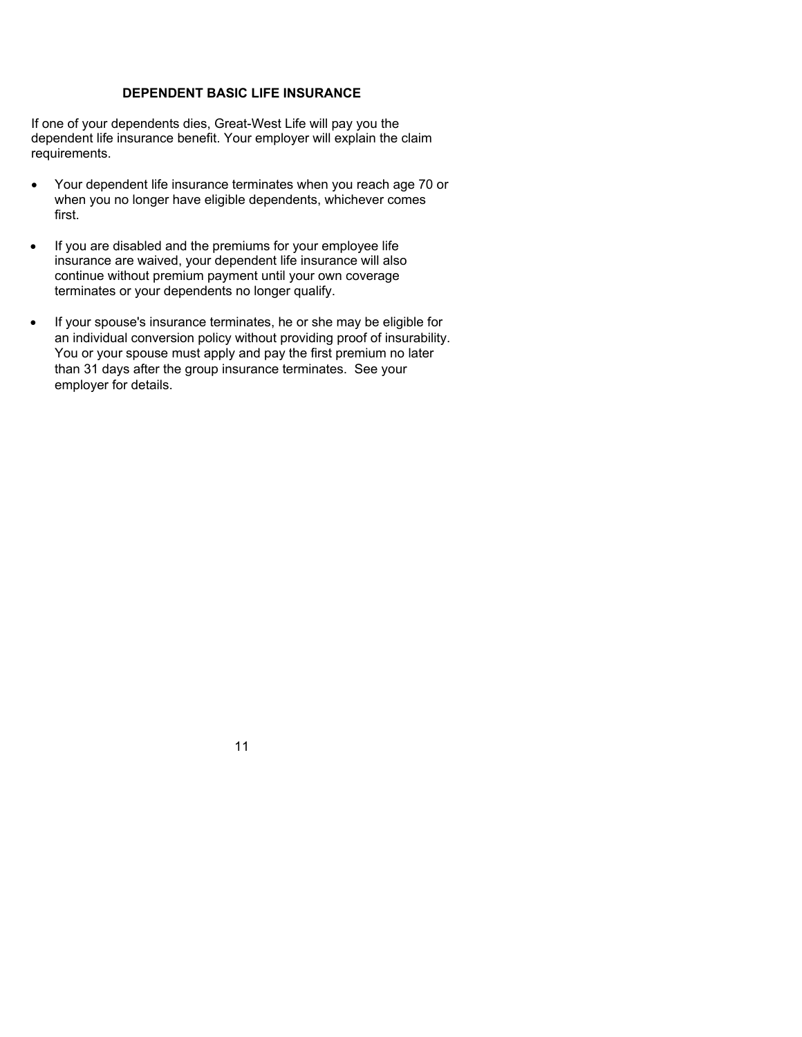## DEPENDENT BASIC LIFE INSURANCE

If one of your dependents dies, Great-West Life will pay you the dependent life insurance benefit. Your employer will explain the claim requirements.

- Your dependent life insurance terminates when you reach age 70 or when you no longer have eligible dependents, whichever comes first.

- If you are disabled and the premiums for your employee life insurance are waived, your dependent life insurance will also continue without premium payment until your own coverage terminates or your dependents no longer qualify.

- If your spouse's insurance terminates, he or she may be eligible for an individual conversion policy without providing proof of insurability. You or your spouse must apply and pay the first premium no later than 31 days after the group insurance terminates. See your employer for details.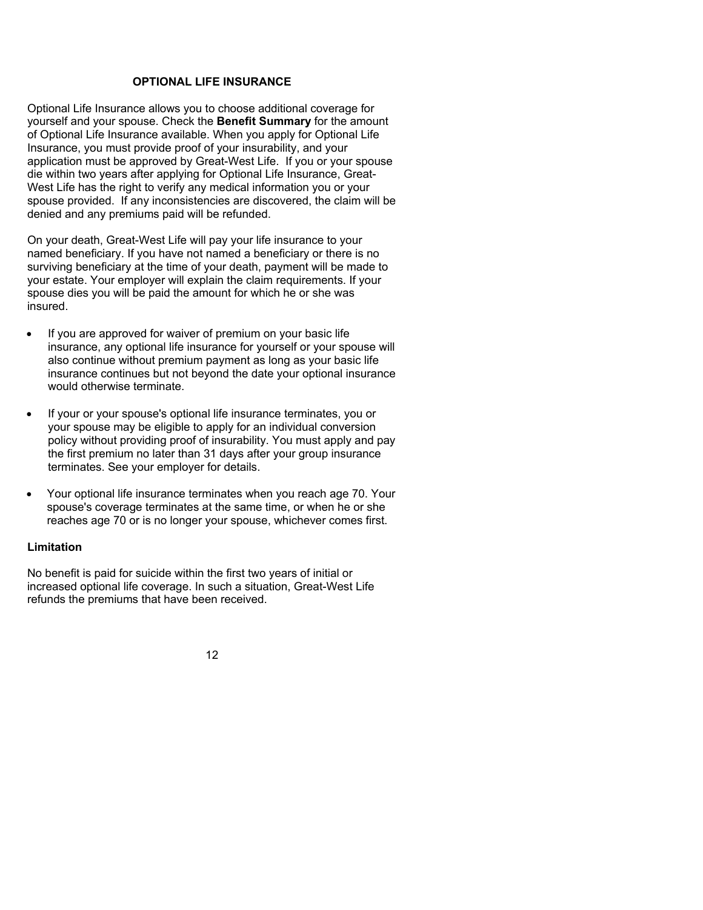## OPTIONAL LIFE INSURANCE

Optional Life Insurance allows you to choose additional coverage for yourself and your spouse. Check the **Benefit Summary** for the amount of Optional Life Insurance available. When you apply for Optional Life Insurance, you must provide proof of your insurability, and your application must be approved by Great-West Life. If you or your spouse die within two years after applying for Optional Life Insurance, Great-West Life has the right to verify any medical information you or your spouse provided. If any inconsistencies are discovered, the claim will be denied and any premiums paid will be refunded.

On your death, Great-West Life will pay your life insurance to your named beneficiary. If you have not named a beneficiary or there is no surviving beneficiary at the time of your death, payment will be made to your estate. Your employer will explain the claim requirements. If your spouse dies you will be paid the amount for which he or she was insured.

- If you are approved for waiver of premium on your basic life insurance, any optional life insurance for yourself or your spouse will also continue without premium payment as long as your basic life insurance continues but not beyond the date your optional insurance would otherwise terminate.
- If your or your spouse's optional life insurance terminates, you or your spouse may be eligible to apply for an individual conversion policy without providing proof of insurability. You must apply and pay the first premium no later than 31 days after your group insurance terminates. See your employer for details.
- Your optional life insurance terminates when you reach age 70. Your spouse's coverage terminates at the same time, or when he or she reaches age 70 or is no longer your spouse, whichever comes first.

### Limitation

No benefit is paid for suicide within the first two years of initial or increased optional life coverage. In such a situation, Great-West Life refunds the premiums that have been received.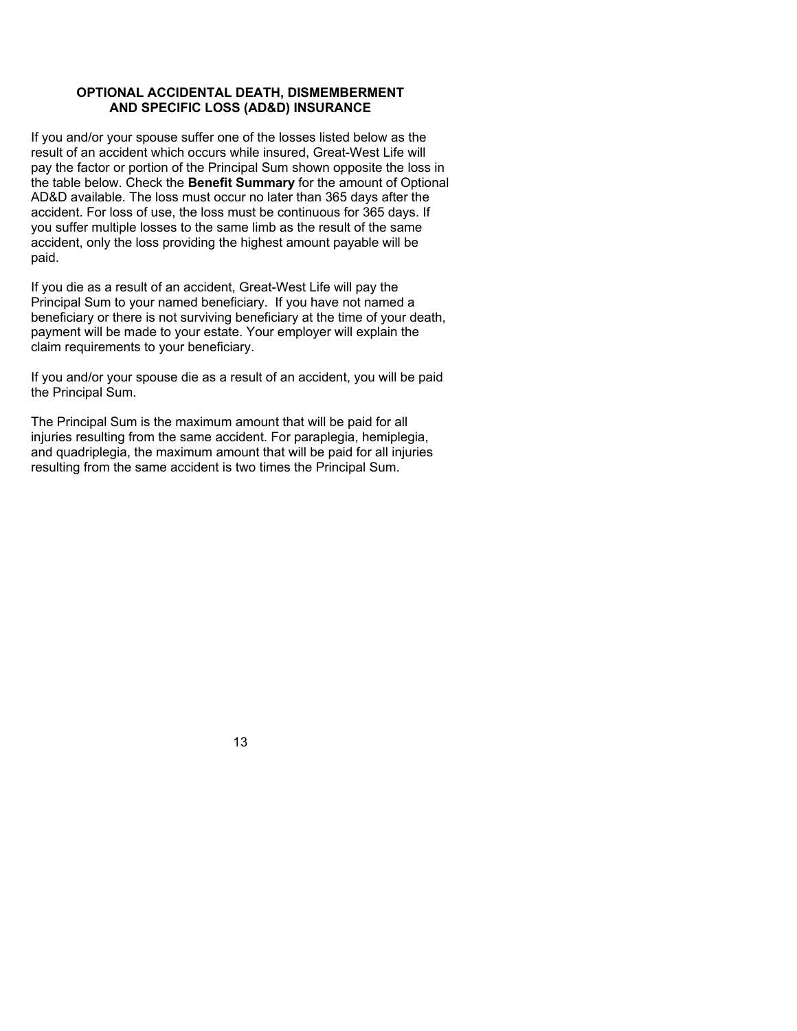## OPTIONAL ACCIDENTAL DEATH, DISMEMBERMENT AND SPECIFIC LOSS (AD&D) INSURANCE

If you and/or your spouse suffer one of the losses listed below as the result of an accident which occurs while insured, Great-West Life will pay the factor or portion of the Principal Sum shown opposite the loss in the table below. Check the **Benefit Summary** for the amount of Optional AD&D available. The loss must occur no later than 365 days after the accident. For loss of use, the loss must be continuous for 365 days. If you suffer multiple losses to the same limb as the result of the same accident, only the loss providing the highest amount payable will be paid.

If you die as a result of an accident, Great-West Life will pay the Principal Sum to your named beneficiary. If you have not named a beneficiary or there is not surviving beneficiary at the time of your death, payment will be made to your estate. Your employer will explain the claim requirements to your beneficiary.

If you and/or your spouse die as a result of an accident, you will be paid the Principal Sum.

The Principal Sum is the maximum amount that will be paid for all injuries resulting from the same accident. For paraplegia, hemiplegia, and quadriplegia, the maximum amount that will be paid for all injuries resulting from the same accident is two times the Principal Sum.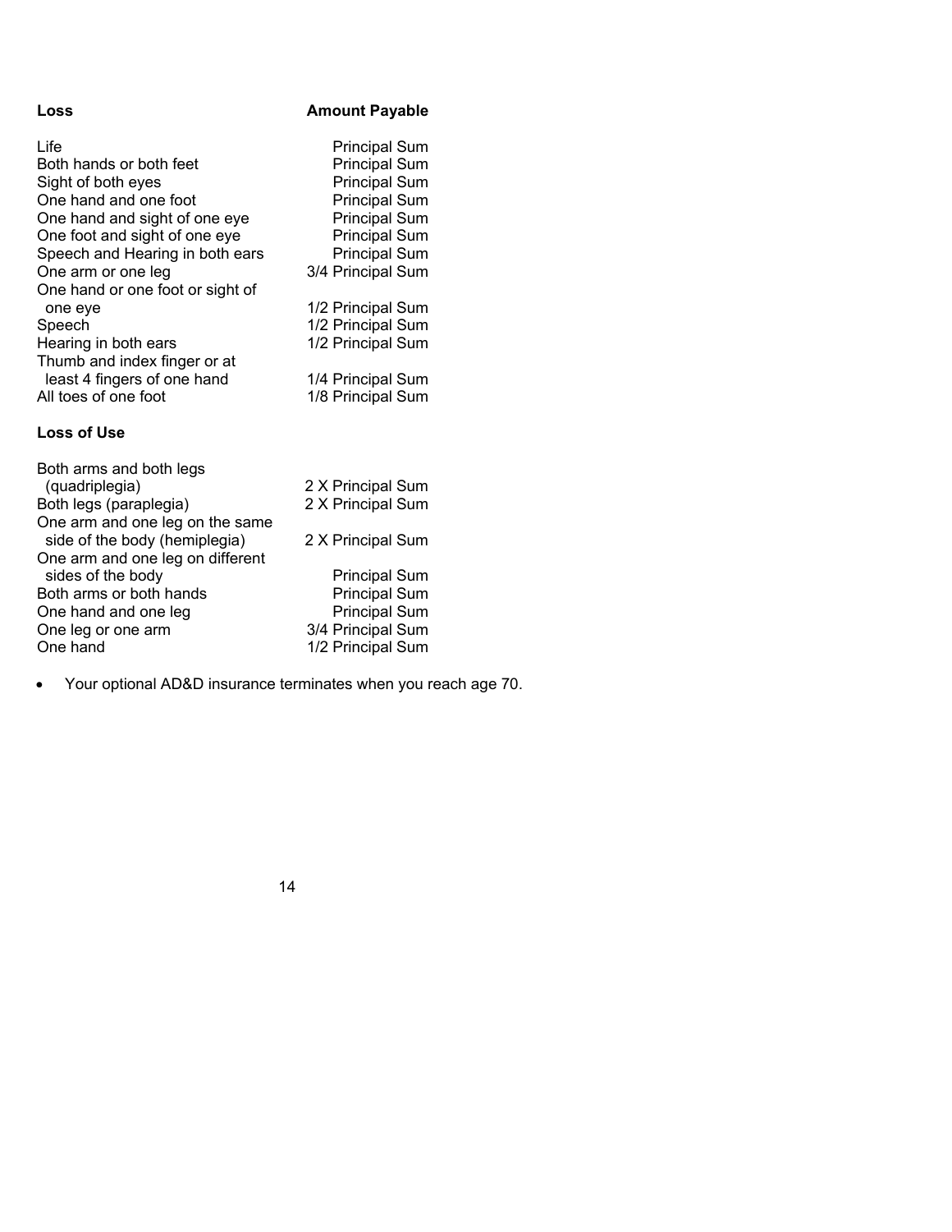| Loss | Amount Payable |
| --- | --- |
| Life | Principal Sum |
| Both hands or both feet | Principal Sum |
| Sight of both eyes | Principal Sum |
| One hand and one foot | Principal Sum |
| One hand and sight of one eye | Principal Sum |
| One foot and sight of one eye | Principal Sum |
| Speech and Hearing in both ears | Principal Sum |
| One arm or one leg | 3/4 Principal Sum |
| One hand or one foot or sight of one eye | 1/2 Principal Sum |
| Speech | 1/2 Principal Sum |
| Hearing in both ears | 1/2 Principal Sum |
| Thumb and index finger or at least 4 fingers of one hand | 1/4 Principal Sum |
| All toes of one foot | 1/8 Principal Sum |

**Loss of Use**

| | |
| --- | --- |
| Both arms and both legs (quadriplegia) | 2 X Principal Sum |
| Both legs (paraplegia) | 2 X Principal Sum |
| One arm and one leg on the same side of the body (hemiplegia) | 2 X Principal Sum |
| One arm and one leg on different sides of the body | Principal Sum |
| Both arms or both hands | Principal Sum |
| One hand and one leg | Principal Sum |
| One leg or one arm | 3/4 Principal Sum |
| One hand | 1/2 Principal Sum |

- Your optional AD&D insurance terminates when you reach age 70.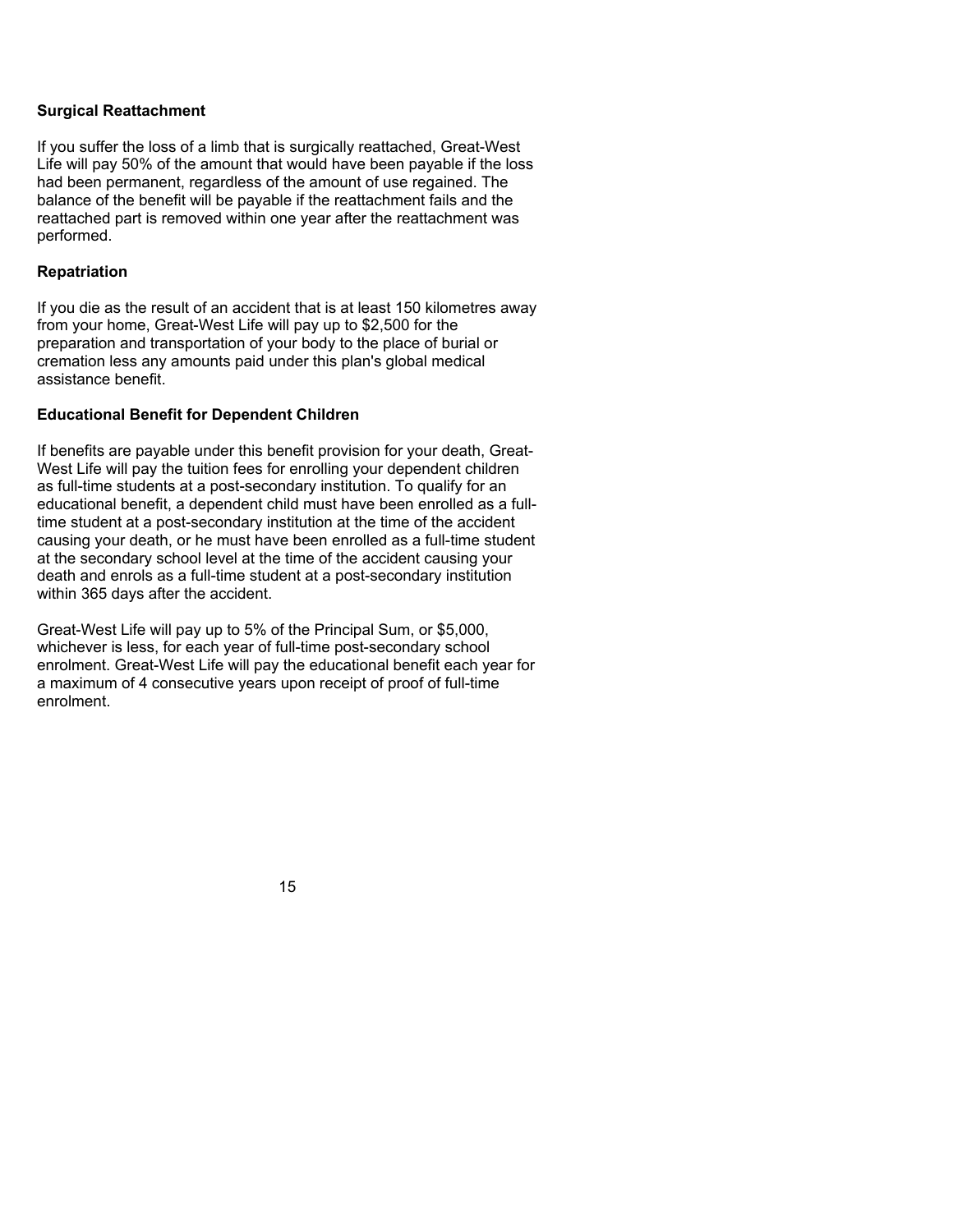### Surgical Reattachment

If you suffer the loss of a limb that is surgically reattached, Great-West Life will pay 50% of the amount that would have been payable if the loss had been permanent, regardless of the amount of use regained. The balance of the benefit will be payable if the reattachment fails and the reattached part is removed within one year after the reattachment was performed.

### Repatriation

If you die as the result of an accident that is at least 150 kilometres away from your home, Great-West Life will pay up to $2,500 for the preparation and transportation of your body to the place of burial or cremation less any amounts paid under this plan's global medical assistance benefit.

### Educational Benefit for Dependent Children

If benefits are payable under this benefit provision for your death, Great-West Life will pay the tuition fees for enrolling your dependent children as full-time students at a post-secondary institution. To qualify for an educational benefit, a dependent child must have been enrolled as a full-time student at a post-secondary institution at the time of the accident causing your death, or he must have been enrolled as a full-time student at the secondary school level at the time of the accident causing your death and enrols as a full-time student at a post-secondary institution within 365 days after the accident.

Great-West Life will pay up to 5% of the Principal Sum, or $5,000, whichever is less, for each year of full-time post-secondary school enrolment. Great-West Life will pay the educational benefit each year for a maximum of 4 consecutive years upon receipt of proof of full-time enrolment.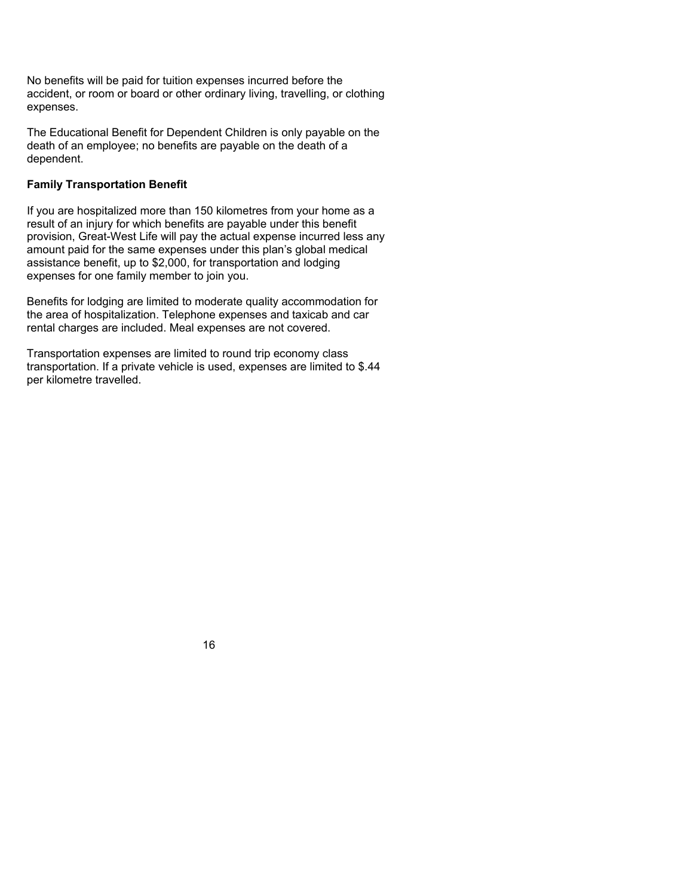No benefits will be paid for tuition expenses incurred before the accident, or room or board or other ordinary living, travelling, or clothing expenses.

The Educational Benefit for Dependent Children is only payable on the death of an employee; no benefits are payable on the death of a dependent.

**Family Transportation Benefit**

If you are hospitalized more than 150 kilometres from your home as a result of an injury for which benefits are payable under this benefit provision, Great-West Life will pay the actual expense incurred less any amount paid for the same expenses under this plan's global medical assistance benefit, up to $2,000, for transportation and lodging expenses for one family member to join you.

Benefits for lodging are limited to moderate quality accommodation for the area of hospitalization. Telephone expenses and taxicab and car rental charges are included. Meal expenses are not covered.

Transportation expenses are limited to round trip economy class transportation. If a private vehicle is used, expenses are limited to $.44 per kilometre travelled.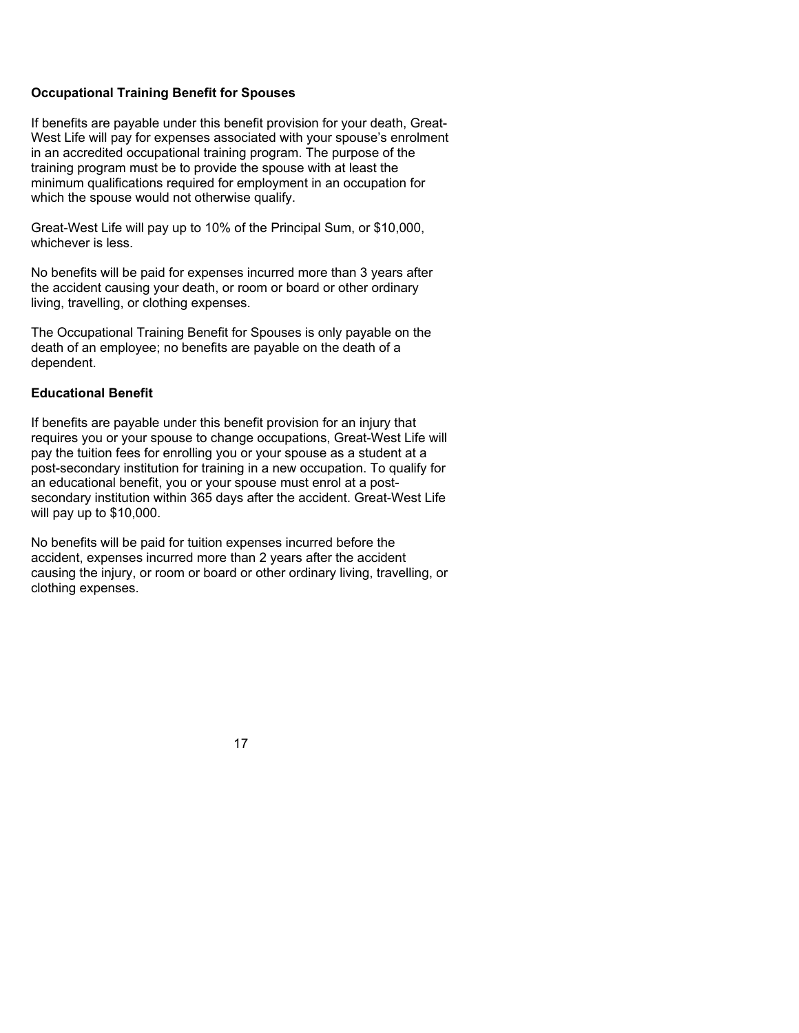**Occupational Training Benefit for Spouses**

If benefits are payable under this benefit provision for your death, Great-West Life will pay for expenses associated with your spouse's enrolment in an accredited occupational training program. The purpose of the training program must be to provide the spouse with at least the minimum qualifications required for employment in an occupation for which the spouse would not otherwise qualify.

Great-West Life will pay up to 10% of the Principal Sum, or $10,000, whichever is less.

No benefits will be paid for expenses incurred more than 3 years after the accident causing your death, or room or board or other ordinary living, travelling, or clothing expenses.

The Occupational Training Benefit for Spouses is only payable on the death of an employee; no benefits are payable on the death of a dependent.

**Educational Benefit**

If benefits are payable under this benefit provision for an injury that requires you or your spouse to change occupations, Great-West Life will pay the tuition fees for enrolling you or your spouse as a student at a post-secondary institution for training in a new occupation. To qualify for an educational benefit, you or your spouse must enrol at a post-secondary institution within 365 days after the accident. Great-West Life will pay up to $10,000.

No benefits will be paid for tuition expenses incurred before the accident, expenses incurred more than 2 years after the accident causing the injury, or room or board or other ordinary living, travelling, or clothing expenses.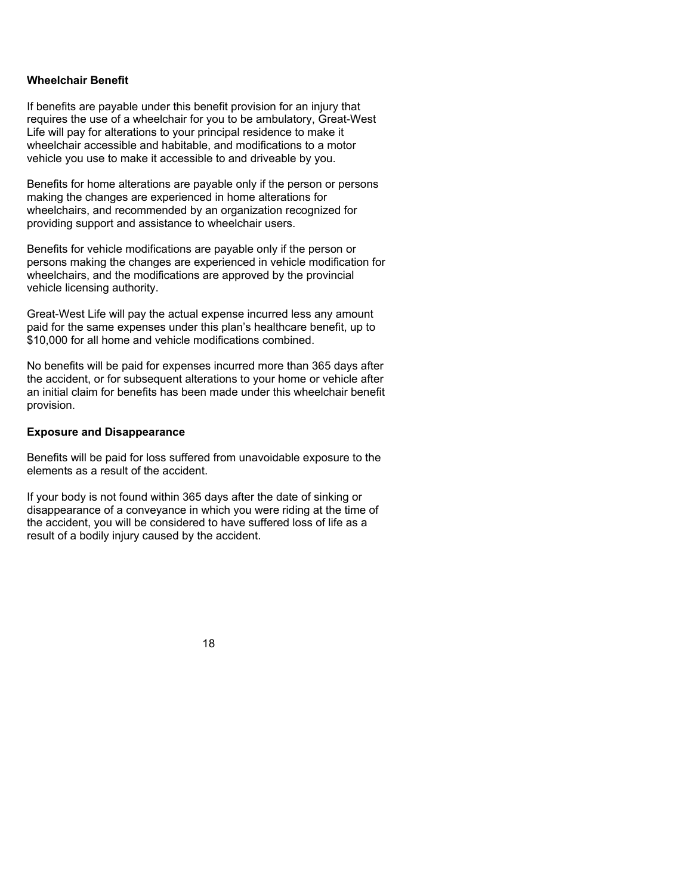**Wheelchair Benefit**

If benefits are payable under this benefit provision for an injury that requires the use of a wheelchair for you to be ambulatory, Great-West Life will pay for alterations to your principal residence to make it wheelchair accessible and habitable, and modifications to a motor vehicle you use to make it accessible to and driveable by you.

Benefits for home alterations are payable only if the person or persons making the changes are experienced in home alterations for wheelchairs, and recommended by an organization recognized for providing support and assistance to wheelchair users.

Benefits for vehicle modifications are payable only if the person or persons making the changes are experienced in vehicle modification for wheelchairs, and the modifications are approved by the provincial vehicle licensing authority.

Great-West Life will pay the actual expense incurred less any amount paid for the same expenses under this plan's healthcare benefit, up to $10,000 for all home and vehicle modifications combined.

No benefits will be paid for expenses incurred more than 365 days after the accident, or for subsequent alterations to your home or vehicle after an initial claim for benefits has been made under this wheelchair benefit provision.

**Exposure and Disappearance**

Benefits will be paid for loss suffered from unavoidable exposure to the elements as a result of the accident.

If your body is not found within 365 days after the date of sinking or disappearance of a conveyance in which you were riding at the time of the accident, you will be considered to have suffered loss of life as a result of a bodily injury caused by the accident.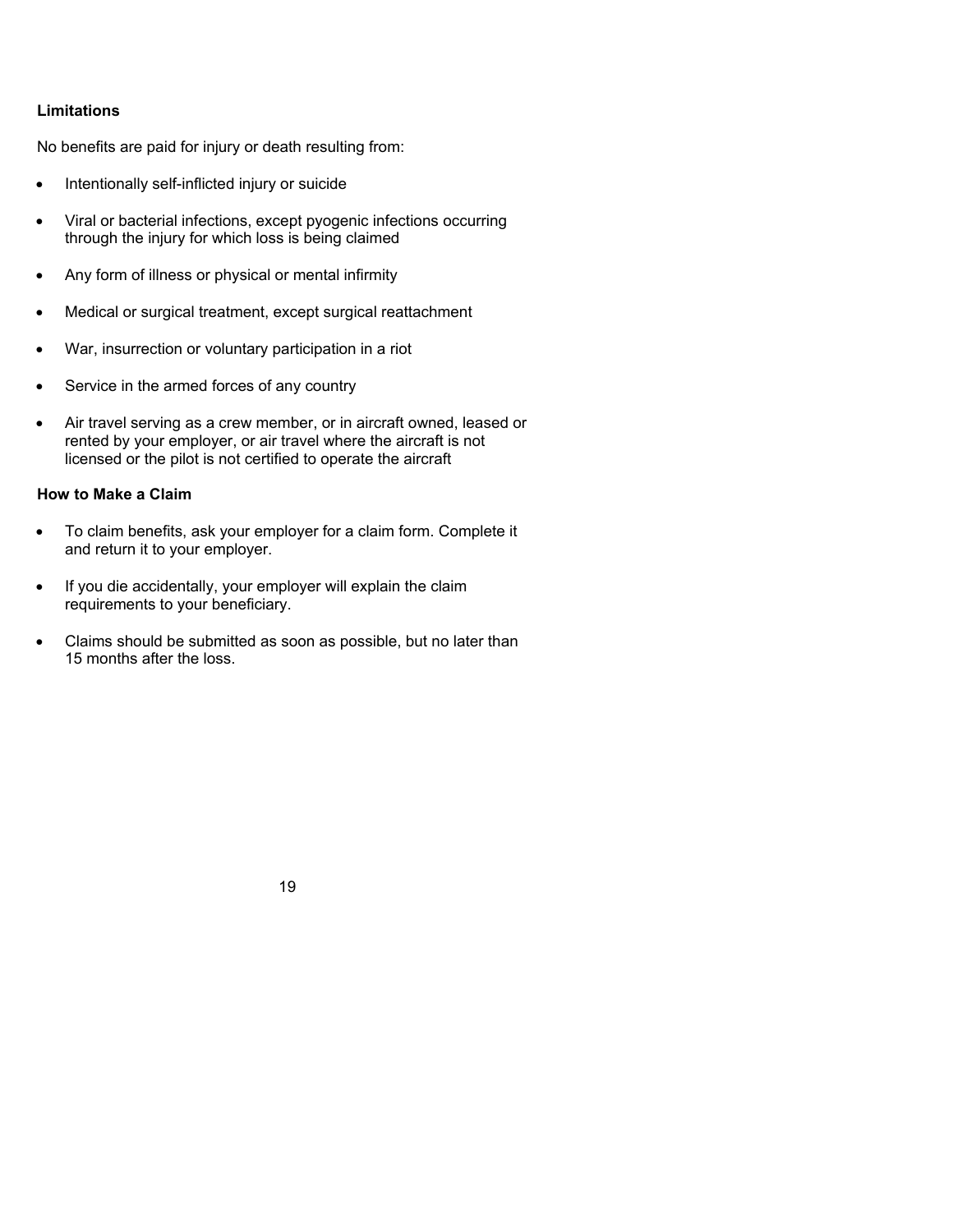**Limitations**

No benefits are paid for injury or death resulting from:

- Intentionally self-inflicted injury or suicide
- Viral or bacterial infections, except pyogenic infections occurring through the injury for which loss is being claimed
- Any form of illness or physical or mental infirmity
- Medical or surgical treatment, except surgical reattachment
- War, insurrection or voluntary participation in a riot
- Service in the armed forces of any country
- Air travel serving as a crew member, or in aircraft owned, leased or rented by your employer, or air travel where the aircraft is not licensed or the pilot is not certified to operate the aircraft

**How to Make a Claim**

- To claim benefits, ask your employer for a claim form. Complete it and return it to your employer.
- If you die accidentally, your employer will explain the claim requirements to your beneficiary.
- Claims should be submitted as soon as possible, but no later than 15 months after the loss.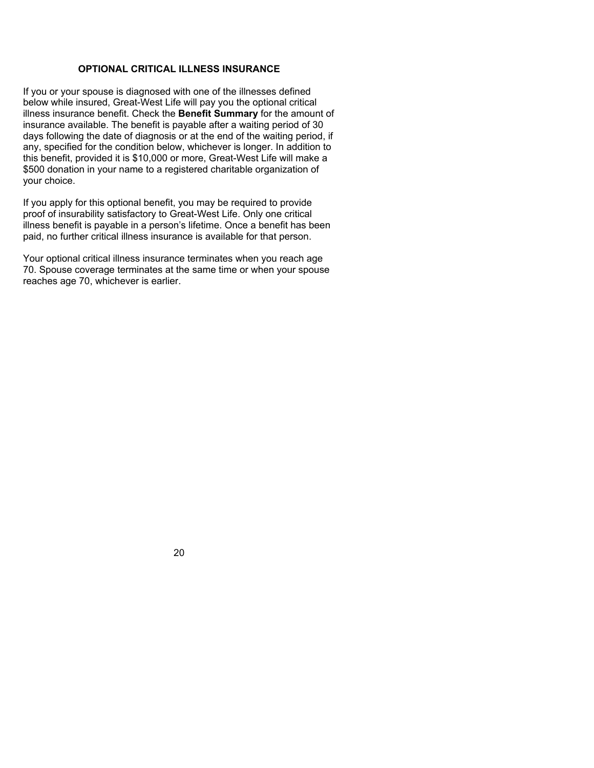## OPTIONAL CRITICAL ILLNESS INSURANCE

If you or your spouse is diagnosed with one of the illnesses defined below while insured, Great-West Life will pay you the optional critical illness insurance benefit. Check the **Benefit Summary** for the amount of insurance available. The benefit is payable after a waiting period of 30 days following the date of diagnosis or at the end of the waiting period, if any, specified for the condition below, whichever is longer. In addition to this benefit, provided it is $10,000 or more, Great-West Life will make a $500 donation in your name to a registered charitable organization of your choice.

If you apply for this optional benefit, you may be required to provide proof of insurability satisfactory to Great-West Life. Only one critical illness benefit is payable in a person's lifetime. Once a benefit has been paid, no further critical illness insurance is available for that person.

Your optional critical illness insurance terminates when you reach age 70. Spouse coverage terminates at the same time or when your spouse reaches age 70, whichever is earlier.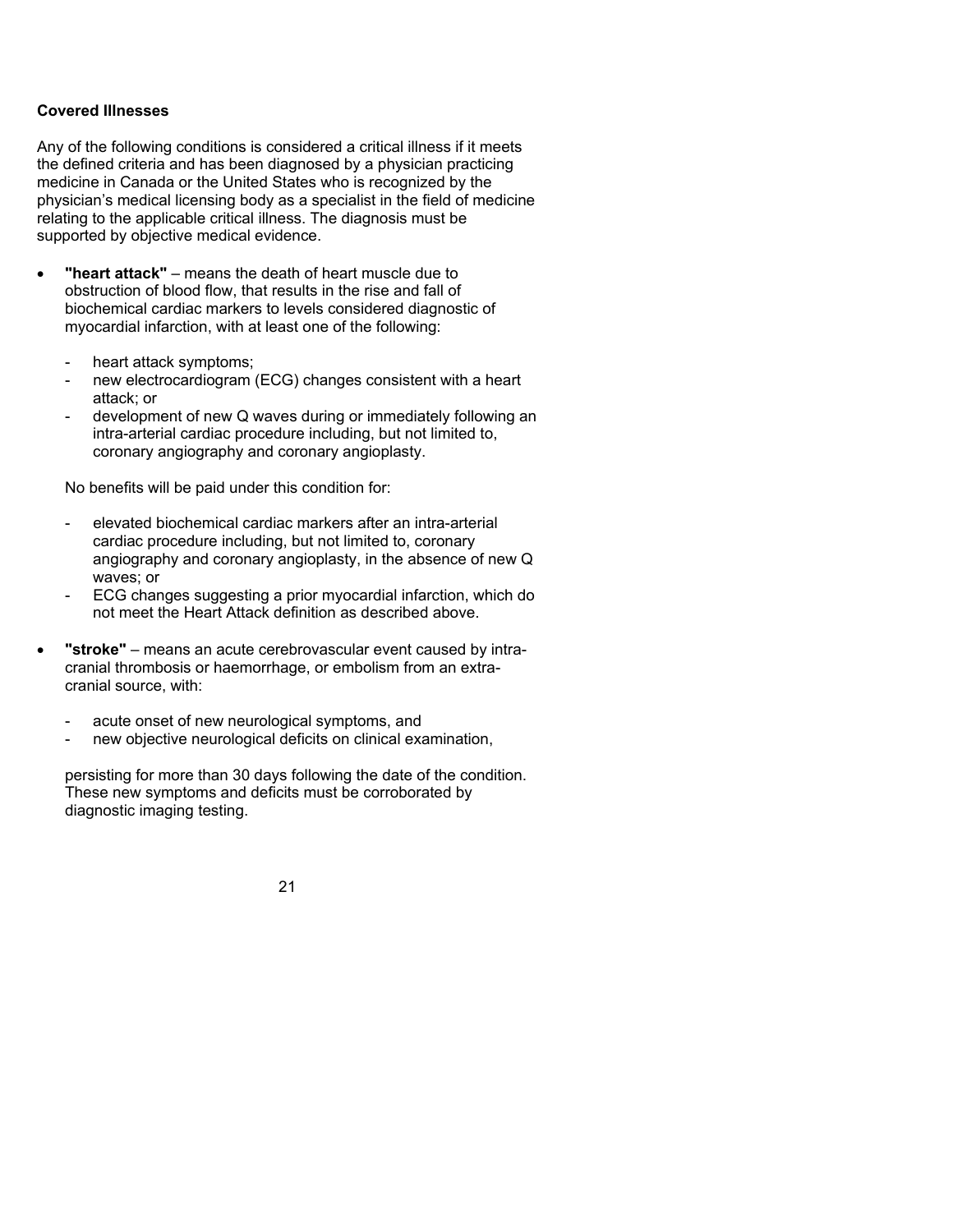**Covered Illnesses**

Any of the following conditions is considered a critical illness if it meets the defined criteria and has been diagnosed by a physician practicing medicine in Canada or the United States who is recognized by the physician's medical licensing body as a specialist in the field of medicine relating to the applicable critical illness. The diagnosis must be supported by objective medical evidence.

- **"heart attack"** – means the death of heart muscle due to obstruction of blood flow, that results in the rise and fall of biochemical cardiac markers to levels considered diagnostic of myocardial infarction, with at least one of the following:

  - heart attack symptoms;
  - new electrocardiogram (ECG) changes consistent with a heart attack; or
  - development of new Q waves during or immediately following an intra-arterial cardiac procedure including, but not limited to, coronary angiography and coronary angioplasty.

  No benefits will be paid under this condition for:

  - elevated biochemical cardiac markers after an intra-arterial cardiac procedure including, but not limited to, coronary angiography and coronary angioplasty, in the absence of new Q waves; or
  - ECG changes suggesting a prior myocardial infarction, which do not meet the Heart Attack definition as described above.

- **"stroke"** – means an acute cerebrovascular event caused by intra-cranial thrombosis or haemorrhage, or embolism from an extra-cranial source, with:

  - acute onset of new neurological symptoms, and
  - new objective neurological deficits on clinical examination,

  persisting for more than 30 days following the date of the condition. These new symptoms and deficits must be corroborated by diagnostic imaging testing.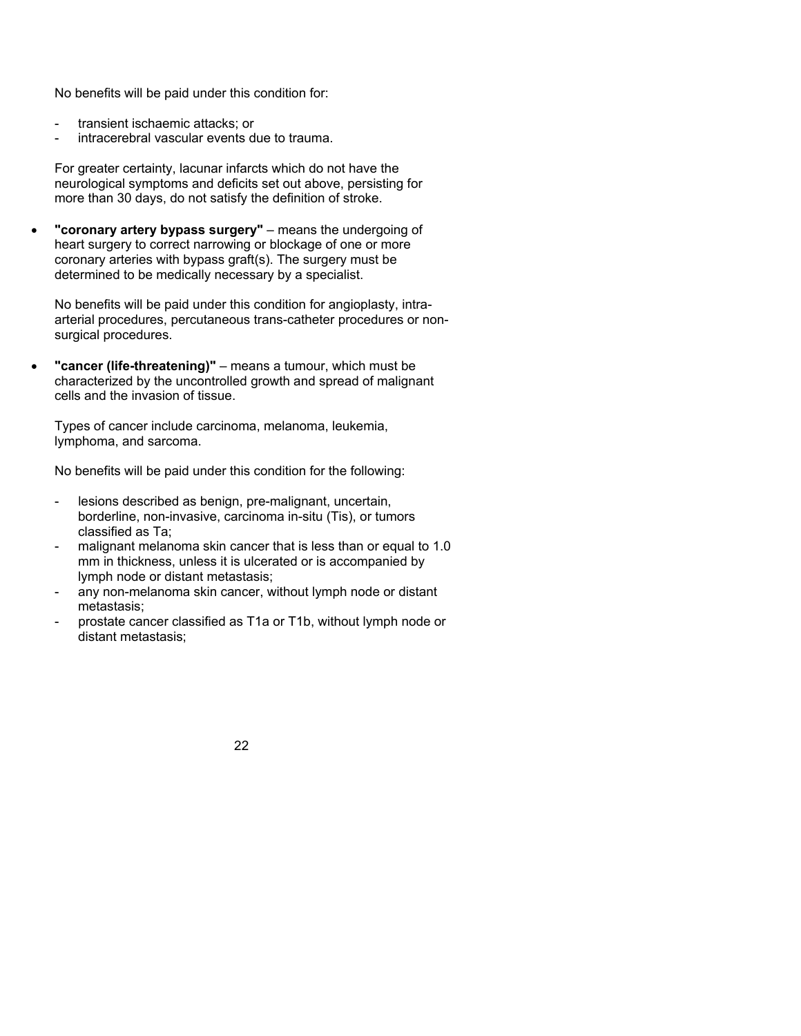No benefits will be paid under this condition for:

- transient ischaemic attacks; or
- intracerebral vascular events due to trauma.

For greater certainty, lacunar infarcts which do not have the neurological symptoms and deficits set out above, persisting for more than 30 days, do not satisfy the definition of stroke.

- **"coronary artery bypass surgery"** – means the undergoing of heart surgery to correct narrowing or blockage of one or more coronary arteries with bypass graft(s). The surgery must be determined to be medically necessary by a specialist.

  No benefits will be paid under this condition for angioplasty, intra-arterial procedures, percutaneous trans-catheter procedures or non-surgical procedures.

- **"cancer (life-threatening)"** – means a tumour, which must be characterized by the uncontrolled growth and spread of malignant cells and the invasion of tissue.

  Types of cancer include carcinoma, melanoma, leukemia, lymphoma, and sarcoma.

  No benefits will be paid under this condition for the following:

  - lesions described as benign, pre-malignant, uncertain, borderline, non-invasive, carcinoma in-situ (Tis), or tumors classified as Ta;
  - malignant melanoma skin cancer that is less than or equal to 1.0 mm in thickness, unless it is ulcerated or is accompanied by lymph node or distant metastasis;
  - any non-melanoma skin cancer, without lymph node or distant metastasis;
  - prostate cancer classified as T1a or T1b, without lymph node or distant metastasis;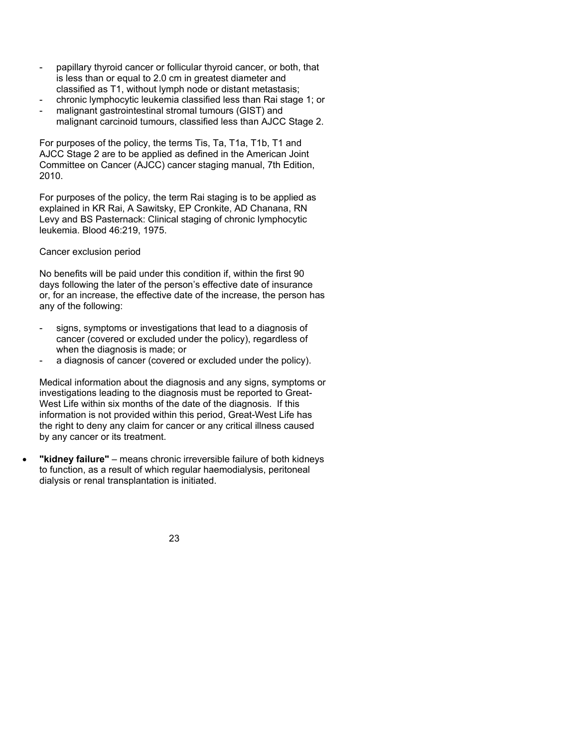- papillary thyroid cancer or follicular thyroid cancer, or both, that is less than or equal to 2.0 cm in greatest diameter and classified as T1, without lymph node or distant metastasis;
- chronic lymphocytic leukemia classified less than Rai stage 1; or
- malignant gastrointestinal stromal tumours (GIST) and malignant carcinoid tumours, classified less than AJCC Stage 2.

For purposes of the policy, the terms Tis, Ta, T1a, T1b, T1 and AJCC Stage 2 are to be applied as defined in the American Joint Committee on Cancer (AJCC) cancer staging manual, 7th Edition, 2010.

For purposes of the policy, the term Rai staging is to be applied as explained in KR Rai, A Sawitsky, EP Cronkite, AD Chanana, RN Levy and BS Pasternack: Clinical staging of chronic lymphocytic leukemia. Blood 46:219, 1975.

Cancer exclusion period

No benefits will be paid under this condition if, within the first 90 days following the later of the person's effective date of insurance or, for an increase, the effective date of the increase, the person has any of the following:

- signs, symptoms or investigations that lead to a diagnosis of cancer (covered or excluded under the policy), regardless of when the diagnosis is made; or
- a diagnosis of cancer (covered or excluded under the policy).

Medical information about the diagnosis and any signs, symptoms or investigations leading to the diagnosis must be reported to Great-West Life within six months of the date of the diagnosis. If this information is not provided within this period, Great-West Life has the right to deny any claim for cancer or any critical illness caused by any cancer or its treatment.

- **"kidney failure"** – means chronic irreversible failure of both kidneys to function, as a result of which regular haemodialysis, peritoneal dialysis or renal transplantation is initiated.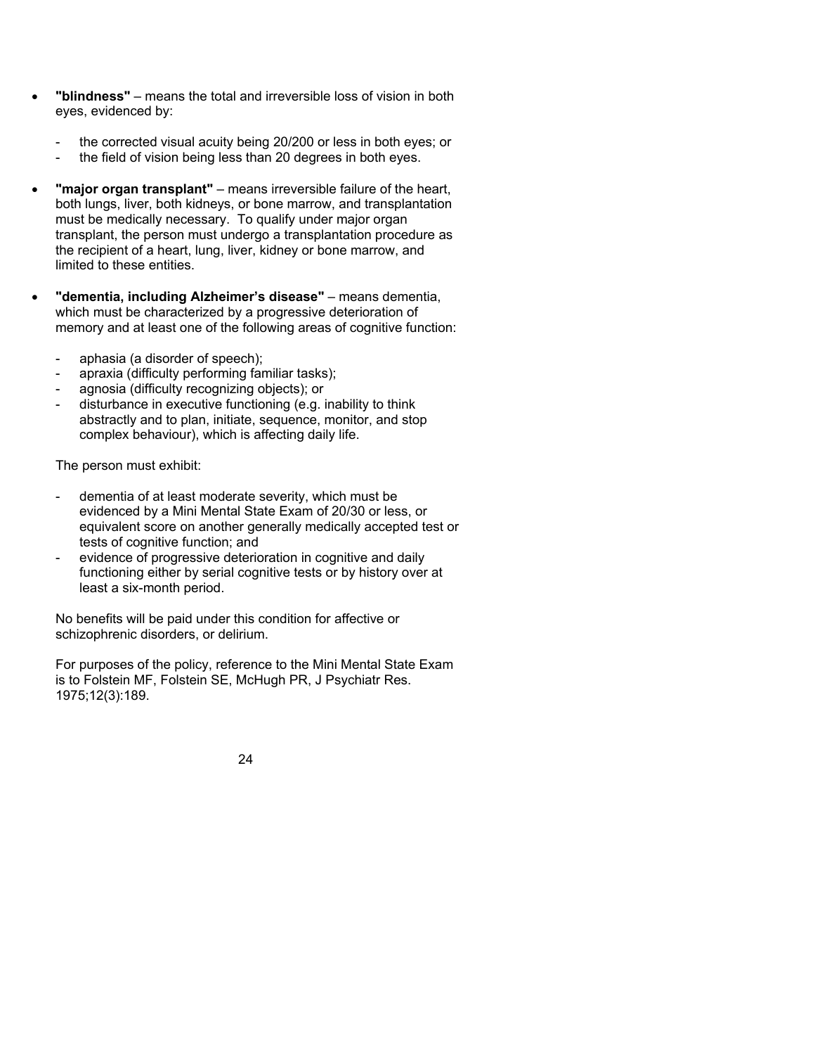- **"blindness"** – means the total and irreversible loss of vision in both eyes, evidenced by:

  - the corrected visual acuity being 20/200 or less in both eyes; or
  - the field of vision being less than 20 degrees in both eyes.

- **"major organ transplant"** – means irreversible failure of the heart, both lungs, liver, both kidneys, or bone marrow, and transplantation must be medically necessary. To qualify under major organ transplant, the person must undergo a transplantation procedure as the recipient of a heart, lung, liver, kidney or bone marrow, and limited to these entities.

- **"dementia, including Alzheimer's disease"** – means dementia, which must be characterized by a progressive deterioration of memory and at least one of the following areas of cognitive function:

  - aphasia (a disorder of speech);
  - apraxia (difficulty performing familiar tasks);
  - agnosia (difficulty recognizing objects); or
  - disturbance in executive functioning (e.g. inability to think abstractly and to plan, initiate, sequence, monitor, and stop complex behaviour), which is affecting daily life.

  The person must exhibit:

  - dementia of at least moderate severity, which must be evidenced by a Mini Mental State Exam of 20/30 or less, or equivalent score on another generally medically accepted test or tests of cognitive function; and
  - evidence of progressive deterioration in cognitive and daily functioning either by serial cognitive tests or by history over at least a six-month period.

  No benefits will be paid under this condition for affective or schizophrenic disorders, or delirium.

  For purposes of the policy, reference to the Mini Mental State Exam is to Folstein MF, Folstein SE, McHugh PR, J Psychiatr Res. 1975;12(3):189.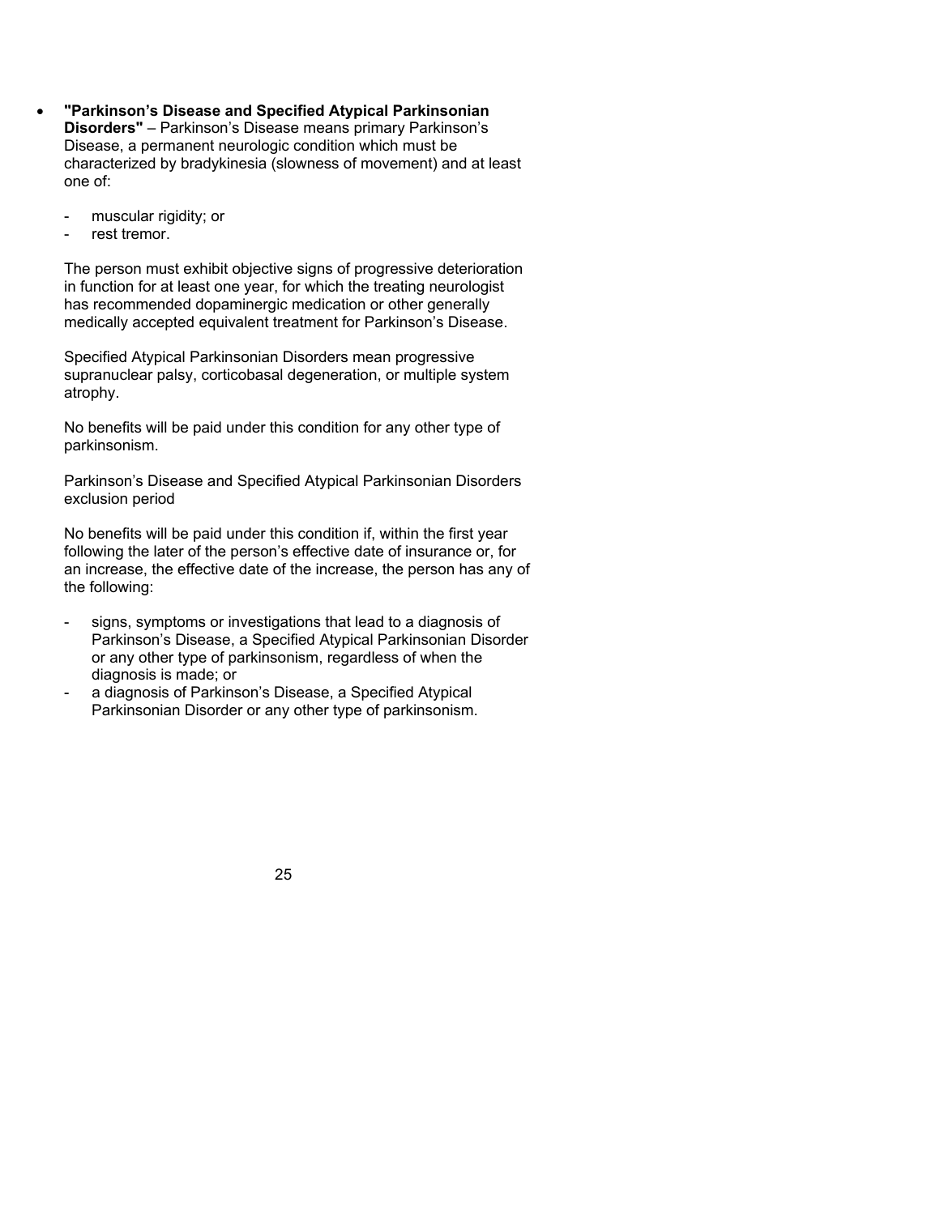- **"Parkinson's Disease and Specified Atypical Parkinsonian Disorders"** – Parkinson's Disease means primary Parkinson's Disease, a permanent neurologic condition which must be characterized by bradykinesia (slowness of movement) and at least one of:

  - muscular rigidity; or
  - rest tremor.

  The person must exhibit objective signs of progressive deterioration in function for at least one year, for which the treating neurologist has recommended dopaminergic medication or other generally medically accepted equivalent treatment for Parkinson's Disease.

  Specified Atypical Parkinsonian Disorders mean progressive supranuclear palsy, corticobasal degeneration, or multiple system atrophy.

  No benefits will be paid under this condition for any other type of parkinsonism.

  Parkinson's Disease and Specified Atypical Parkinsonian Disorders exclusion period

  No benefits will be paid under this condition if, within the first year following the later of the person's effective date of insurance or, for an increase, the effective date of the increase, the person has any of the following:

  - signs, symptoms or investigations that lead to a diagnosis of Parkinson's Disease, a Specified Atypical Parkinsonian Disorder or any other type of parkinsonism, regardless of when the diagnosis is made; or
  - a diagnosis of Parkinson's Disease, a Specified Atypical Parkinsonian Disorder or any other type of parkinsonism.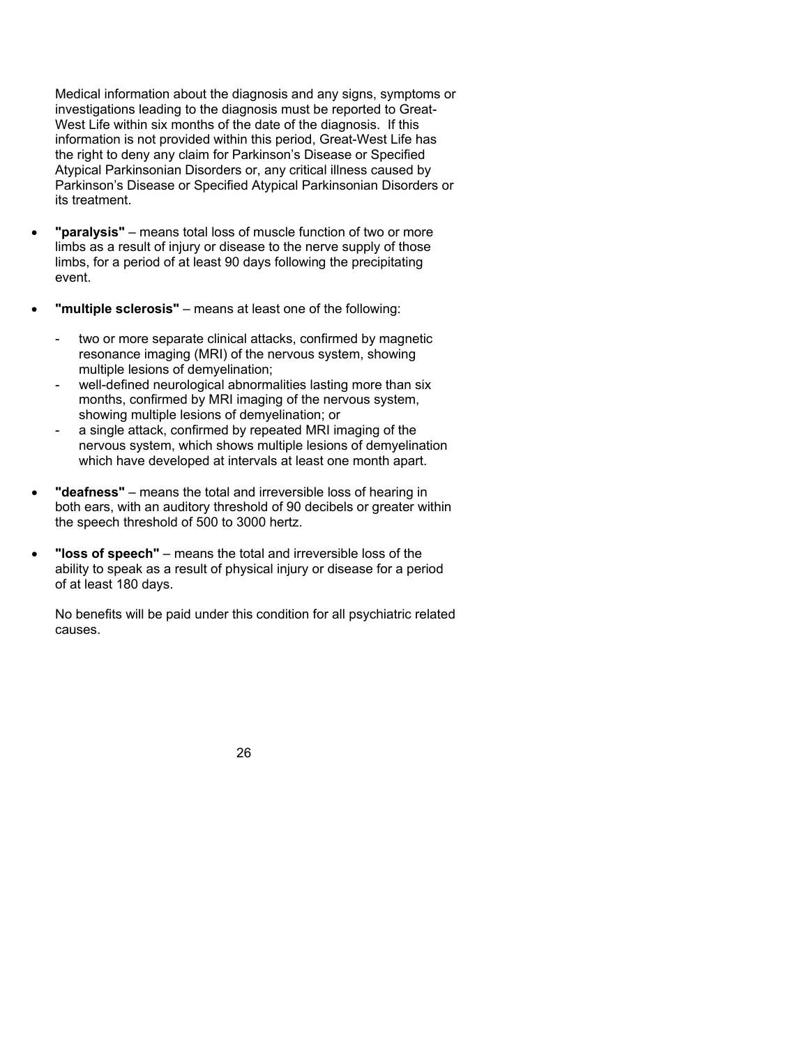Medical information about the diagnosis and any signs, symptoms or investigations leading to the diagnosis must be reported to Great-West Life within six months of the date of the diagnosis. If this information is not provided within this period, Great-West Life has the right to deny any claim for Parkinson's Disease or Specified Atypical Parkinsonian Disorders or, any critical illness caused by Parkinson's Disease or Specified Atypical Parkinsonian Disorders or its treatment.

- **"paralysis"** – means total loss of muscle function of two or more limbs as a result of injury or disease to the nerve supply of those limbs, for a period of at least 90 days following the precipitating event.

- **"multiple sclerosis"** – means at least one of the following:

  - two or more separate clinical attacks, confirmed by magnetic resonance imaging (MRI) of the nervous system, showing multiple lesions of demyelination;
  - well-defined neurological abnormalities lasting more than six months, confirmed by MRI imaging of the nervous system, showing multiple lesions of demyelination; or
  - a single attack, confirmed by repeated MRI imaging of the nervous system, which shows multiple lesions of demyelination which have developed at intervals at least one month apart.

- **"deafness"** – means the total and irreversible loss of hearing in both ears, with an auditory threshold of 90 decibels or greater within the speech threshold of 500 to 3000 hertz.

- **"loss of speech"** – means the total and irreversible loss of the ability to speak as a result of physical injury or disease for a period of at least 180 days.

  No benefits will be paid under this condition for all psychiatric related causes.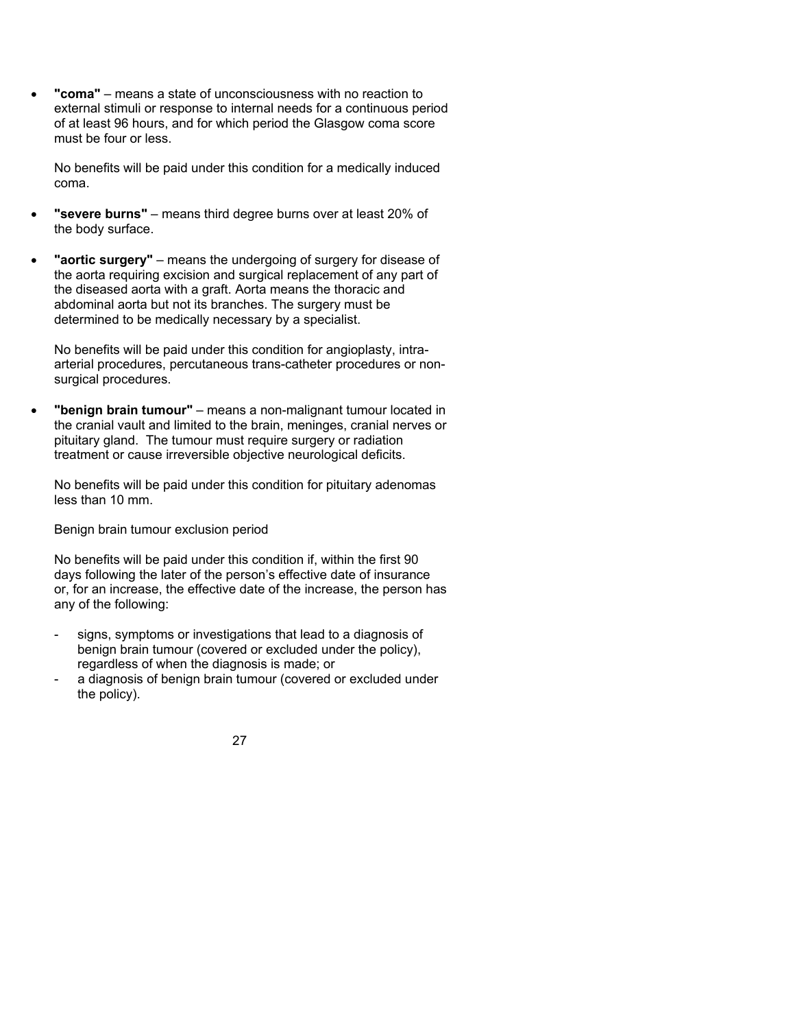- **"coma"** – means a state of unconsciousness with no reaction to external stimuli or response to internal needs for a continuous period of at least 96 hours, and for which period the Glasgow coma score must be four or less.

  No benefits will be paid under this condition for a medically induced coma.

- **"severe burns"** – means third degree burns over at least 20% of the body surface.

- **"aortic surgery"** – means the undergoing of surgery for disease of the aorta requiring excision and surgical replacement of any part of the diseased aorta with a graft. Aorta means the thoracic and abdominal aorta but not its branches. The surgery must be determined to be medically necessary by a specialist.

  No benefits will be paid under this condition for angioplasty, intra-arterial procedures, percutaneous trans-catheter procedures or non-surgical procedures.

- **"benign brain tumour"** – means a non-malignant tumour located in the cranial vault and limited to the brain, meninges, cranial nerves or pituitary gland. The tumour must require surgery or radiation treatment or cause irreversible objective neurological deficits.

  No benefits will be paid under this condition for pituitary adenomas less than 10 mm.

  Benign brain tumour exclusion period

  No benefits will be paid under this condition if, within the first 90 days following the later of the person's effective date of insurance or, for an increase, the effective date of the increase, the person has any of the following:

  - signs, symptoms or investigations that lead to a diagnosis of benign brain tumour (covered or excluded under the policy), regardless of when the diagnosis is made; or
  - a diagnosis of benign brain tumour (covered or excluded under the policy).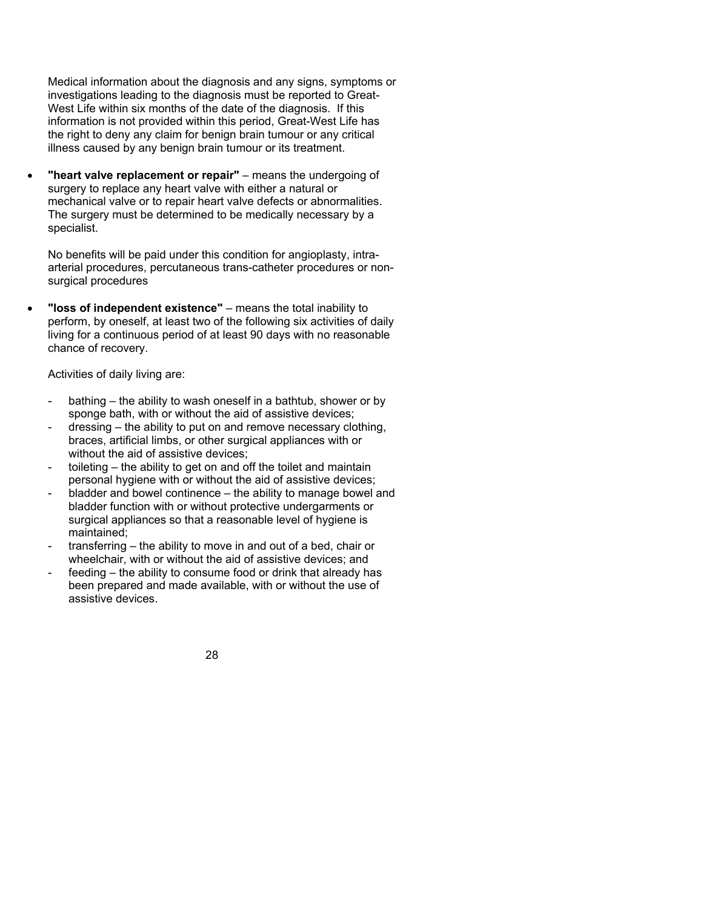Medical information about the diagnosis and any signs, symptoms or investigations leading to the diagnosis must be reported to Great-West Life within six months of the date of the diagnosis. If this information is not provided within this period, Great-West Life has the right to deny any claim for benign brain tumour or any critical illness caused by any benign brain tumour or its treatment.

- **"heart valve replacement or repair"** – means the undergoing of surgery to replace any heart valve with either a natural or mechanical valve or to repair heart valve defects or abnormalities. The surgery must be determined to be medically necessary by a specialist.

  No benefits will be paid under this condition for angioplasty, intra-arterial procedures, percutaneous trans-catheter procedures or non-surgical procedures

- **"loss of independent existence"** – means the total inability to perform, by oneself, at least two of the following six activities of daily living for a continuous period of at least 90 days with no reasonable chance of recovery.

  Activities of daily living are:

  - bathing – the ability to wash oneself in a bathtub, shower or by sponge bath, with or without the aid of assistive devices;
  - dressing – the ability to put on and remove necessary clothing, braces, artificial limbs, or other surgical appliances with or without the aid of assistive devices;
  - toileting – the ability to get on and off the toilet and maintain personal hygiene with or without the aid of assistive devices;
  - bladder and bowel continence – the ability to manage bowel and bladder function with or without protective undergarments or surgical appliances so that a reasonable level of hygiene is maintained;
  - transferring – the ability to move in and out of a bed, chair or wheelchair, with or without the aid of assistive devices; and
  - feeding – the ability to consume food or drink that already has been prepared and made available, with or without the use of assistive devices.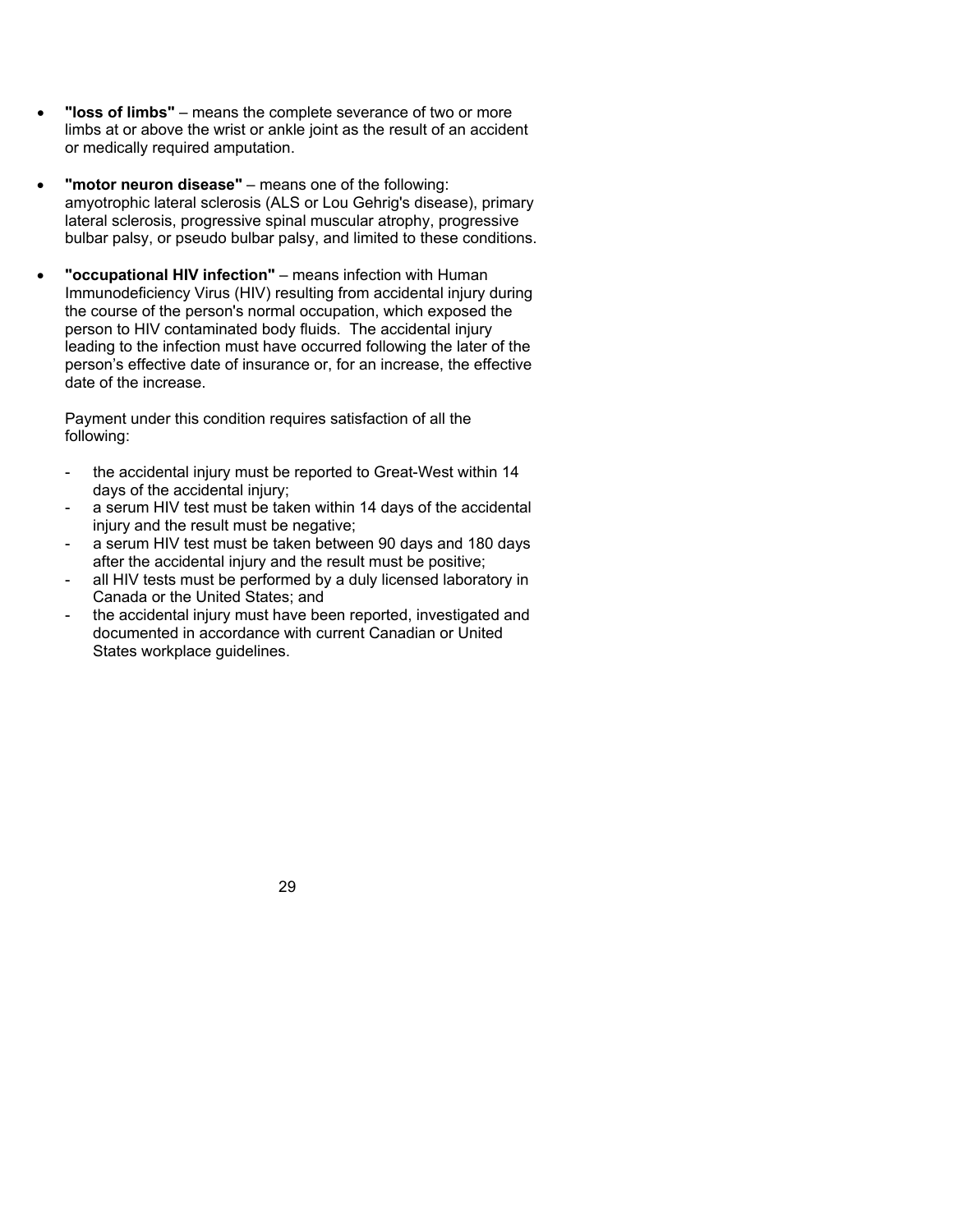- **"loss of limbs"** – means the complete severance of two or more limbs at or above the wrist or ankle joint as the result of an accident or medically required amputation.

- **"motor neuron disease"** – means one of the following: amyotrophic lateral sclerosis (ALS or Lou Gehrig's disease), primary lateral sclerosis, progressive spinal muscular atrophy, progressive bulbar palsy, or pseudo bulbar palsy, and limited to these conditions.

- **"occupational HIV infection"** – means infection with Human Immunodeficiency Virus (HIV) resulting from accidental injury during the course of the person's normal occupation, which exposed the person to HIV contaminated body fluids. The accidental injury leading to the infection must have occurred following the later of the person's effective date of insurance or, for an increase, the effective date of the increase.

  Payment under this condition requires satisfaction of all the following:

  - the accidental injury must be reported to Great-West within 14 days of the accidental injury;
  - a serum HIV test must be taken within 14 days of the accidental injury and the result must be negative;
  - a serum HIV test must be taken between 90 days and 180 days after the accidental injury and the result must be positive;
  - all HIV tests must be performed by a duly licensed laboratory in Canada or the United States; and
  - the accidental injury must have been reported, investigated and documented in accordance with current Canadian or United States workplace guidelines.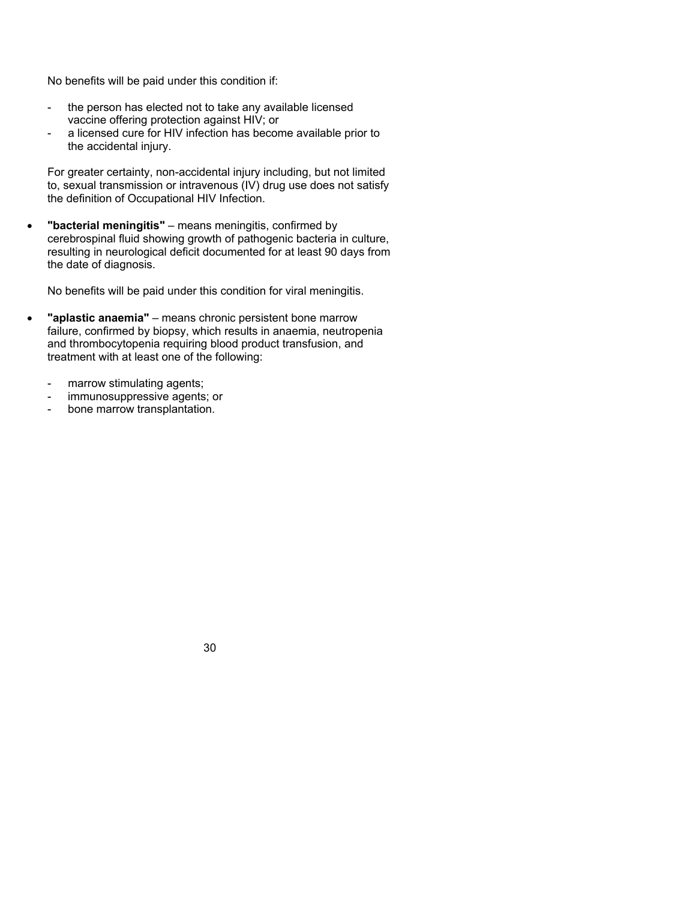No benefits will be paid under this condition if:

- the person has elected not to take any available licensed vaccine offering protection against HIV; or
- a licensed cure for HIV infection has become available prior to the accidental injury.

For greater certainty, non-accidental injury including, but not limited to, sexual transmission or intravenous (IV) drug use does not satisfy the definition of Occupational HIV Infection.

- **"bacterial meningitis"** – means meningitis, confirmed by cerebrospinal fluid showing growth of pathogenic bacteria in culture, resulting in neurological deficit documented for at least 90 days from the date of diagnosis.

  No benefits will be paid under this condition for viral meningitis.

- **"aplastic anaemia"** – means chronic persistent bone marrow failure, confirmed by biopsy, which results in anaemia, neutropenia and thrombocytopenia requiring blood product transfusion, and treatment with at least one of the following:

  - marrow stimulating agents;
  - immunosuppressive agents; or
  - bone marrow transplantation.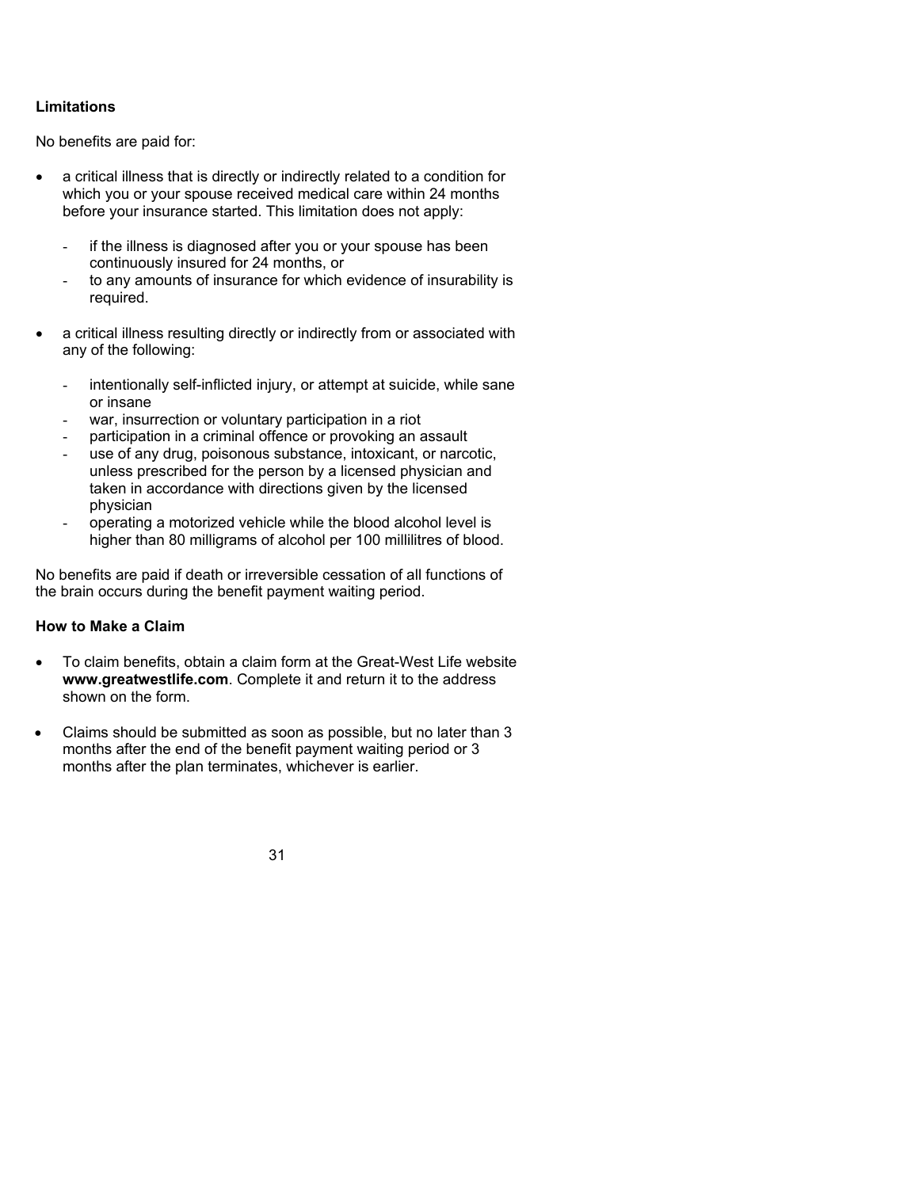**Limitations**

No benefits are paid for:

- a critical illness that is directly or indirectly related to a condition for which you or your spouse received medical care within 24 months before your insurance started. This limitation does not apply:
  - if the illness is diagnosed after you or your spouse has been continuously insured for 24 months, or
  - to any amounts of insurance for which evidence of insurability is required.
- a critical illness resulting directly or indirectly from or associated with any of the following:
  - intentionally self-inflicted injury, or attempt at suicide, while sane or insane
  - war, insurrection or voluntary participation in a riot
  - participation in a criminal offence or provoking an assault
  - use of any drug, poisonous substance, intoxicant, or narcotic, unless prescribed for the person by a licensed physician and taken in accordance with directions given by the licensed physician
  - operating a motorized vehicle while the blood alcohol level is higher than 80 milligrams of alcohol per 100 millilitres of blood.

No benefits are paid if death or irreversible cessation of all functions of the brain occurs during the benefit payment waiting period.

**How to Make a Claim**

- To claim benefits, obtain a claim form at the Great-West Life website **www.greatwestlife.com**. Complete it and return it to the address shown on the form.
- Claims should be submitted as soon as possible, but no later than 3 months after the end of the benefit payment waiting period or 3 months after the plan terminates, whichever is earlier.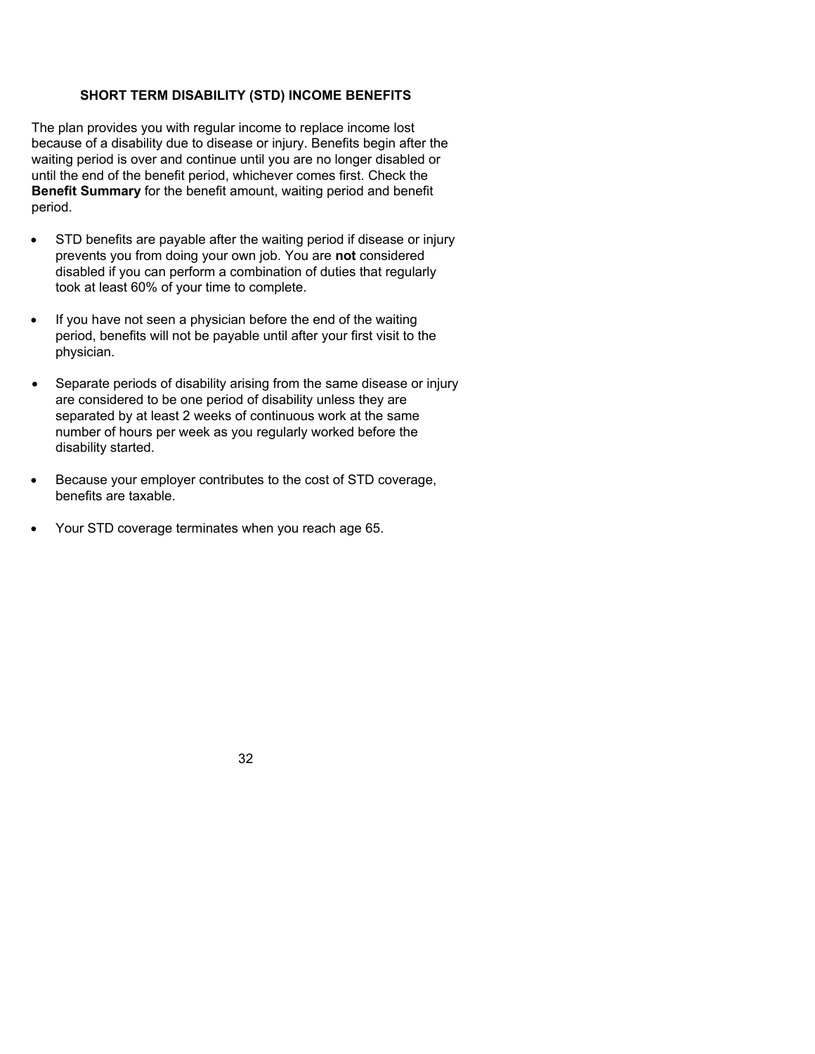## SHORT TERM DISABILITY (STD) INCOME BENEFITS

The plan provides you with regular income to replace income lost because of a disability due to disease or injury. Benefits begin after the waiting period is over and continue until you are no longer disabled or until the end of the benefit period, whichever comes first. Check the **Benefit Summary** for the benefit amount, waiting period and benefit period.

- STD benefits are payable after the waiting period if disease or injury prevents you from doing your own job. You are **not** considered disabled if you can perform a combination of duties that regularly took at least 60% of your time to complete.

- If you have not seen a physician before the end of the waiting period, benefits will not be payable until after your first visit to the physician.

- Separate periods of disability arising from the same disease or injury are considered to be one period of disability unless they are separated by at least 2 weeks of continuous work at the same number of hours per week as you regularly worked before the disability started.

- Because your employer contributes to the cost of STD coverage, benefits are taxable.

- Your STD coverage terminates when you reach age 65.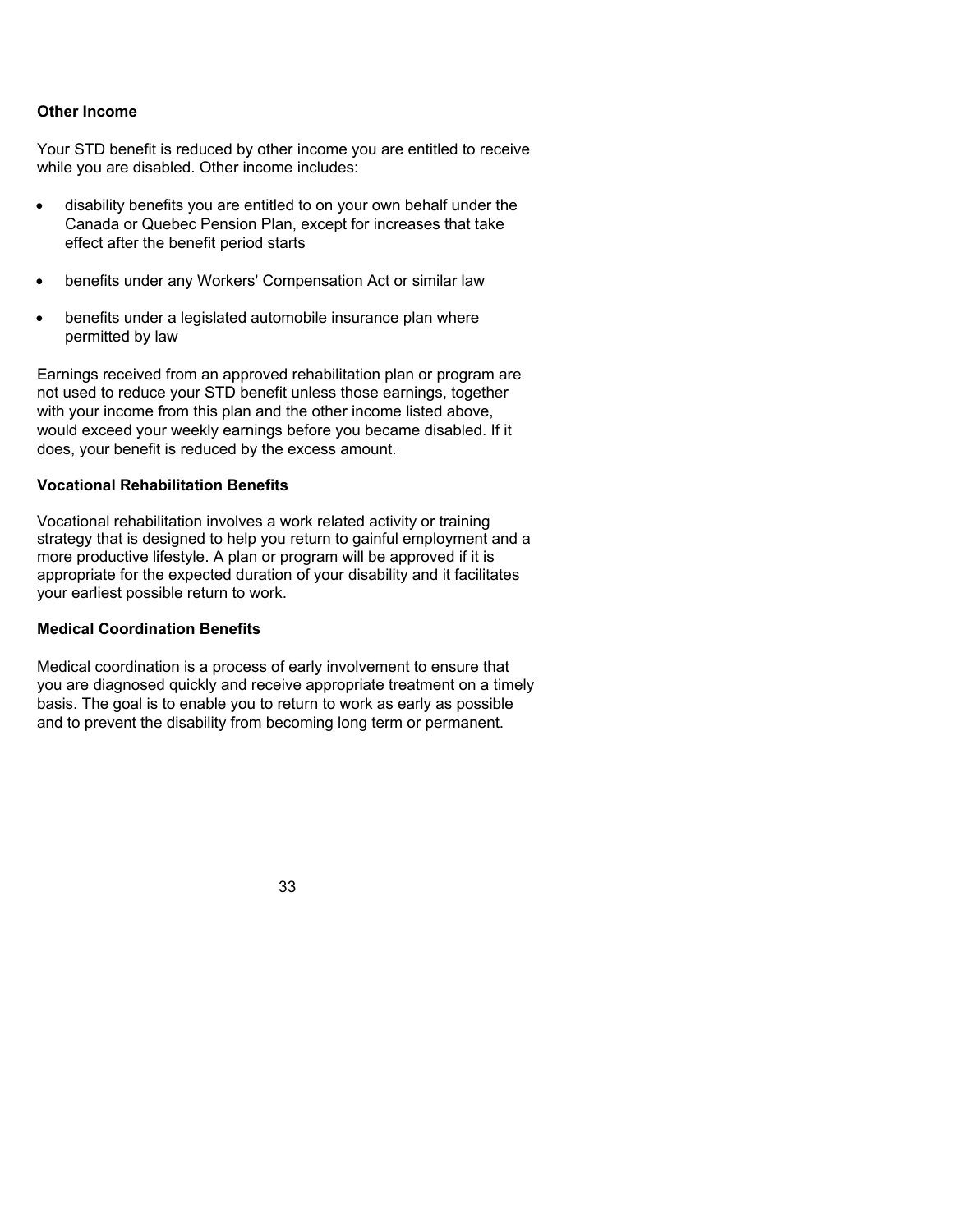**Other Income**

Your STD benefit is reduced by other income you are entitled to receive while you are disabled. Other income includes:

- disability benefits you are entitled to on your own behalf under the Canada or Quebec Pension Plan, except for increases that take effect after the benefit period starts
- benefits under any Workers' Compensation Act or similar law
- benefits under a legislated automobile insurance plan where permitted by law

Earnings received from an approved rehabilitation plan or program are not used to reduce your STD benefit unless those earnings, together with your income from this plan and the other income listed above, would exceed your weekly earnings before you became disabled. If it does, your benefit is reduced by the excess amount.

**Vocational Rehabilitation Benefits**

Vocational rehabilitation involves a work related activity or training strategy that is designed to help you return to gainful employment and a more productive lifestyle. A plan or program will be approved if it is appropriate for the expected duration of your disability and it facilitates your earliest possible return to work.

**Medical Coordination Benefits**

Medical coordination is a process of early involvement to ensure that you are diagnosed quickly and receive appropriate treatment on a timely basis. The goal is to enable you to return to work as early as possible and to prevent the disability from becoming long term or permanent.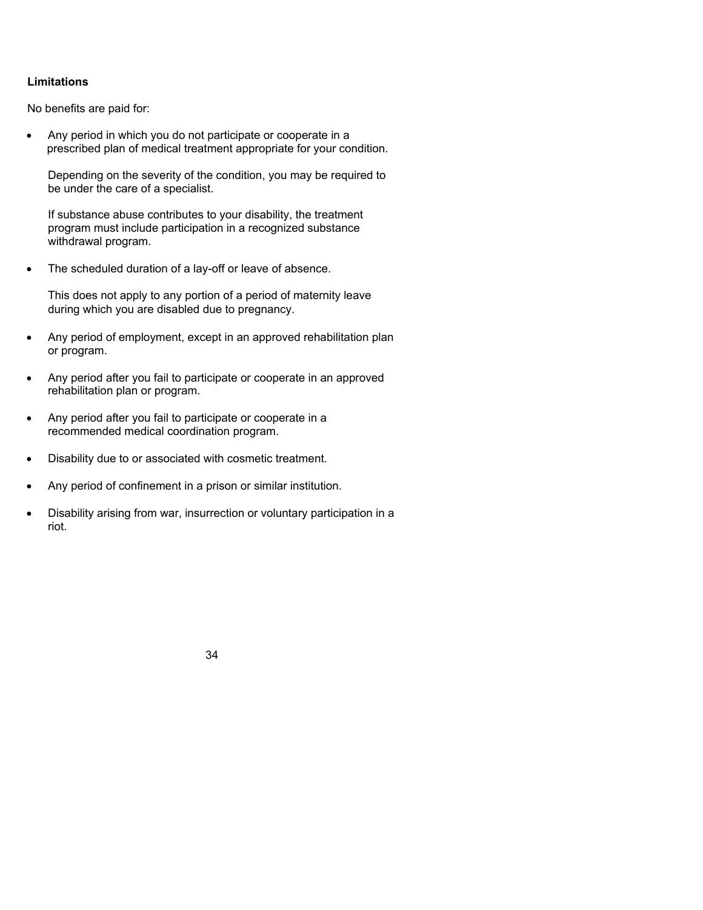**Limitations**

No benefits are paid for:

- Any period in which you do not participate or cooperate in a prescribed plan of medical treatment appropriate for your condition.

  Depending on the severity of the condition, you may be required to be under the care of a specialist.

  If substance abuse contributes to your disability, the treatment program must include participation in a recognized substance withdrawal program.

- The scheduled duration of a lay-off or leave of absence.

  This does not apply to any portion of a period of maternity leave during which you are disabled due to pregnancy.

- Any period of employment, except in an approved rehabilitation plan or program.

- Any period after you fail to participate or cooperate in an approved rehabilitation plan or program.

- Any period after you fail to participate or cooperate in a recommended medical coordination program.

- Disability due to or associated with cosmetic treatment.

- Any period of confinement in a prison or similar institution.

- Disability arising from war, insurrection or voluntary participation in a riot.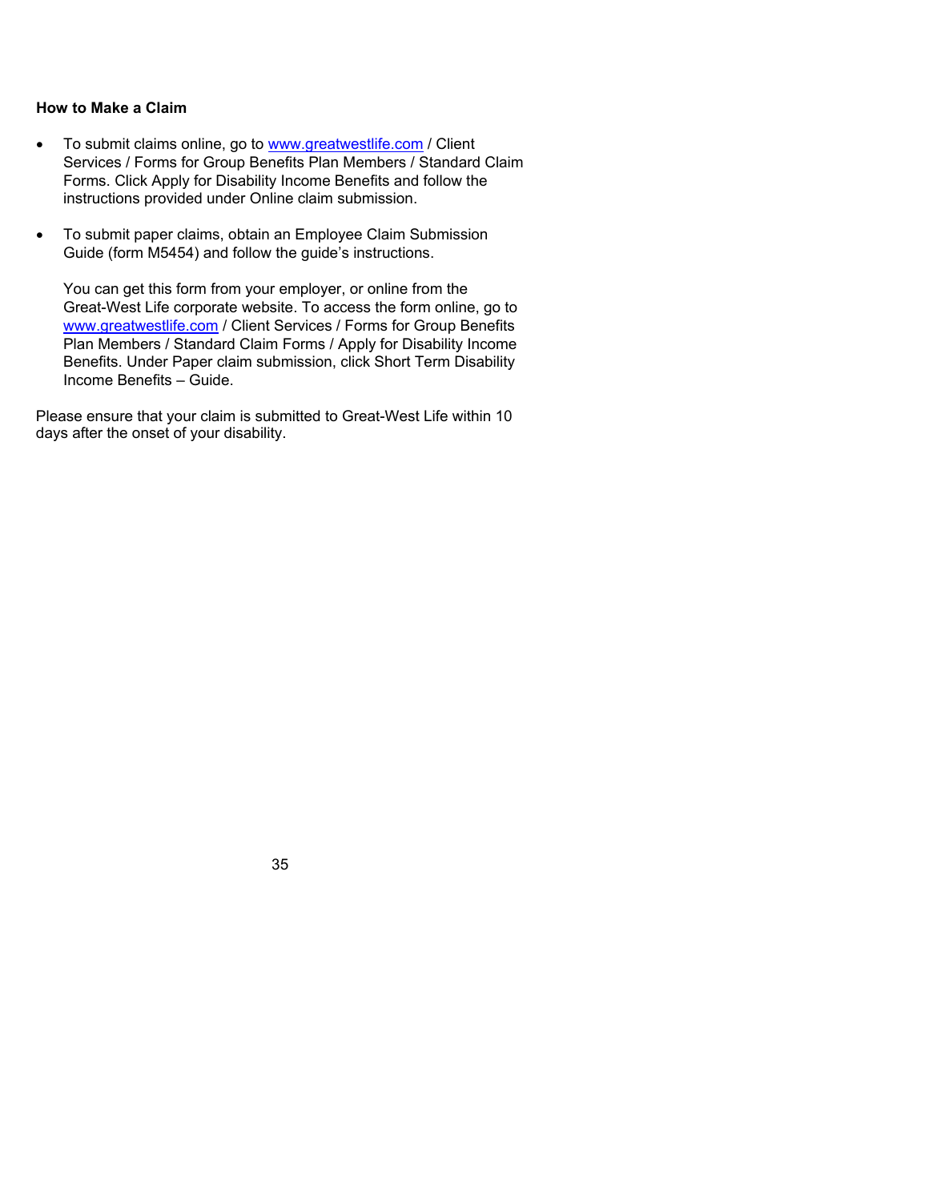**How to Make a Claim**

- To submit claims online, go to www.greatwestlife.com / Client Services / Forms for Group Benefits Plan Members / Standard Claim Forms. Click Apply for Disability Income Benefits and follow the instructions provided under Online claim submission.

- To submit paper claims, obtain an Employee Claim Submission Guide (form M5454) and follow the guide's instructions.

  You can get this form from your employer, or online from the Great-West Life corporate website. To access the form online, go to www.greatwestlife.com / Client Services / Forms for Group Benefits Plan Members / Standard Claim Forms / Apply for Disability Income Benefits. Under Paper claim submission, click Short Term Disability Income Benefits – Guide.

Please ensure that your claim is submitted to Great-West Life within 10 days after the onset of your disability.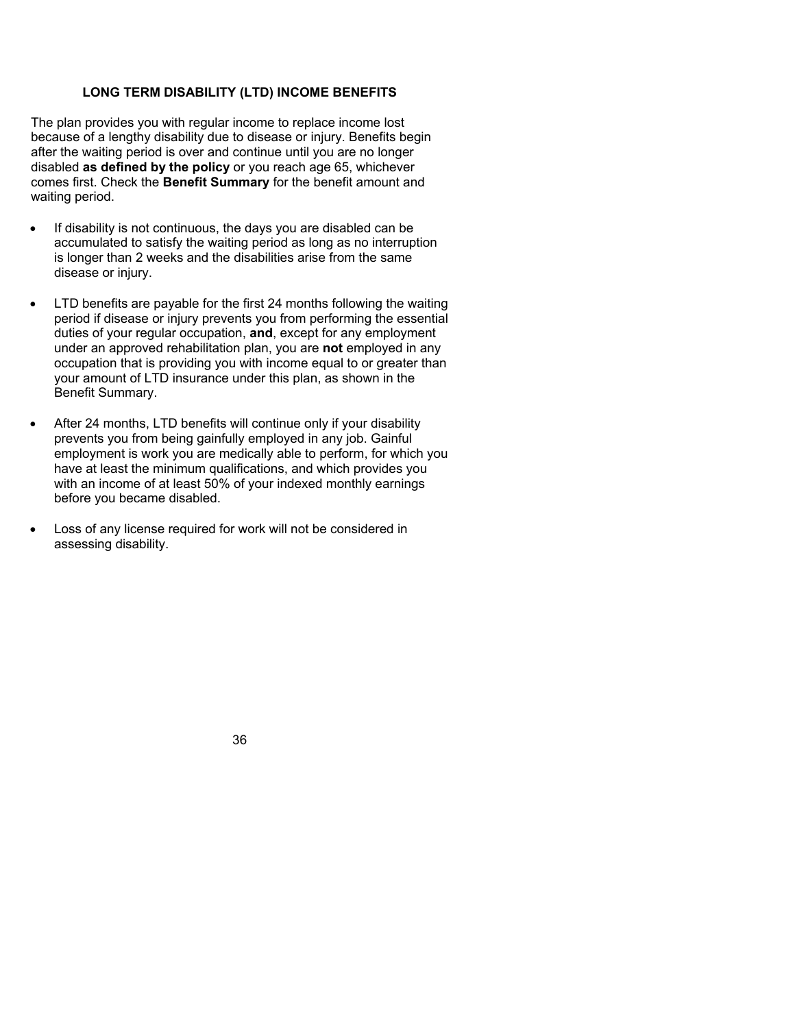## LONG TERM DISABILITY (LTD) INCOME BENEFITS

The plan provides you with regular income to replace income lost because of a lengthy disability due to disease or injury. Benefits begin after the waiting period is over and continue until you are no longer disabled **as defined by the policy** or you reach age 65, whichever comes first. Check the **Benefit Summary** for the benefit amount and waiting period.

- If disability is not continuous, the days you are disabled can be accumulated to satisfy the waiting period as long as no interruption is longer than 2 weeks and the disabilities arise from the same disease or injury.

- LTD benefits are payable for the first 24 months following the waiting period if disease or injury prevents you from performing the essential duties of your regular occupation, **and**, except for any employment under an approved rehabilitation plan, you are **not** employed in any occupation that is providing you with income equal to or greater than your amount of LTD insurance under this plan, as shown in the Benefit Summary.

- After 24 months, LTD benefits will continue only if your disability prevents you from being gainfully employed in any job. Gainful employment is work you are medically able to perform, for which you have at least the minimum qualifications, and which provides you with an income of at least 50% of your indexed monthly earnings before you became disabled.

- Loss of any license required for work will not be considered in assessing disability.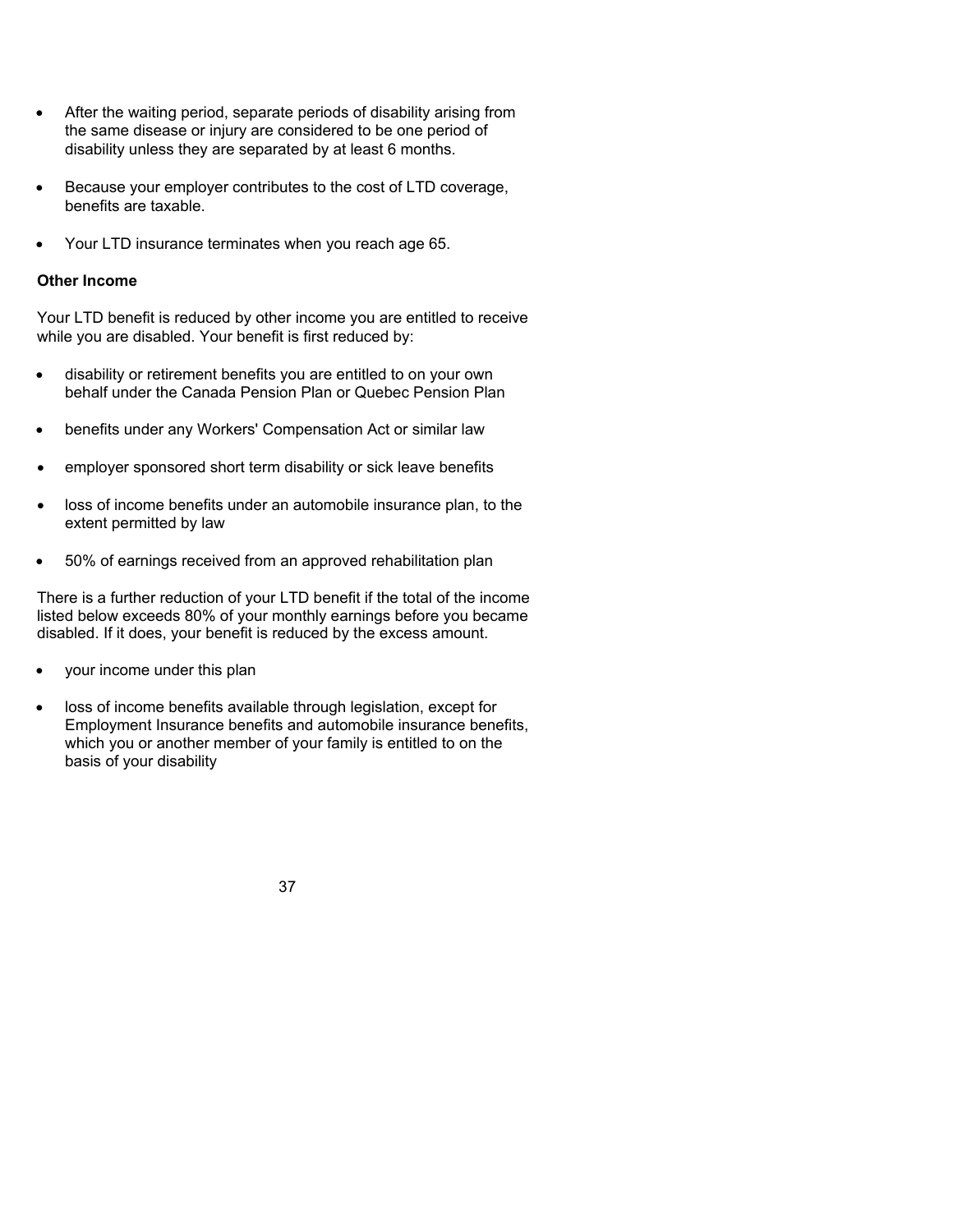- After the waiting period, separate periods of disability arising from the same disease or injury are considered to be one period of disability unless they are separated by at least 6 months.
- Because your employer contributes to the cost of LTD coverage, benefits are taxable.
- Your LTD insurance terminates when you reach age 65.

**Other Income**

Your LTD benefit is reduced by other income you are entitled to receive while you are disabled. Your benefit is first reduced by:

- disability or retirement benefits you are entitled to on your own behalf under the Canada Pension Plan or Quebec Pension Plan
- benefits under any Workers' Compensation Act or similar law
- employer sponsored short term disability or sick leave benefits
- loss of income benefits under an automobile insurance plan, to the extent permitted by law
- 50% of earnings received from an approved rehabilitation plan

There is a further reduction of your LTD benefit if the total of the income listed below exceeds 80% of your monthly earnings before you became disabled. If it does, your benefit is reduced by the excess amount.

- your income under this plan
- loss of income benefits available through legislation, except for Employment Insurance benefits and automobile insurance benefits, which you or another member of your family is entitled to on the basis of your disability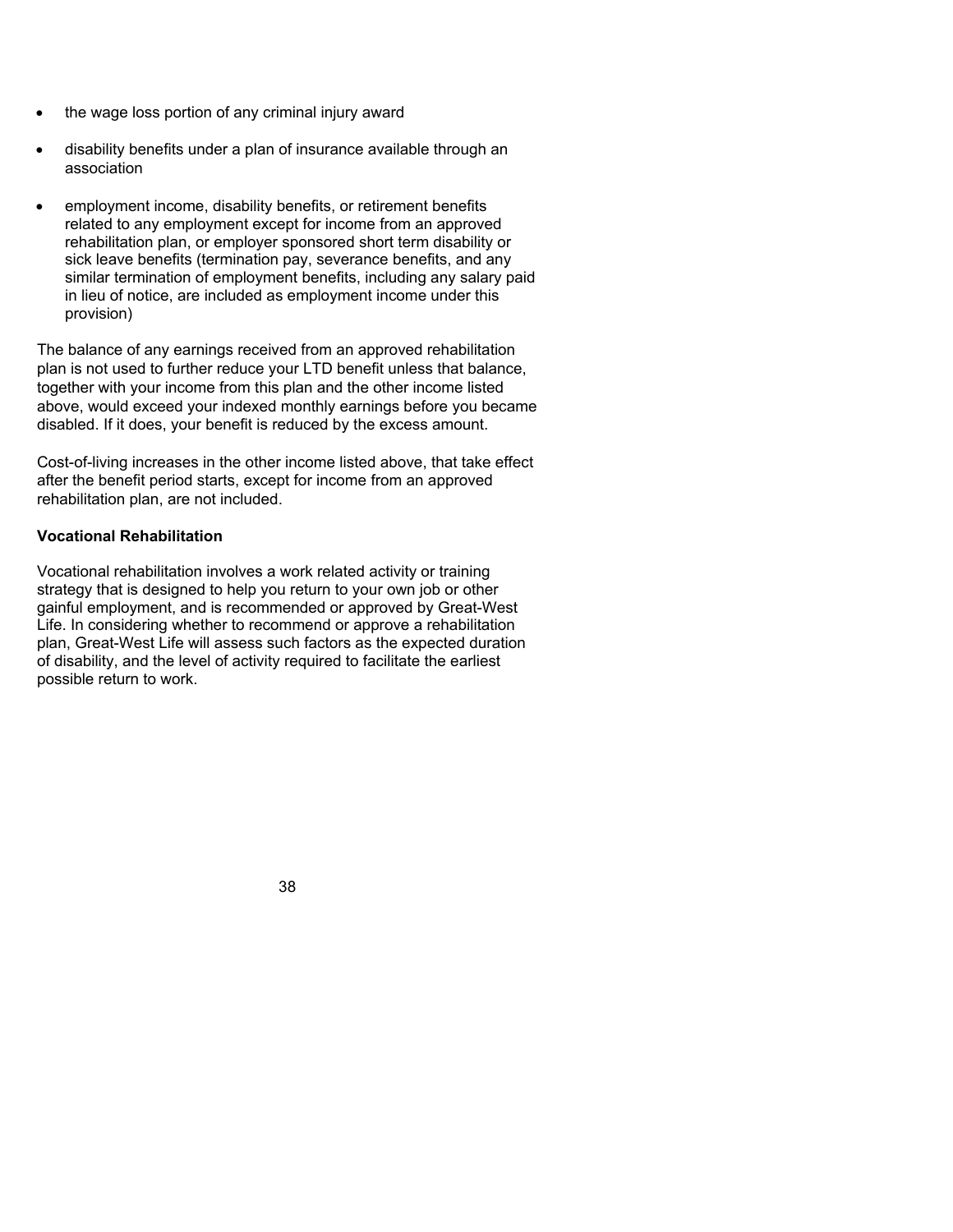- the wage loss portion of any criminal injury award
- disability benefits under a plan of insurance available through an association
- employment income, disability benefits, or retirement benefits related to any employment except for income from an approved rehabilitation plan, or employer sponsored short term disability or sick leave benefits (termination pay, severance benefits, and any similar termination of employment benefits, including any salary paid in lieu of notice, are included as employment income under this provision)

The balance of any earnings received from an approved rehabilitation plan is not used to further reduce your LTD benefit unless that balance, together with your income from this plan and the other income listed above, would exceed your indexed monthly earnings before you became disabled. If it does, your benefit is reduced by the excess amount.

Cost-of-living increases in the other income listed above, that take effect after the benefit period starts, except for income from an approved rehabilitation plan, are not included.

**Vocational Rehabilitation**

Vocational rehabilitation involves a work related activity or training strategy that is designed to help you return to your own job or other gainful employment, and is recommended or approved by Great-West Life. In considering whether to recommend or approve a rehabilitation plan, Great-West Life will assess such factors as the expected duration of disability, and the level of activity required to facilitate the earliest possible return to work.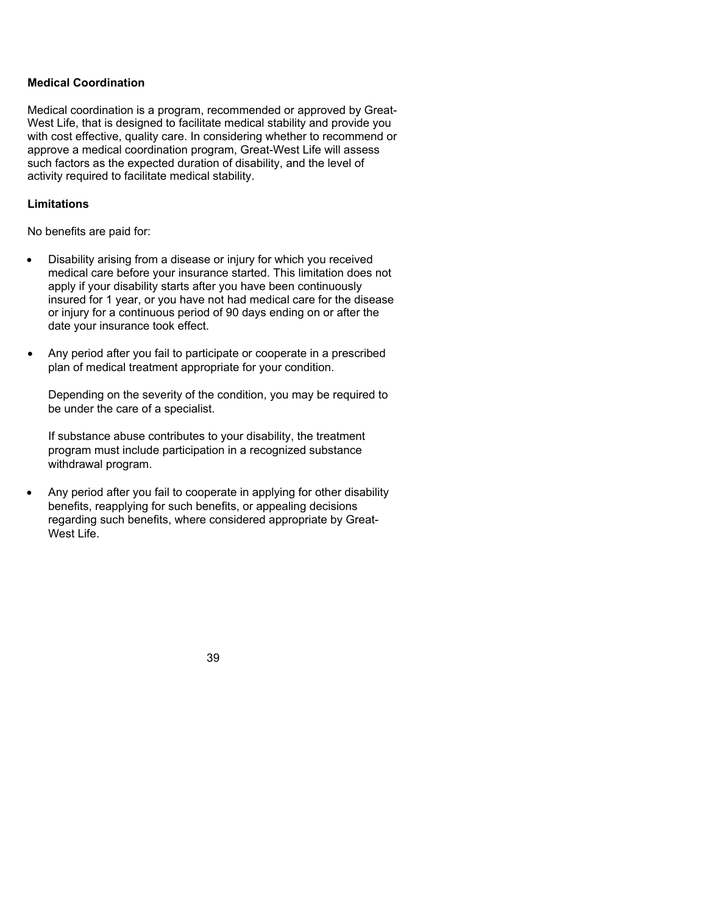**Medical Coordination**

Medical coordination is a program, recommended or approved by Great-West Life, that is designed to facilitate medical stability and provide you with cost effective, quality care. In considering whether to recommend or approve a medical coordination program, Great-West Life will assess such factors as the expected duration of disability, and the level of activity required to facilitate medical stability.

**Limitations**

No benefits are paid for:

- Disability arising from a disease or injury for which you received medical care before your insurance started. This limitation does not apply if your disability starts after you have been continuously insured for 1 year, or you have not had medical care for the disease or injury for a continuous period of 90 days ending on or after the date your insurance took effect.

- Any period after you fail to participate or cooperate in a prescribed plan of medical treatment appropriate for your condition.

  Depending on the severity of the condition, you may be required to be under the care of a specialist.

  If substance abuse contributes to your disability, the treatment program must include participation in a recognized substance withdrawal program.

- Any period after you fail to cooperate in applying for other disability benefits, reapplying for such benefits, or appealing decisions regarding such benefits, where considered appropriate by Great-West Life.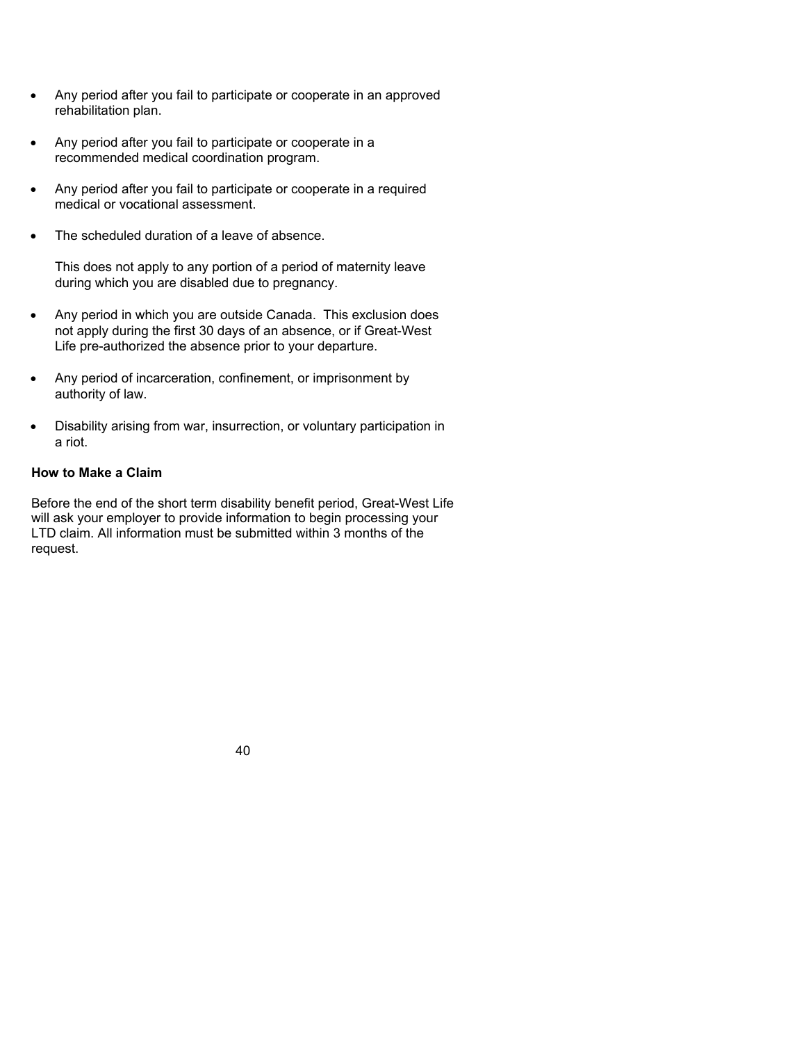- Any period after you fail to participate or cooperate in an approved rehabilitation plan.

- Any period after you fail to participate or cooperate in a recommended medical coordination program.

- Any period after you fail to participate or cooperate in a required medical or vocational assessment.

- The scheduled duration of a leave of absence.

  This does not apply to any portion of a period of maternity leave during which you are disabled due to pregnancy.

- Any period in which you are outside Canada. This exclusion does not apply during the first 30 days of an absence, or if Great-West Life pre-authorized the absence prior to your departure.

- Any period of incarceration, confinement, or imprisonment by authority of law.

- Disability arising from war, insurrection, or voluntary participation in a riot.

**How to Make a Claim**

Before the end of the short term disability benefit period, Great-West Life will ask your employer to provide information to begin processing your LTD claim. All information must be submitted within 3 months of the request.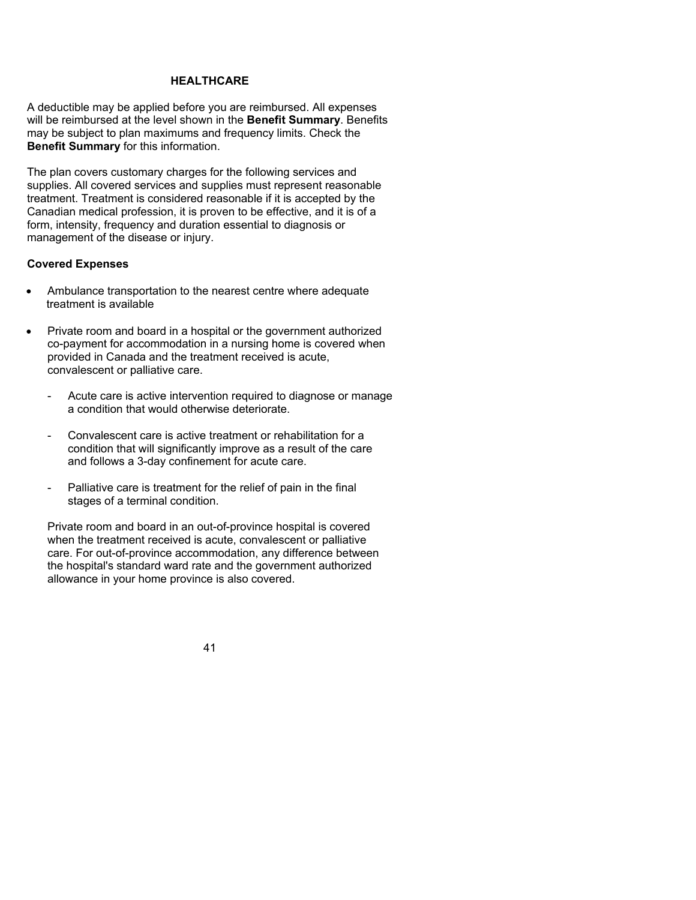## HEALTHCARE

A deductible may be applied before you are reimbursed. All expenses will be reimbursed at the level shown in the **Benefit Summary**. Benefits may be subject to plan maximums and frequency limits. Check the **Benefit Summary** for this information.

The plan covers customary charges for the following services and supplies. All covered services and supplies must represent reasonable treatment. Treatment is considered reasonable if it is accepted by the Canadian medical profession, it is proven to be effective, and it is of a form, intensity, frequency and duration essential to diagnosis or management of the disease or injury.

**Covered Expenses**

- Ambulance transportation to the nearest centre where adequate treatment is available

- Private room and board in a hospital or the government authorized co-payment for accommodation in a nursing home is covered when provided in Canada and the treatment received is acute, convalescent or palliative care.

  - Acute care is active intervention required to diagnose or manage a condition that would otherwise deteriorate.

  - Convalescent care is active treatment or rehabilitation for a condition that will significantly improve as a result of the care and follows a 3-day confinement for acute care.

  - Palliative care is treatment for the relief of pain in the final stages of a terminal condition.

  Private room and board in an out-of-province hospital is covered when the treatment received is acute, convalescent or palliative care. For out-of-province accommodation, any difference between the hospital's standard ward rate and the government authorized allowance in your home province is also covered.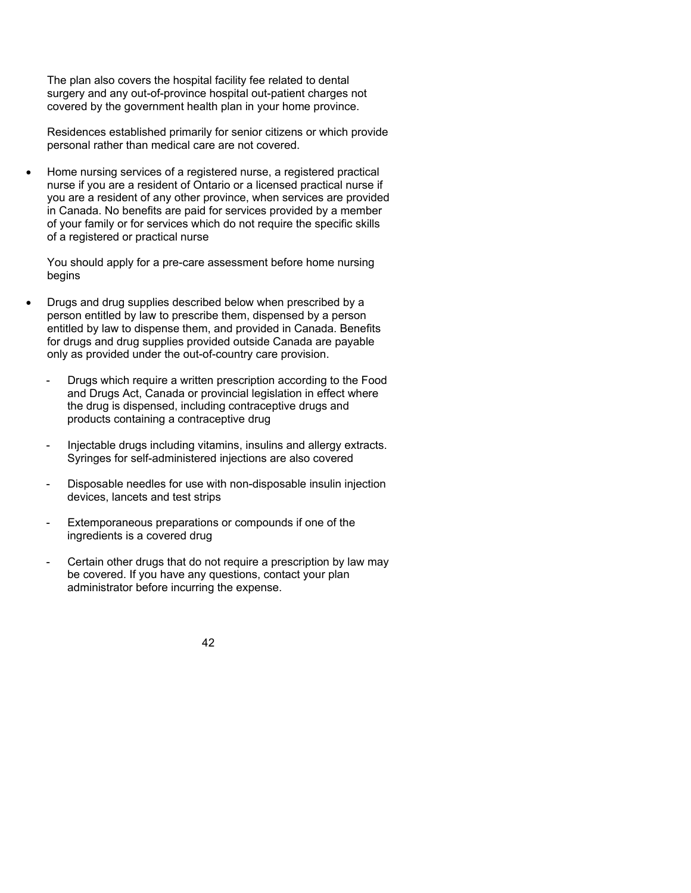The plan also covers the hospital facility fee related to dental surgery and any out-of-province hospital out-patient charges not covered by the government health plan in your home province.

Residences established primarily for senior citizens or which provide personal rather than medical care are not covered.

- Home nursing services of a registered nurse, a registered practical nurse if you are a resident of Ontario or a licensed practical nurse if you are a resident of any other province, when services are provided in Canada. No benefits are paid for services provided by a member of your family or for services which do not require the specific skills of a registered or practical nurse

  You should apply for a pre-care assessment before home nursing begins

- Drugs and drug supplies described below when prescribed by a person entitled by law to prescribe them, dispensed by a person entitled by law to dispense them, and provided in Canada. Benefits for drugs and drug supplies provided outside Canada are payable only as provided under the out-of-country care provision.

  - Drugs which require a written prescription according to the Food and Drugs Act, Canada or provincial legislation in effect where the drug is dispensed, including contraceptive drugs and products containing a contraceptive drug

  - Injectable drugs including vitamins, insulins and allergy extracts. Syringes for self-administered injections are also covered

  - Disposable needles for use with non-disposable insulin injection devices, lancets and test strips

  - Extemporaneous preparations or compounds if one of the ingredients is a covered drug

  - Certain other drugs that do not require a prescription by law may be covered. If you have any questions, contact your plan administrator before incurring the expense.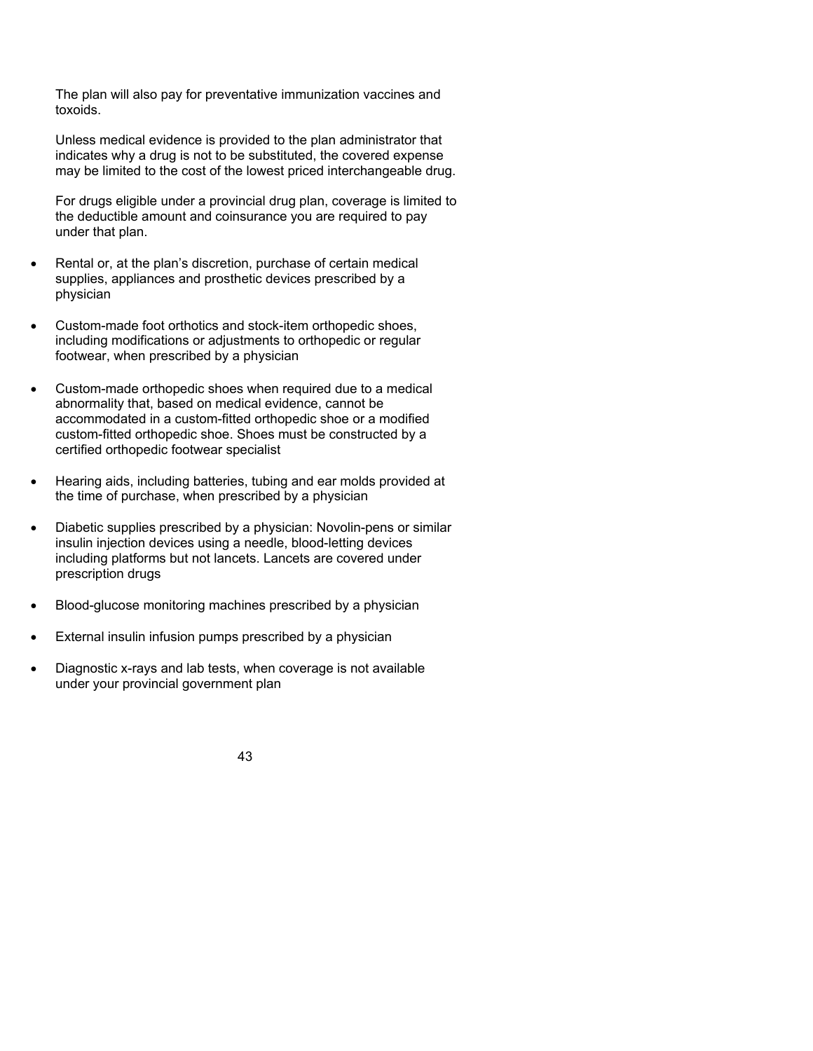The plan will also pay for preventative immunization vaccines and toxoids.

Unless medical evidence is provided to the plan administrator that indicates why a drug is not to be substituted, the covered expense may be limited to the cost of the lowest priced interchangeable drug.

For drugs eligible under a provincial drug plan, coverage is limited to the deductible amount and coinsurance you are required to pay under that plan.

- Rental or, at the plan's discretion, purchase of certain medical supplies, appliances and prosthetic devices prescribed by a physician
- Custom-made foot orthotics and stock-item orthopedic shoes, including modifications or adjustments to orthopedic or regular footwear, when prescribed by a physician
- Custom-made orthopedic shoes when required due to a medical abnormality that, based on medical evidence, cannot be accommodated in a custom-fitted orthopedic shoe or a modified custom-fitted orthopedic shoe. Shoes must be constructed by a certified orthopedic footwear specialist
- Hearing aids, including batteries, tubing and ear molds provided at the time of purchase, when prescribed by a physician
- Diabetic supplies prescribed by a physician: Novolin-pens or similar insulin injection devices using a needle, blood-letting devices including platforms but not lancets. Lancets are covered under prescription drugs
- Blood-glucose monitoring machines prescribed by a physician
- External insulin infusion pumps prescribed by a physician
- Diagnostic x-rays and lab tests, when coverage is not available under your provincial government plan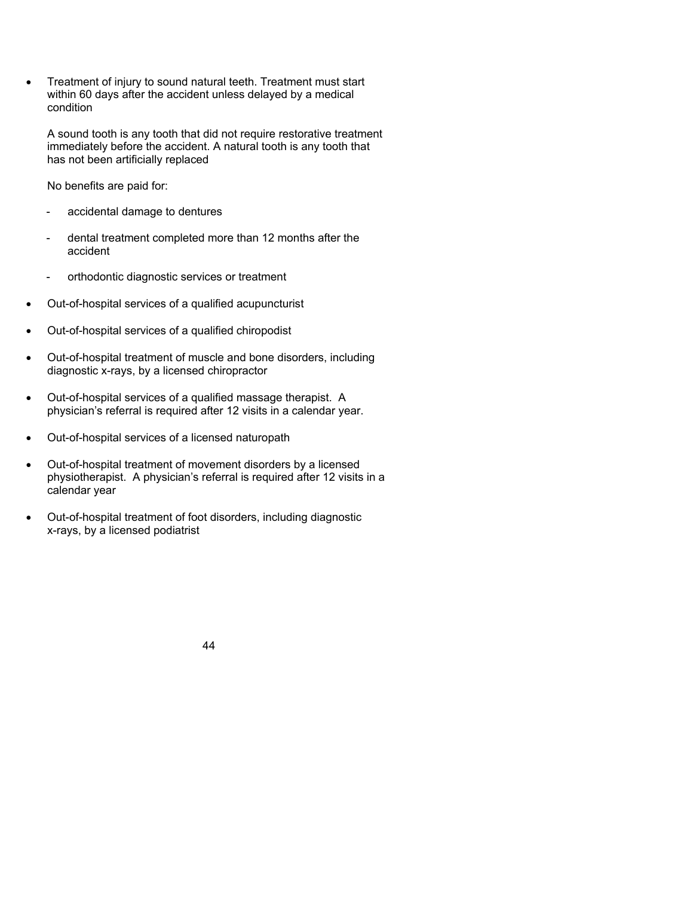- Treatment of injury to sound natural teeth. Treatment must start within 60 days after the accident unless delayed by a medical condition

  A sound tooth is any tooth that did not require restorative treatment immediately before the accident. A natural tooth is any tooth that has not been artificially replaced

  No benefits are paid for:

  - accidental damage to dentures
  - dental treatment completed more than 12 months after the accident
  - orthodontic diagnostic services or treatment

- Out-of-hospital services of a qualified acupuncturist
- Out-of-hospital services of a qualified chiropodist
- Out-of-hospital treatment of muscle and bone disorders, including diagnostic x-rays, by a licensed chiropractor
- Out-of-hospital services of a qualified massage therapist. A physician's referral is required after 12 visits in a calendar year.
- Out-of-hospital services of a licensed naturopath
- Out-of-hospital treatment of movement disorders by a licensed physiotherapist. A physician's referral is required after 12 visits in a calendar year
- Out-of-hospital treatment of foot disorders, including diagnostic x-rays, by a licensed podiatrist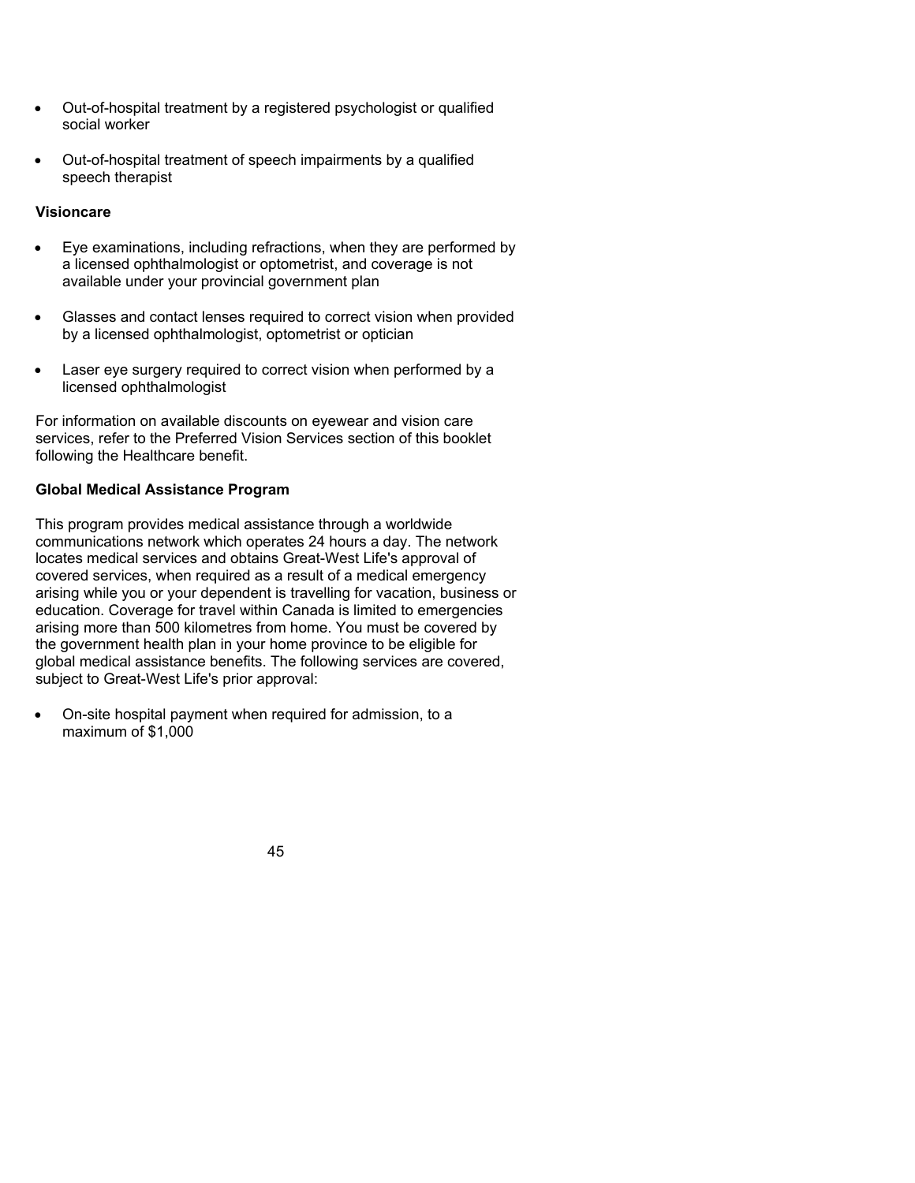- Out-of-hospital treatment by a registered psychologist or qualified social worker

- Out-of-hospital treatment of speech impairments by a qualified speech therapist

**Visioncare**

- Eye examinations, including refractions, when they are performed by a licensed ophthalmologist or optometrist, and coverage is not available under your provincial government plan

- Glasses and contact lenses required to correct vision when provided by a licensed ophthalmologist, optometrist or optician

- Laser eye surgery required to correct vision when performed by a licensed ophthalmologist

For information on available discounts on eyewear and vision care services, refer to the Preferred Vision Services section of this booklet following the Healthcare benefit.

**Global Medical Assistance Program**

This program provides medical assistance through a worldwide communications network which operates 24 hours a day. The network locates medical services and obtains Great-West Life's approval of covered services, when required as a result of a medical emergency arising while you or your dependent is travelling for vacation, business or education. Coverage for travel within Canada is limited to emergencies arising more than 500 kilometres from home. You must be covered by the government health plan in your home province to be eligible for global medical assistance benefits. The following services are covered, subject to Great-West Life's prior approval:

- On-site hospital payment when required for admission, to a maximum of $1,000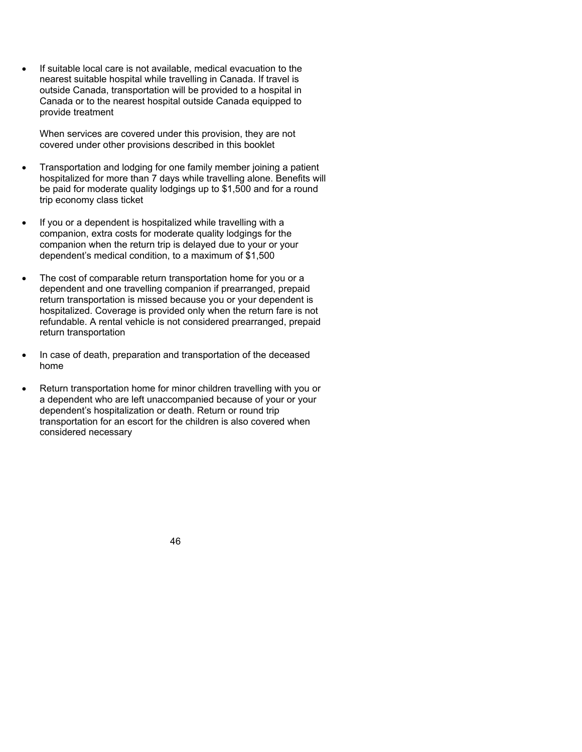- If suitable local care is not available, medical evacuation to the nearest suitable hospital while travelling in Canada. If travel is outside Canada, transportation will be provided to a hospital in Canada or to the nearest hospital outside Canada equipped to provide treatment

  When services are covered under this provision, they are not covered under other provisions described in this booklet

- Transportation and lodging for one family member joining a patient hospitalized for more than 7 days while travelling alone. Benefits will be paid for moderate quality lodgings up to $1,500 and for a round trip economy class ticket

- If you or a dependent is hospitalized while travelling with a companion, extra costs for moderate quality lodgings for the companion when the return trip is delayed due to your or your dependent's medical condition, to a maximum of $1,500

- The cost of comparable return transportation home for you or a dependent and one travelling companion if prearranged, prepaid return transportation is missed because you or your dependent is hospitalized. Coverage is provided only when the return fare is not refundable. A rental vehicle is not considered prearranged, prepaid return transportation

- In case of death, preparation and transportation of the deceased home

- Return transportation home for minor children travelling with you or a dependent who are left unaccompanied because of your or your dependent's hospitalization or death. Return or round trip transportation for an escort for the children is also covered when considered necessary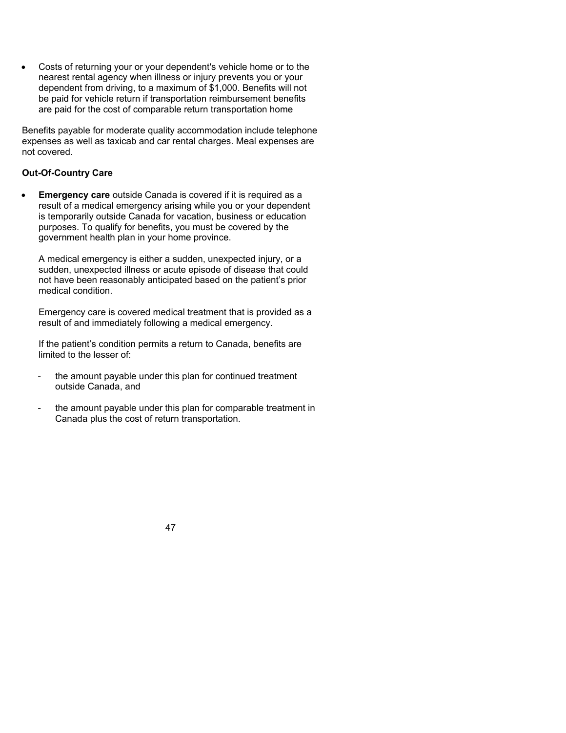- Costs of returning your or your dependent's vehicle home or to the nearest rental agency when illness or injury prevents you or your dependent from driving, to a maximum of $1,000. Benefits will not be paid for vehicle return if transportation reimbursement benefits are paid for the cost of comparable return transportation home

Benefits payable for moderate quality accommodation include telephone expenses as well as taxicab and car rental charges. Meal expenses are not covered.

**Out-Of-Country Care**

- **Emergency care** outside Canada is covered if it is required as a result of a medical emergency arising while you or your dependent is temporarily outside Canada for vacation, business or education purposes. To qualify for benefits, you must be covered by the government health plan in your home province.

  A medical emergency is either a sudden, unexpected injury, or a sudden, unexpected illness or acute episode of disease that could not have been reasonably anticipated based on the patient's prior medical condition.

  Emergency care is covered medical treatment that is provided as a result of and immediately following a medical emergency.

  If the patient's condition permits a return to Canada, benefits are limited to the lesser of:

  - the amount payable under this plan for continued treatment outside Canada, and
  - the amount payable under this plan for comparable treatment in Canada plus the cost of return transportation.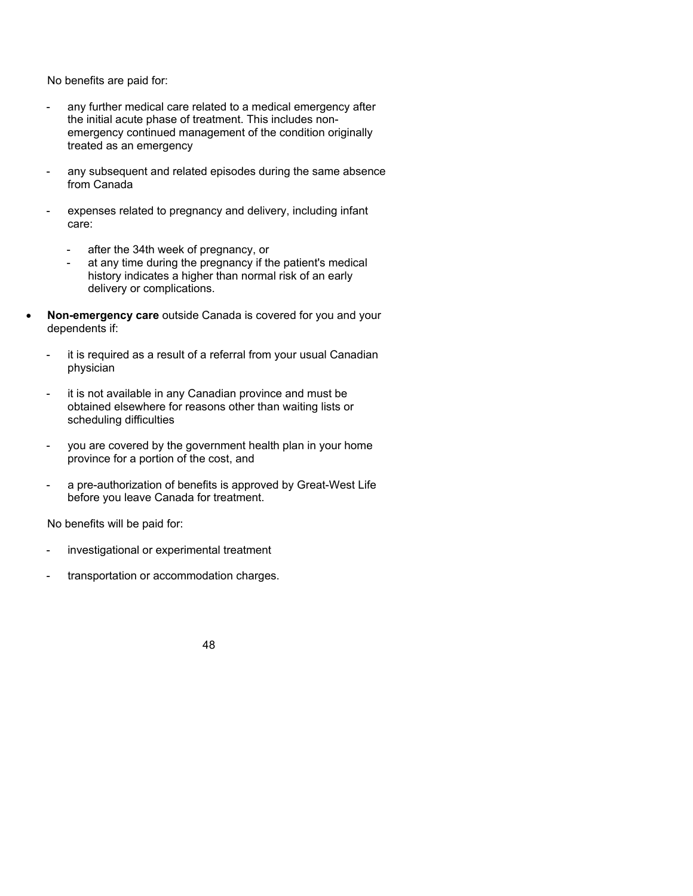No benefits are paid for:

- any further medical care related to a medical emergency after the initial acute phase of treatment. This includes non-emergency continued management of the condition originally treated as an emergency
- any subsequent and related episodes during the same absence from Canada
- expenses related to pregnancy and delivery, including infant care:
  - after the 34th week of pregnancy, or
  - at any time during the pregnancy if the patient's medical history indicates a higher than normal risk of an early delivery or complications.

- **Non-emergency care** outside Canada is covered for you and your dependents if:
  - it is required as a result of a referral from your usual Canadian physician
  - it is not available in any Canadian province and must be obtained elsewhere for reasons other than waiting lists or scheduling difficulties
  - you are covered by the government health plan in your home province for a portion of the cost, and
  - a pre-authorization of benefits is approved by Great-West Life before you leave Canada for treatment.

  No benefits will be paid for:

  - investigational or experimental treatment
  - transportation or accommodation charges.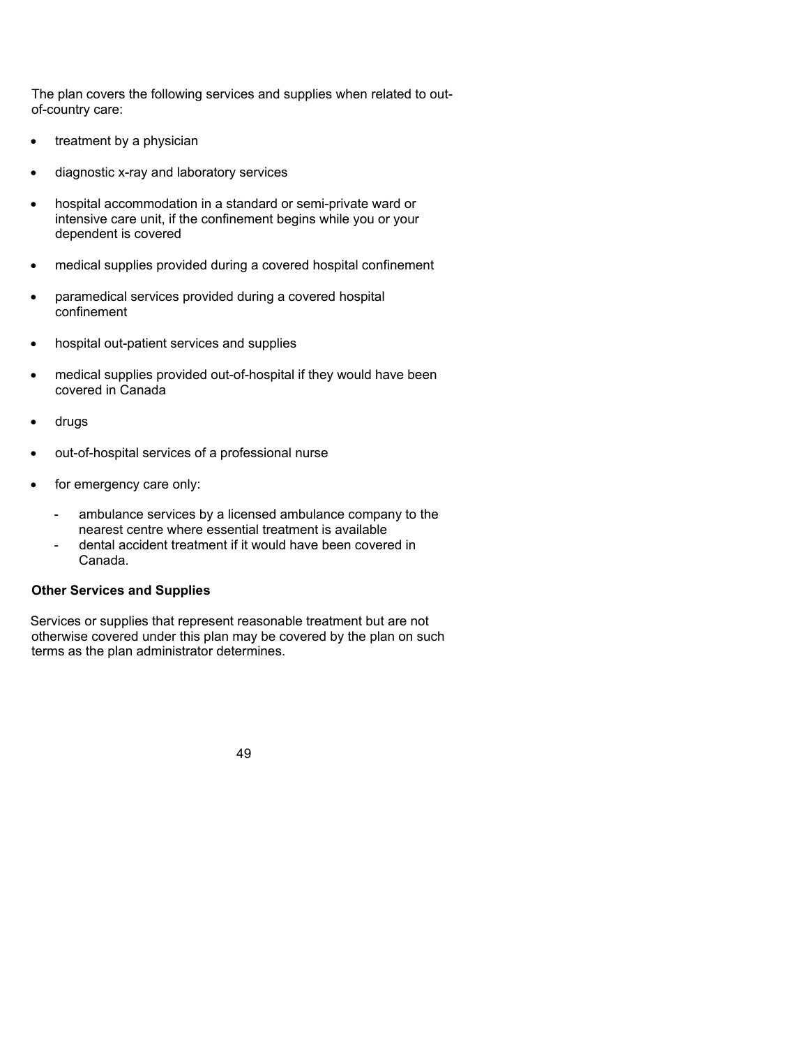The plan covers the following services and supplies when related to out-of-country care:

- treatment by a physician
- diagnostic x-ray and laboratory services
- hospital accommodation in a standard or semi-private ward or intensive care unit, if the confinement begins while you or your dependent is covered
- medical supplies provided during a covered hospital confinement
- paramedical services provided during a covered hospital confinement
- hospital out-patient services and supplies
- medical supplies provided out-of-hospital if they would have been covered in Canada
- drugs
- out-of-hospital services of a professional nurse
- for emergency care only:
  - ambulance services by a licensed ambulance company to the nearest centre where essential treatment is available
  - dental accident treatment if it would have been covered in Canada.

**Other Services and Supplies**

Services or supplies that represent reasonable treatment but are not otherwise covered under this plan may be covered by the plan on such terms as the plan administrator determines.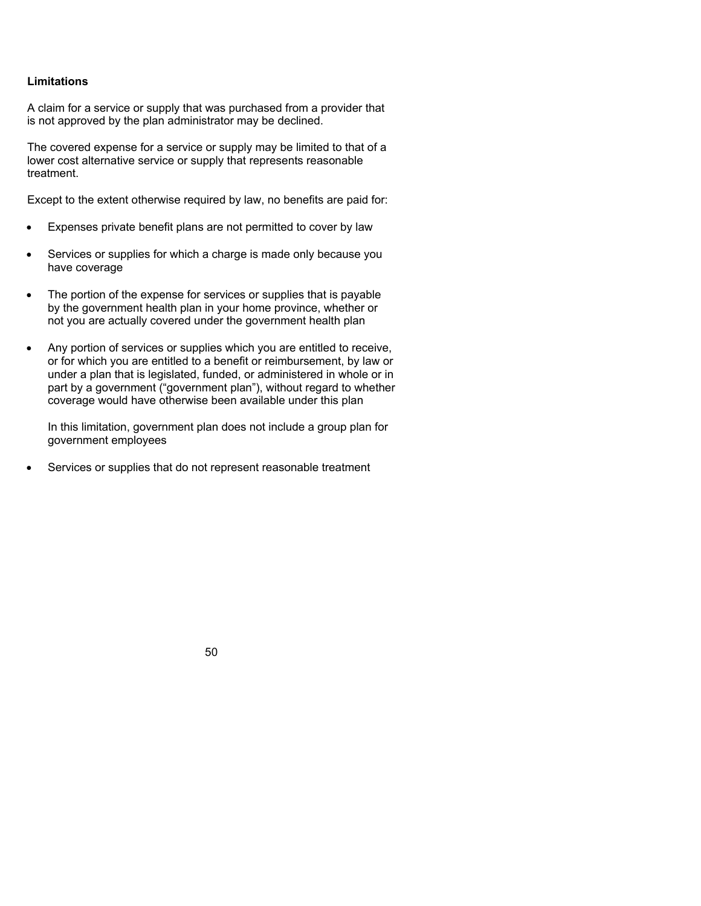**Limitations**

A claim for a service or supply that was purchased from a provider that is not approved by the plan administrator may be declined.

The covered expense for a service or supply may be limited to that of a lower cost alternative service or supply that represents reasonable treatment.

Except to the extent otherwise required by law, no benefits are paid for:

- Expenses private benefit plans are not permitted to cover by law
- Services or supplies for which a charge is made only because you have coverage
- The portion of the expense for services or supplies that is payable by the government health plan in your home province, whether or not you are actually covered under the government health plan
- Any portion of services or supplies which you are entitled to receive, or for which you are entitled to a benefit or reimbursement, by law or under a plan that is legislated, funded, or administered in whole or in part by a government ("government plan"), without regard to whether coverage would have otherwise been available under this plan

  In this limitation, government plan does not include a group plan for government employees

- Services or supplies that do not represent reasonable treatment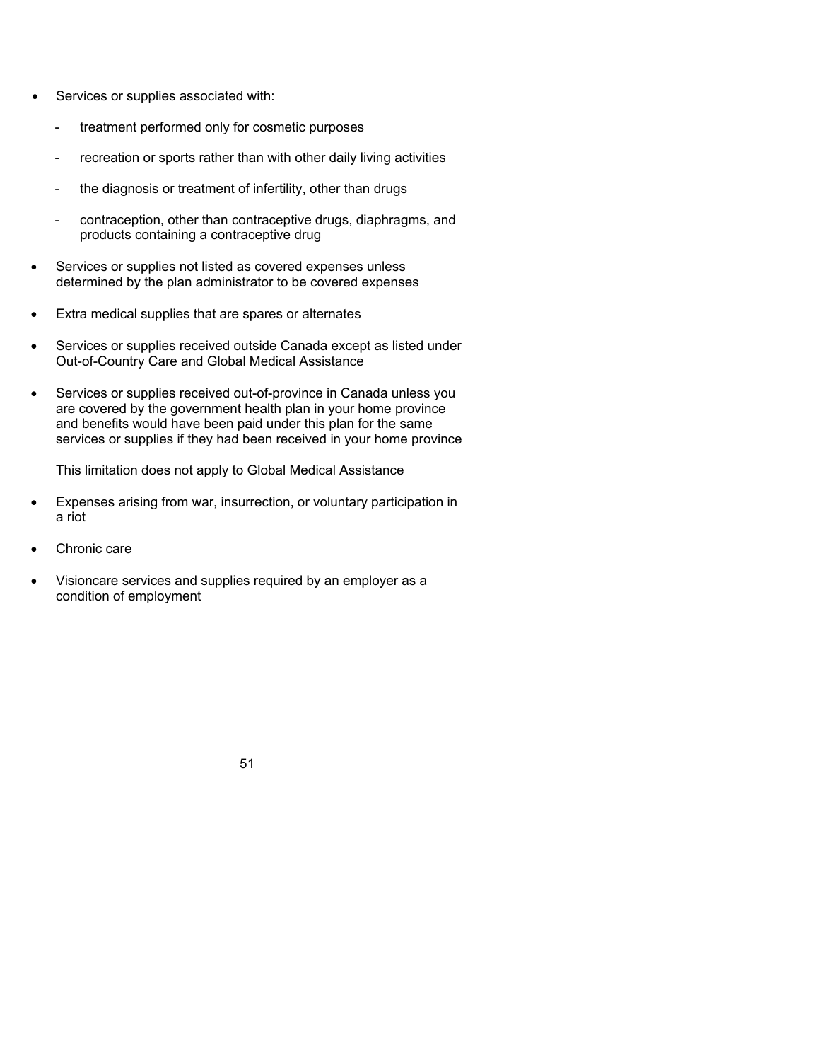- Services or supplies associated with:
  - treatment performed only for cosmetic purposes
  - recreation or sports rather than with other daily living activities
  - the diagnosis or treatment of infertility, other than drugs
  - contraception, other than contraceptive drugs, diaphragms, and products containing a contraceptive drug
- Services or supplies not listed as covered expenses unless determined by the plan administrator to be covered expenses
- Extra medical supplies that are spares or alternates
- Services or supplies received outside Canada except as listed under Out-of-Country Care and Global Medical Assistance
- Services or supplies received out-of-province in Canada unless you are covered by the government health plan in your home province and benefits would have been paid under this plan for the same services or supplies if they had been received in your home province

  This limitation does not apply to Global Medical Assistance
- Expenses arising from war, insurrection, or voluntary participation in a riot
- Chronic care
- Visioncare services and supplies required by an employer as a condition of employment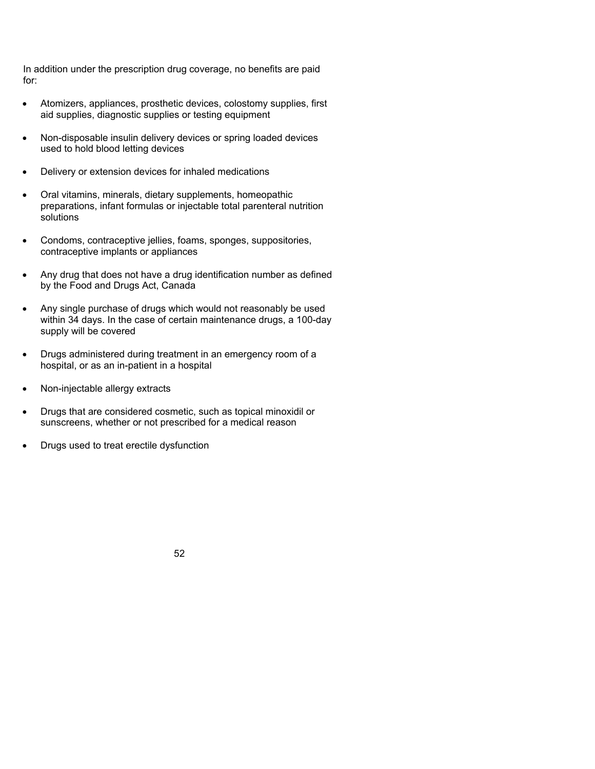In addition under the prescription drug coverage, no benefits are paid for:

- Atomizers, appliances, prosthetic devices, colostomy supplies, first aid supplies, diagnostic supplies or testing equipment
- Non-disposable insulin delivery devices or spring loaded devices used to hold blood letting devices
- Delivery or extension devices for inhaled medications
- Oral vitamins, minerals, dietary supplements, homeopathic preparations, infant formulas or injectable total parenteral nutrition solutions
- Condoms, contraceptive jellies, foams, sponges, suppositories, contraceptive implants or appliances
- Any drug that does not have a drug identification number as defined by the Food and Drugs Act, Canada
- Any single purchase of drugs which would not reasonably be used within 34 days. In the case of certain maintenance drugs, a 100-day supply will be covered
- Drugs administered during treatment in an emergency room of a hospital, or as an in-patient in a hospital
- Non-injectable allergy extracts
- Drugs that are considered cosmetic, such as topical minoxidil or sunscreens, whether or not prescribed for a medical reason
- Drugs used to treat erectile dysfunction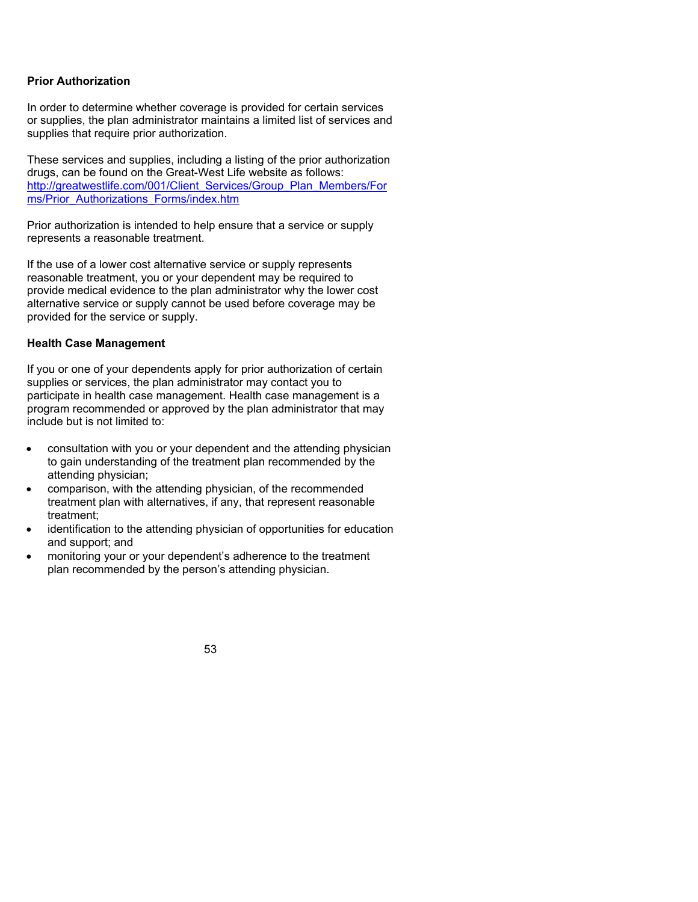**Prior Authorization**

In order to determine whether coverage is provided for certain services or supplies, the plan administrator maintains a limited list of services and supplies that require prior authorization.

These services and supplies, including a listing of the prior authorization drugs, can be found on the Great-West Life website as follows: http://greatwestlife.com/001/Client_Services/Group_Plan_Members/Forms/Prior_Authorizations_Forms/index.htm

Prior authorization is intended to help ensure that a service or supply represents a reasonable treatment.

If the use of a lower cost alternative service or supply represents reasonable treatment, you or your dependent may be required to provide medical evidence to the plan administrator why the lower cost alternative service or supply cannot be used before coverage may be provided for the service or supply.

**Health Case Management**

If you or one of your dependents apply for prior authorization of certain supplies or services, the plan administrator may contact you to participate in health case management. Health case management is a program recommended or approved by the plan administrator that may include but is not limited to:

- consultation with you or your dependent and the attending physician to gain understanding of the treatment plan recommended by the attending physician;
- comparison, with the attending physician, of the recommended treatment plan with alternatives, if any, that represent reasonable treatment;
- identification to the attending physician of opportunities for education and support; and
- monitoring your or your dependent's adherence to the treatment plan recommended by the person's attending physician.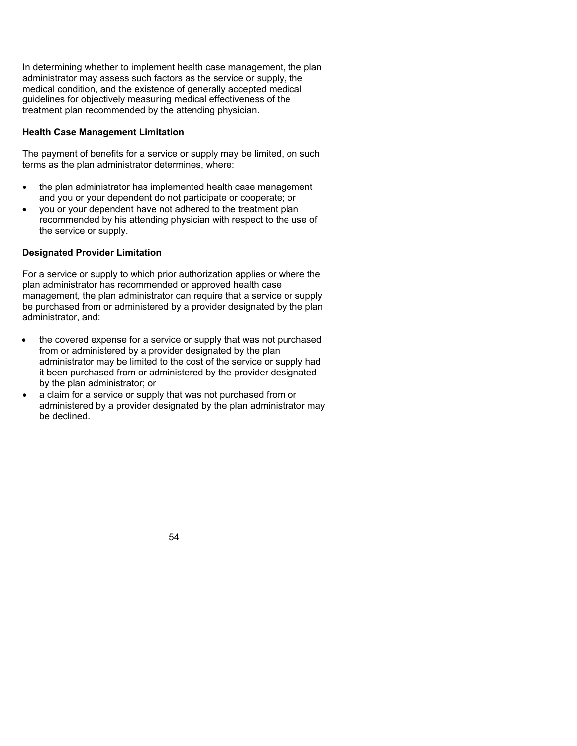In determining whether to implement health case management, the plan administrator may assess such factors as the service or supply, the medical condition, and the existence of generally accepted medical guidelines for objectively measuring medical effectiveness of the treatment plan recommended by the attending physician.

**Health Case Management Limitation**

The payment of benefits for a service or supply may be limited, on such terms as the plan administrator determines, where:

- the plan administrator has implemented health case management and you or your dependent do not participate or cooperate; or
- you or your dependent have not adhered to the treatment plan recommended by his attending physician with respect to the use of the service or supply.

**Designated Provider Limitation**

For a service or supply to which prior authorization applies or where the plan administrator has recommended or approved health case management, the plan administrator can require that a service or supply be purchased from or administered by a provider designated by the plan administrator, and:

- the covered expense for a service or supply that was not purchased from or administered by a provider designated by the plan administrator may be limited to the cost of the service or supply had it been purchased from or administered by the provider designated by the plan administrator; or
- a claim for a service or supply that was not purchased from or administered by a provider designated by the plan administrator may be declined.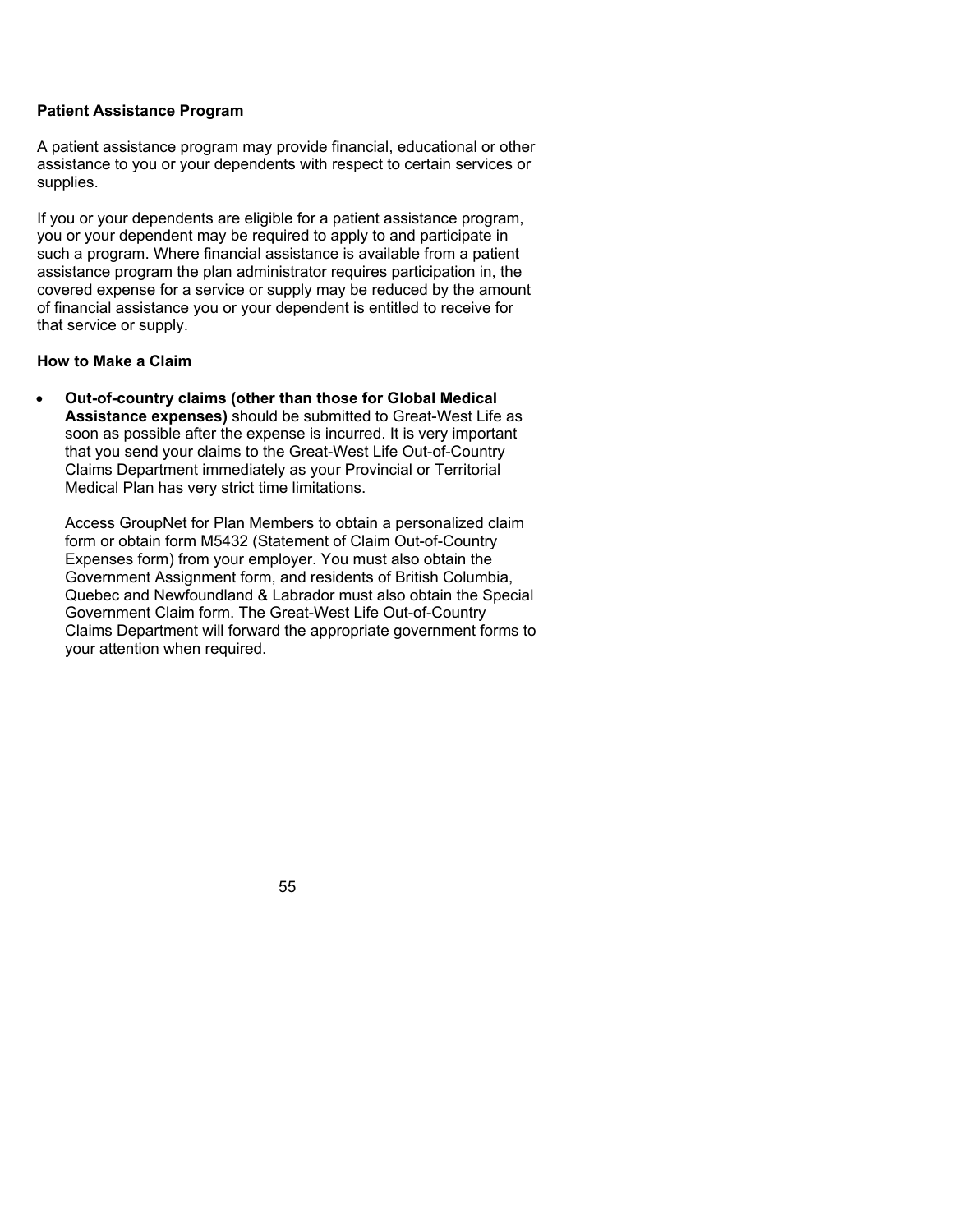**Patient Assistance Program**

A patient assistance program may provide financial, educational or other assistance to you or your dependents with respect to certain services or supplies.

If you or your dependents are eligible for a patient assistance program, you or your dependent may be required to apply to and participate in such a program. Where financial assistance is available from a patient assistance program the plan administrator requires participation in, the covered expense for a service or supply may be reduced by the amount of financial assistance you or your dependent is entitled to receive for that service or supply.

**How to Make a Claim**

- **Out-of-country claims (other than those for Global Medical Assistance expenses)** should be submitted to Great-West Life as soon as possible after the expense is incurred. It is very important that you send your claims to the Great-West Life Out-of-Country Claims Department immediately as your Provincial or Territorial Medical Plan has very strict time limitations.

  Access GroupNet for Plan Members to obtain a personalized claim form or obtain form M5432 (Statement of Claim Out-of-Country Expenses form) from your employer. You must also obtain the Government Assignment form, and residents of British Columbia, Quebec and Newfoundland & Labrador must also obtain the Special Government Claim form. The Great-West Life Out-of-Country Claims Department will forward the appropriate government forms to your attention when required.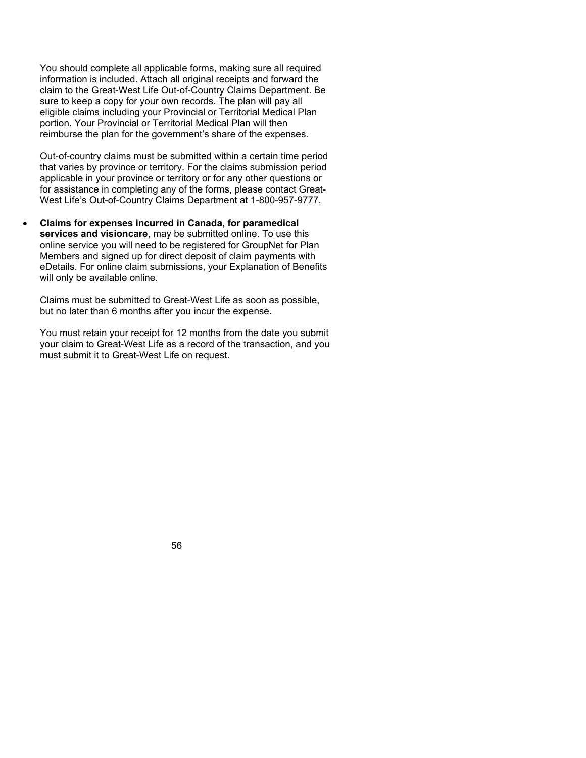You should complete all applicable forms, making sure all required information is included. Attach all original receipts and forward the claim to the Great-West Life Out-of-Country Claims Department. Be sure to keep a copy for your own records. The plan will pay all eligible claims including your Provincial or Territorial Medical Plan portion. Your Provincial or Territorial Medical Plan will then reimburse the plan for the government's share of the expenses.

Out-of-country claims must be submitted within a certain time period that varies by province or territory. For the claims submission period applicable in your province or territory or for any other questions or for assistance in completing any of the forms, please contact Great-West Life's Out-of-Country Claims Department at 1-800-957-9777.

- **Claims for expenses incurred in Canada, for paramedical services and visioncare**, may be submitted online. To use this online service you will need to be registered for GroupNet for Plan Members and signed up for direct deposit of claim payments with eDetails. For online claim submissions, your Explanation of Benefits will only be available online.

  Claims must be submitted to Great-West Life as soon as possible, but no later than 6 months after you incur the expense.

  You must retain your receipt for 12 months from the date you submit your claim to Great-West Life as a record of the transaction, and you must submit it to Great-West Life on request.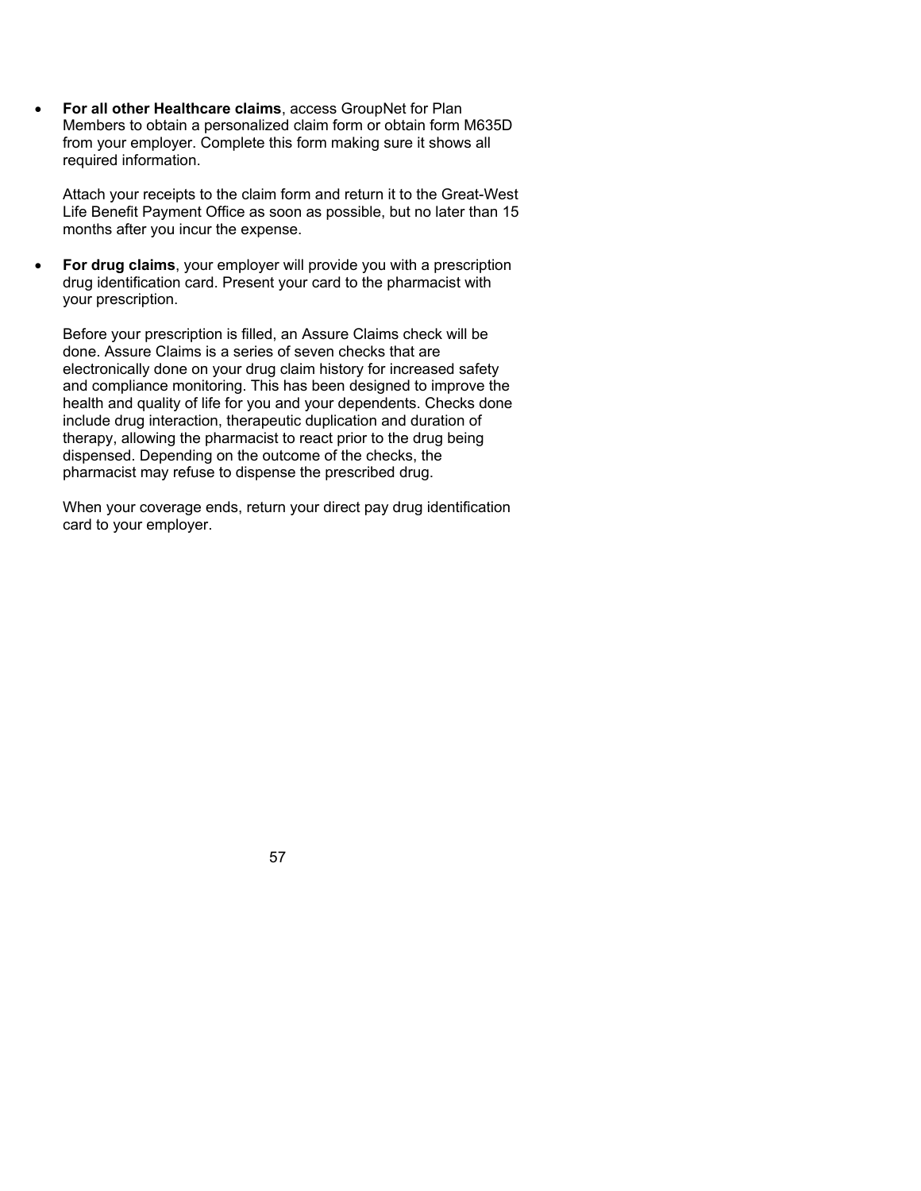- **For all other Healthcare claims**, access GroupNet for Plan Members to obtain a personalized claim form or obtain form M635D from your employer. Complete this form making sure it shows all required information.

  Attach your receipts to the claim form and return it to the Great-West Life Benefit Payment Office as soon as possible, but no later than 15 months after you incur the expense.

- **For drug claims**, your employer will provide you with a prescription drug identification card. Present your card to the pharmacist with your prescription.

  Before your prescription is filled, an Assure Claims check will be done. Assure Claims is a series of seven checks that are electronically done on your drug claim history for increased safety and compliance monitoring. This has been designed to improve the health and quality of life for you and your dependents. Checks done include drug interaction, therapeutic duplication and duration of therapy, allowing the pharmacist to react prior to the drug being dispensed. Depending on the outcome of the checks, the pharmacist may refuse to dispense the prescribed drug.

  When your coverage ends, return your direct pay drug identification card to your employer.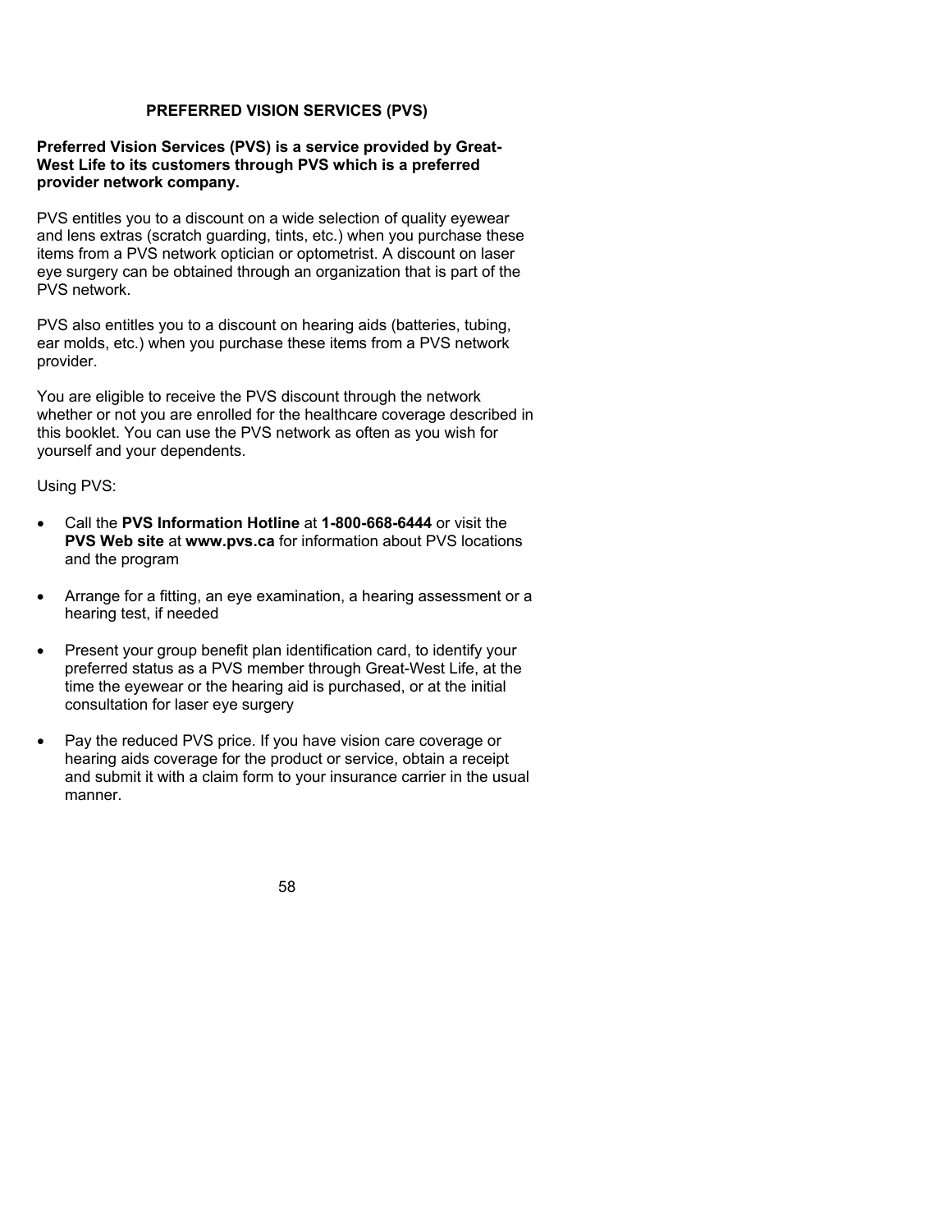## PREFERRED VISION SERVICES (PVS)

**Preferred Vision Services (PVS) is a service provided by Great-West Life to its customers through PVS which is a preferred provider network company.**

PVS entitles you to a discount on a wide selection of quality eyewear and lens extras (scratch guarding, tints, etc.) when you purchase these items from a PVS network optician or optometrist. A discount on laser eye surgery can be obtained through an organization that is part of the PVS network.

PVS also entitles you to a discount on hearing aids (batteries, tubing, ear molds, etc.) when you purchase these items from a PVS network provider.

You are eligible to receive the PVS discount through the network whether or not you are enrolled for the healthcare coverage described in this booklet. You can use the PVS network as often as you wish for yourself and your dependents.

Using PVS:

- Call the **PVS Information Hotline** at **1-800-668-6444** or visit the **PVS Web site** at **www.pvs.ca** for information about PVS locations and the program
- Arrange for a fitting, an eye examination, a hearing assessment or a hearing test, if needed
- Present your group benefit plan identification card, to identify your preferred status as a PVS member through Great-West Life, at the time the eyewear or the hearing aid is purchased, or at the initial consultation for laser eye surgery
- Pay the reduced PVS price. If you have vision care coverage or hearing aids coverage for the product or service, obtain a receipt and submit it with a claim form to your insurance carrier in the usual manner.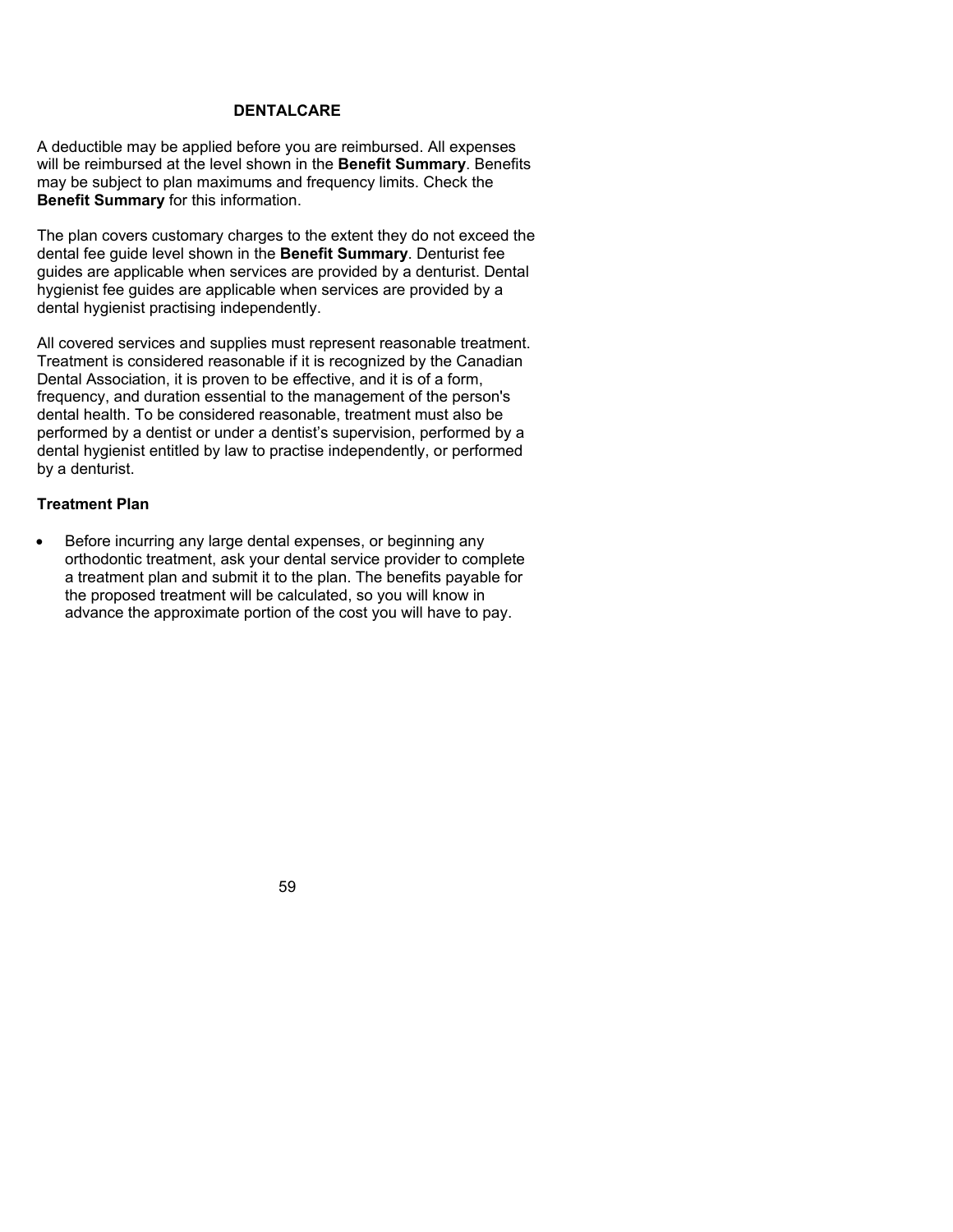## DENTALCARE

A deductible may be applied before you are reimbursed. All expenses will be reimbursed at the level shown in the **Benefit Summary**. Benefits may be subject to plan maximums and frequency limits. Check the **Benefit Summary** for this information.

The plan covers customary charges to the extent they do not exceed the dental fee guide level shown in the **Benefit Summary**. Denturist fee guides are applicable when services are provided by a denturist. Dental hygienist fee guides are applicable when services are provided by a dental hygienist practising independently.

All covered services and supplies must represent reasonable treatment. Treatment is considered reasonable if it is recognized by the Canadian Dental Association, it is proven to be effective, and it is of a form, frequency, and duration essential to the management of the person's dental health. To be considered reasonable, treatment must also be performed by a dentist or under a dentist's supervision, performed by a dental hygienist entitled by law to practise independently, or performed by a denturist.

### Treatment Plan

- Before incurring any large dental expenses, or beginning any orthodontic treatment, ask your dental service provider to complete a treatment plan and submit it to the plan. The benefits payable for the proposed treatment will be calculated, so you will know in advance the approximate portion of the cost you will have to pay.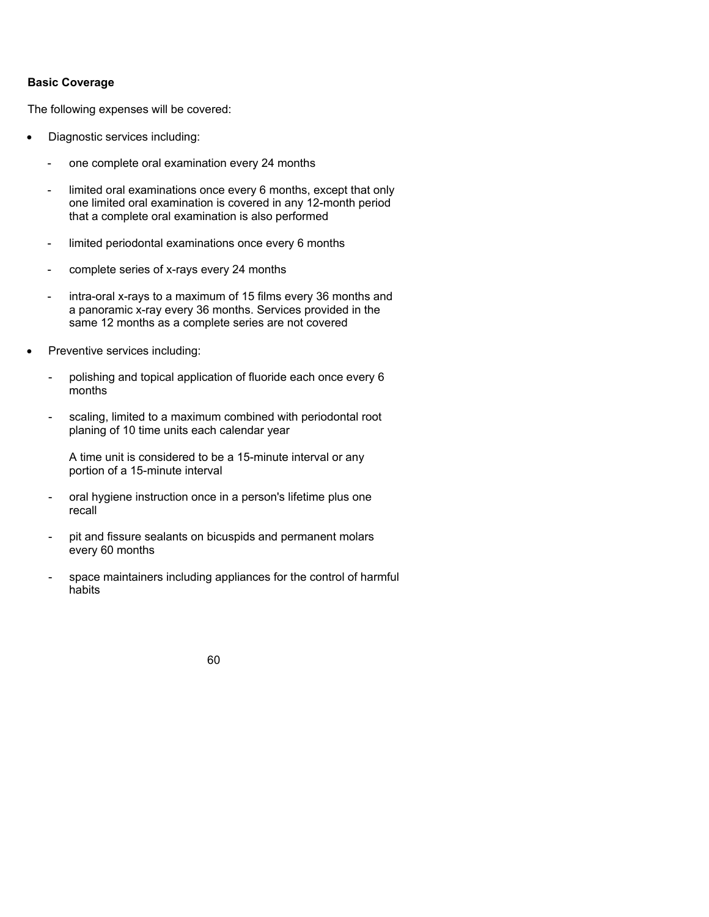**Basic Coverage**

The following expenses will be covered:

- Diagnostic services including:
  - one complete oral examination every 24 months
  - limited oral examinations once every 6 months, except that only one limited oral examination is covered in any 12-month period that a complete oral examination is also performed
  - limited periodontal examinations once every 6 months
  - complete series of x-rays every 24 months
  - intra-oral x-rays to a maximum of 15 films every 36 months and a panoramic x-ray every 36 months. Services provided in the same 12 months as a complete series are not covered
- Preventive services including:
  - polishing and topical application of fluoride each once every 6 months
  - scaling, limited to a maximum combined with periodontal root planing of 10 time units each calendar year

    A time unit is considered to be a 15-minute interval or any portion of a 15-minute interval
  - oral hygiene instruction once in a person's lifetime plus one recall
  - pit and fissure sealants on bicuspids and permanent molars every 60 months
  - space maintainers including appliances for the control of harmful habits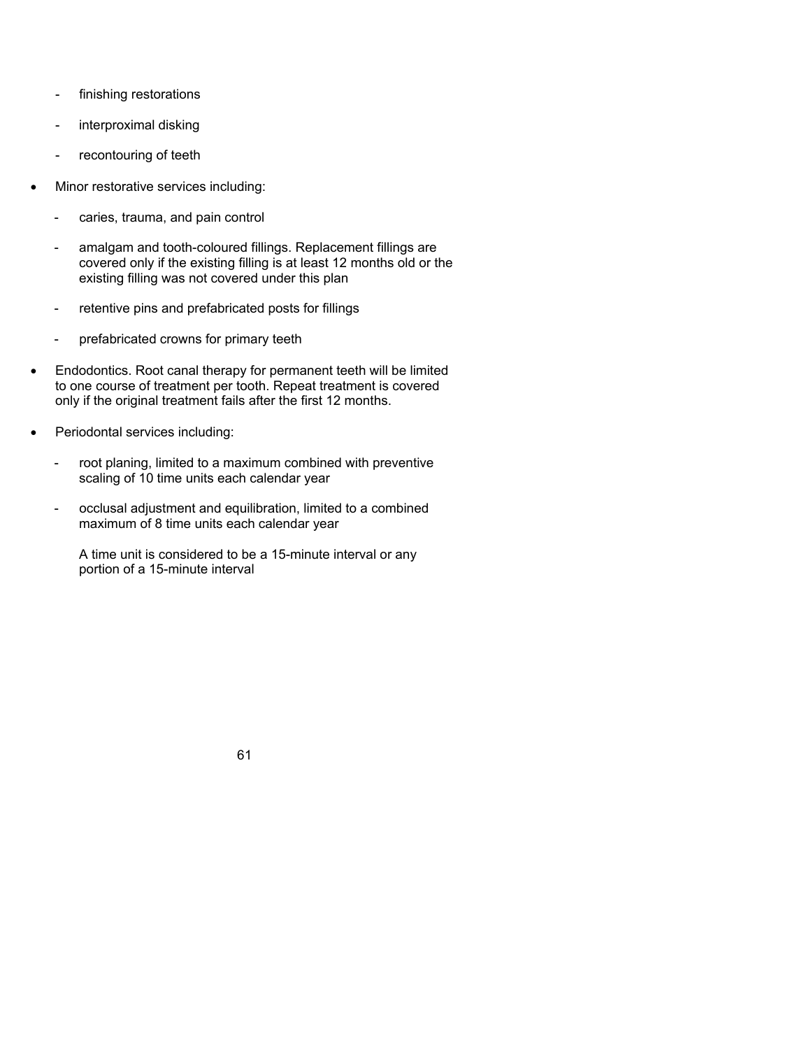- finishing restorations
  - interproximal disking
  - recontouring of teeth

- Minor restorative services including:
  - caries, trauma, and pain control
  - amalgam and tooth-coloured fillings. Replacement fillings are covered only if the existing filling is at least 12 months old or the existing filling was not covered under this plan
  - retentive pins and prefabricated posts for fillings
  - prefabricated crowns for primary teeth

- Endodontics. Root canal therapy for permanent teeth will be limited to one course of treatment per tooth. Repeat treatment is covered only if the original treatment fails after the first 12 months.

- Periodontal services including:
  - root planing, limited to a maximum combined with preventive scaling of 10 time units each calendar year
  - occlusal adjustment and equilibration, limited to a combined maximum of 8 time units each calendar year

    A time unit is considered to be a 15-minute interval or any portion of a 15-minute interval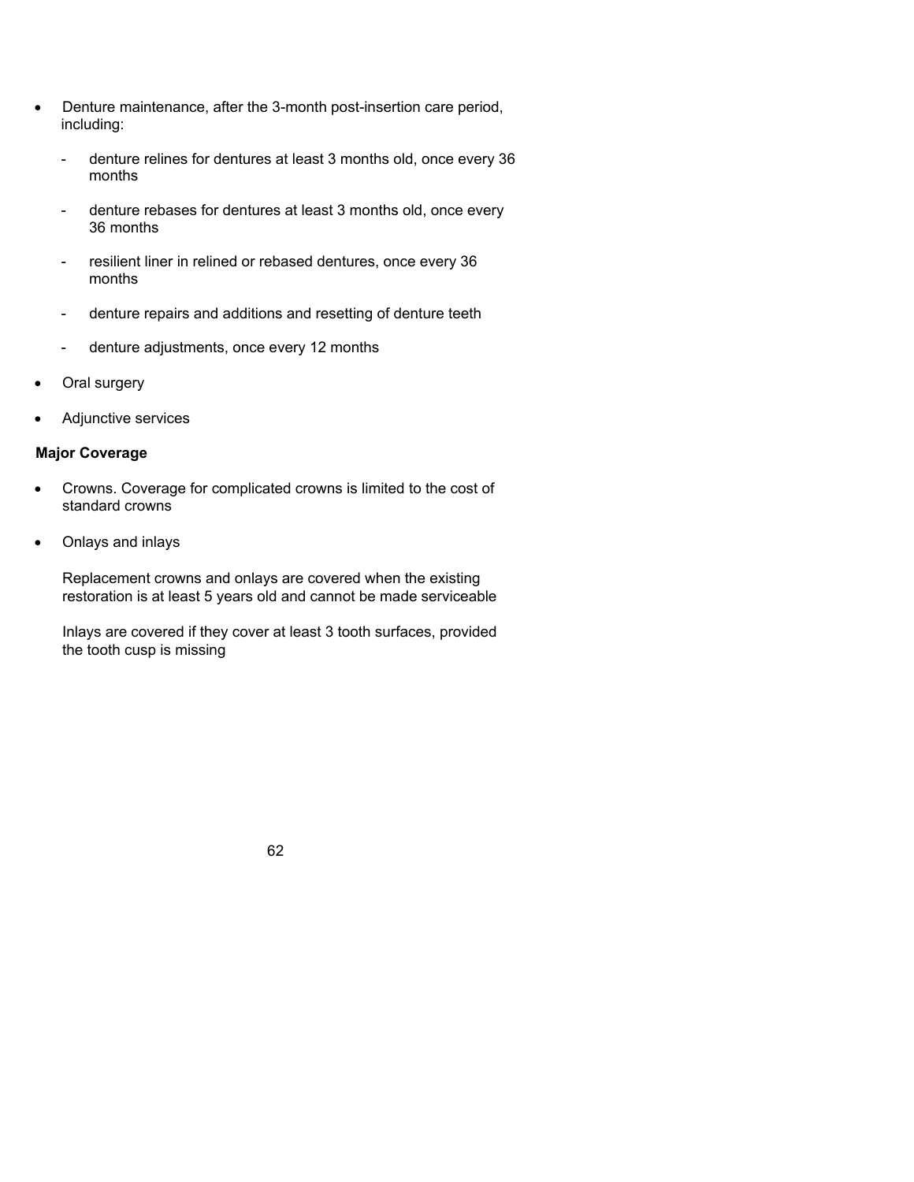- Denture maintenance, after the 3-month post-insertion care period, including:
  - denture relines for dentures at least 3 months old, once every 36 months
  - denture rebases for dentures at least 3 months old, once every 36 months
  - resilient liner in relined or rebased dentures, once every 36 months
  - denture repairs and additions and resetting of denture teeth
  - denture adjustments, once every 12 months
- Oral surgery
- Adjunctive services

**Major Coverage**

- Crowns. Coverage for complicated crowns is limited to the cost of standard crowns
- Onlays and inlays

  Replacement crowns and onlays are covered when the existing restoration is at least 5 years old and cannot be made serviceable

  Inlays are covered if they cover at least 3 tooth surfaces, provided the tooth cusp is missing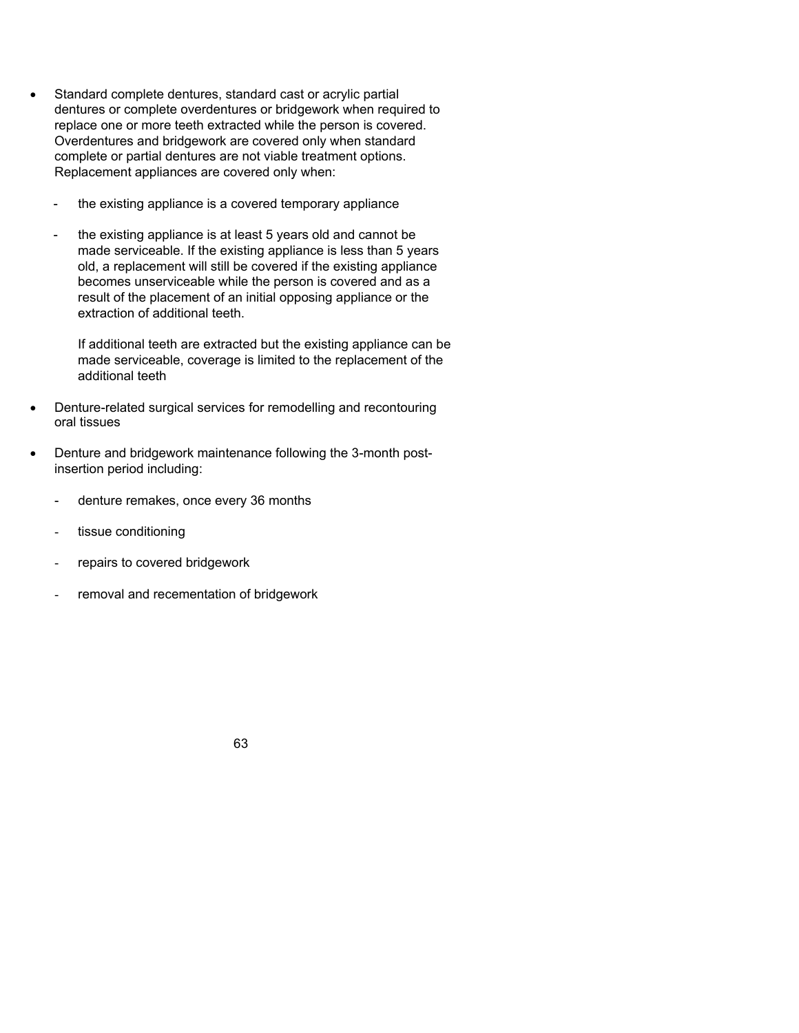- Standard complete dentures, standard cast or acrylic partial dentures or complete overdentures or bridgework when required to replace one or more teeth extracted while the person is covered. Overdentures and bridgework are covered only when standard complete or partial dentures are not viable treatment options. Replacement appliances are covered only when:

  - the existing appliance is a covered temporary appliance

  - the existing appliance is at least 5 years old and cannot be made serviceable. If the existing appliance is less than 5 years old, a replacement will still be covered if the existing appliance becomes unserviceable while the person is covered and as a result of the placement of an initial opposing appliance or the extraction of additional teeth.

    If additional teeth are extracted but the existing appliance can be made serviceable, coverage is limited to the replacement of the additional teeth

- Denture-related surgical services for remodelling and recontouring oral tissues

- Denture and bridgework maintenance following the 3-month post-insertion period including:

  - denture remakes, once every 36 months

  - tissue conditioning

  - repairs to covered bridgework

  - removal and recementation of bridgework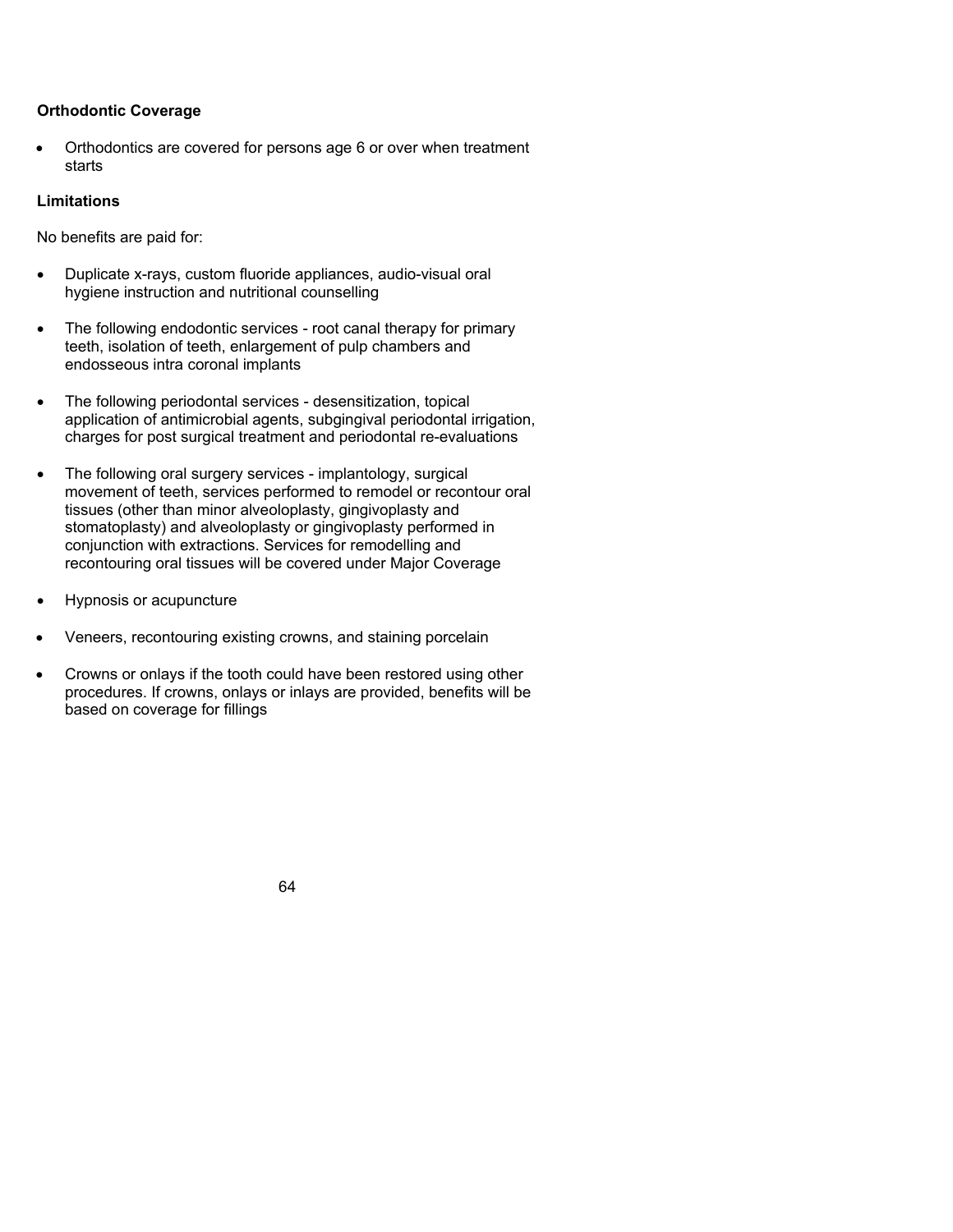**Orthodontic Coverage**

- Orthodontics are covered for persons age 6 or over when treatment starts

**Limitations**

No benefits are paid for:

- Duplicate x-rays, custom fluoride appliances, audio-visual oral hygiene instruction and nutritional counselling
- The following endodontic services - root canal therapy for primary teeth, isolation of teeth, enlargement of pulp chambers and endosseous intra coronal implants
- The following periodontal services - desensitization, topical application of antimicrobial agents, subgingival periodontal irrigation, charges for post surgical treatment and periodontal re-evaluations
- The following oral surgery services - implantology, surgical movement of teeth, services performed to remodel or recontour oral tissues (other than minor alveoloplasty, gingivoplasty and stomatoplasty) and alveoloplasty or gingivoplasty performed in conjunction with extractions. Services for remodelling and recontouring oral tissues will be covered under Major Coverage
- Hypnosis or acupuncture
- Veneers, recontouring existing crowns, and staining porcelain
- Crowns or onlays if the tooth could have been restored using other procedures. If crowns, onlays or inlays are provided, benefits will be based on coverage for fillings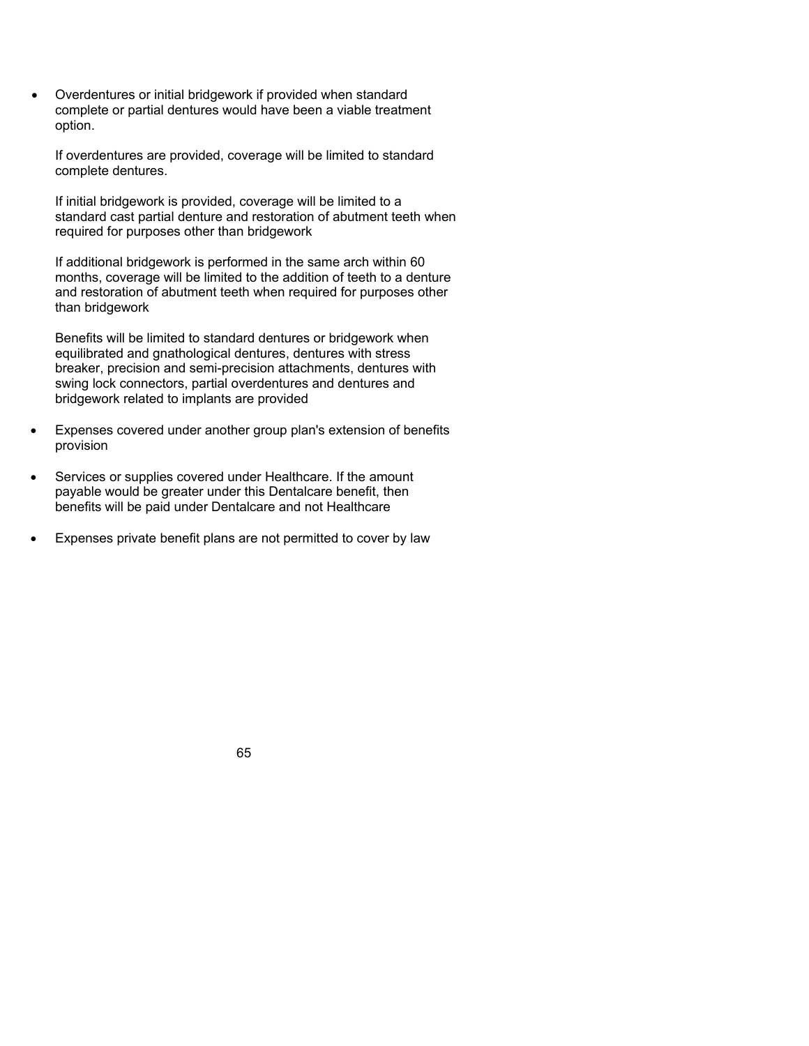- Overdentures or initial bridgework if provided when standard complete or partial dentures would have been a viable treatment option.

  If overdentures are provided, coverage will be limited to standard complete dentures.

  If initial bridgework is provided, coverage will be limited to a standard cast partial denture and restoration of abutment teeth when required for purposes other than bridgework

  If additional bridgework is performed in the same arch within 60 months, coverage will be limited to the addition of teeth to a denture and restoration of abutment teeth when required for purposes other than bridgework

  Benefits will be limited to standard dentures or bridgework when equilibrated and gnathological dentures, dentures with stress breaker, precision and semi-precision attachments, dentures with swing lock connectors, partial overdentures and dentures and bridgework related to implants are provided

- Expenses covered under another group plan's extension of benefits provision

- Services or supplies covered under Healthcare. If the amount payable would be greater under this Dentalcare benefit, then benefits will be paid under Dentalcare and not Healthcare

- Expenses private benefit plans are not permitted to cover by law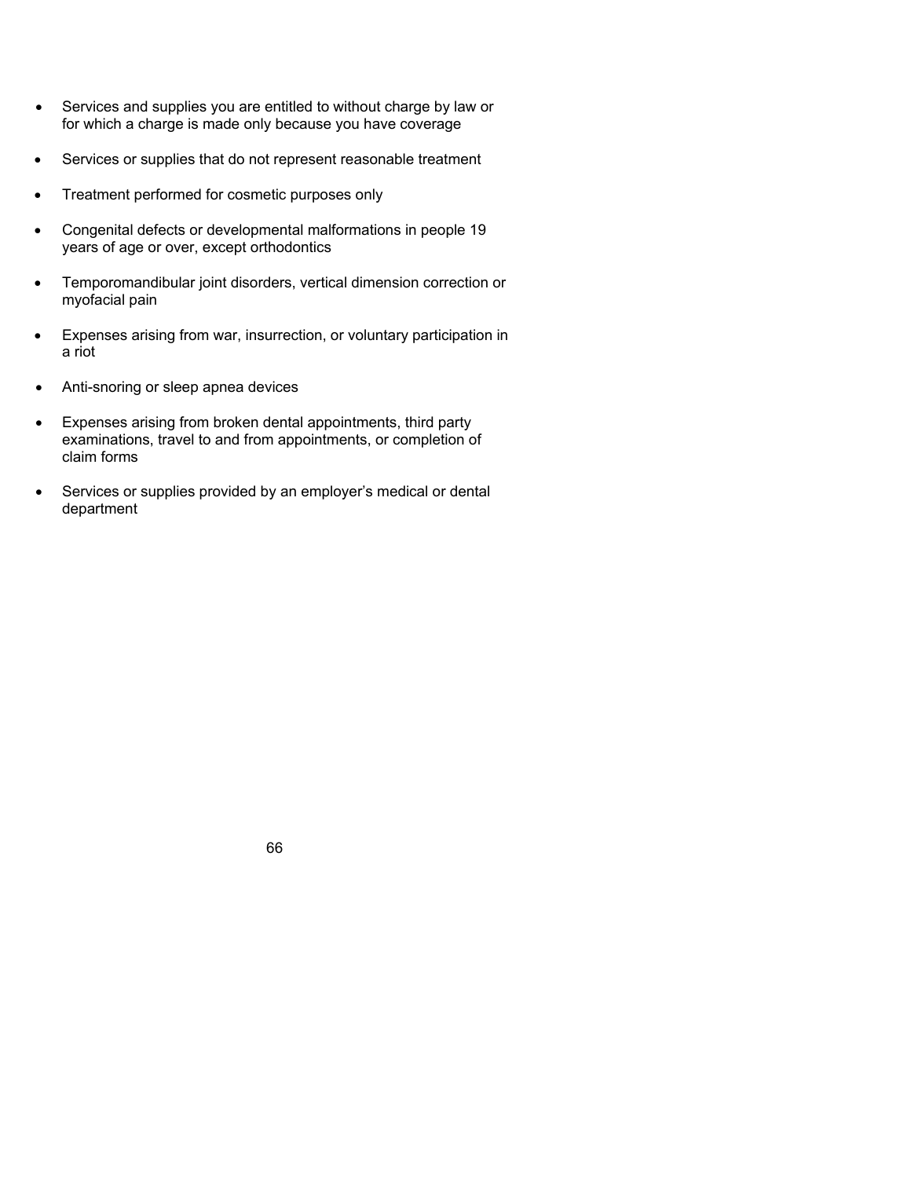- Services and supplies you are entitled to without charge by law or for which a charge is made only because you have coverage
- Services or supplies that do not represent reasonable treatment
- Treatment performed for cosmetic purposes only
- Congenital defects or developmental malformations in people 19 years of age or over, except orthodontics
- Temporomandibular joint disorders, vertical dimension correction or myofacial pain
- Expenses arising from war, insurrection, or voluntary participation in a riot
- Anti-snoring or sleep apnea devices
- Expenses arising from broken dental appointments, third party examinations, travel to and from appointments, or completion of claim forms
- Services or supplies provided by an employer's medical or dental department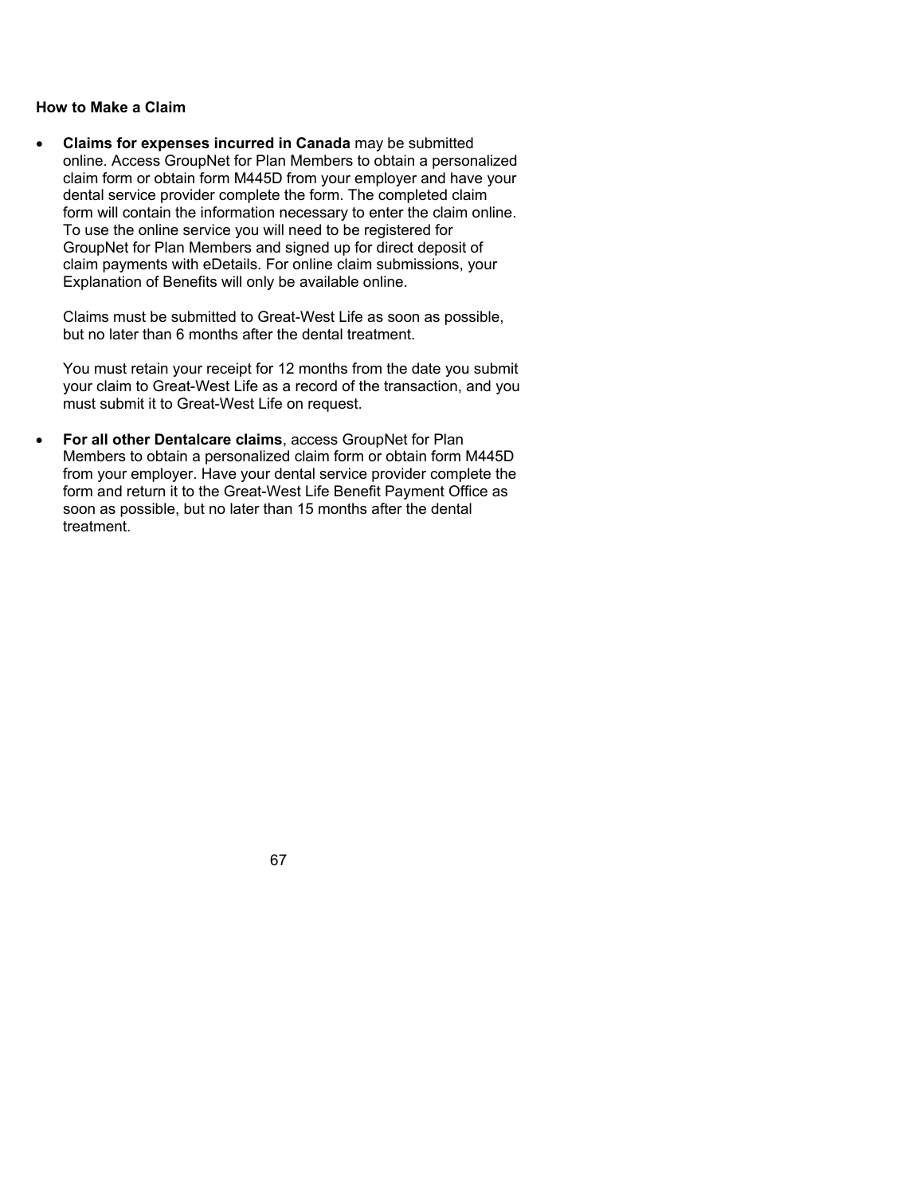**How to Make a Claim**

- **Claims for expenses incurred in Canada** may be submitted online. Access GroupNet for Plan Members to obtain a personalized claim form or obtain form M445D from your employer and have your dental service provider complete the form. The completed claim form will contain the information necessary to enter the claim online. To use the online service you will need to be registered for GroupNet for Plan Members and signed up for direct deposit of claim payments with eDetails. For online claim submissions, your Explanation of Benefits will only be available online.

  Claims must be submitted to Great-West Life as soon as possible, but no later than 6 months after the dental treatment.

  You must retain your receipt for 12 months from the date you submit your claim to Great-West Life as a record of the transaction, and you must submit it to Great-West Life on request.

- **For all other Dentalcare claims**, access GroupNet for Plan Members to obtain a personalized claim form or obtain form M445D from your employer. Have your dental service provider complete the form and return it to the Great-West Life Benefit Payment Office as soon as possible, but no later than 15 months after the dental treatment.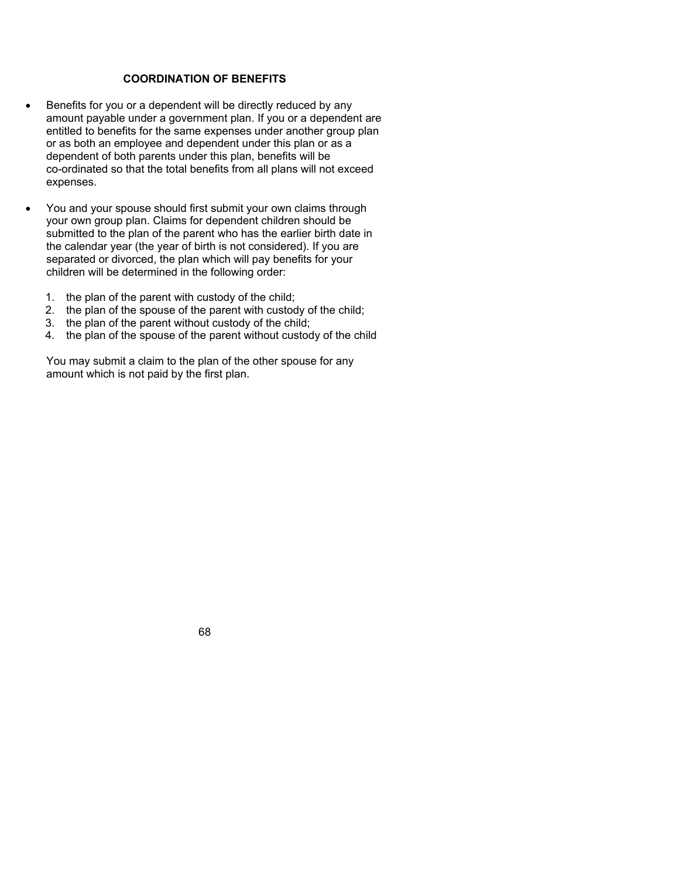## COORDINATION OF BENEFITS

- Benefits for you or a dependent will be directly reduced by any amount payable under a government plan. If you or a dependent are entitled to benefits for the same expenses under another group plan or as both an employee and dependent under this plan or as a dependent of both parents under this plan, benefits will be co-ordinated so that the total benefits from all plans will not exceed expenses.

- You and your spouse should first submit your own claims through your own group plan. Claims for dependent children should be submitted to the plan of the parent who has the earlier birth date in the calendar year (the year of birth is not considered). If you are separated or divorced, the plan which will pay benefits for your children will be determined in the following order:

  1. the plan of the parent with custody of the child;
  2. the plan of the spouse of the parent with custody of the child;
  3. the plan of the parent without custody of the child;
  4. the plan of the spouse of the parent without custody of the child

  You may submit a claim to the plan of the other spouse for any amount which is not paid by the first plan.